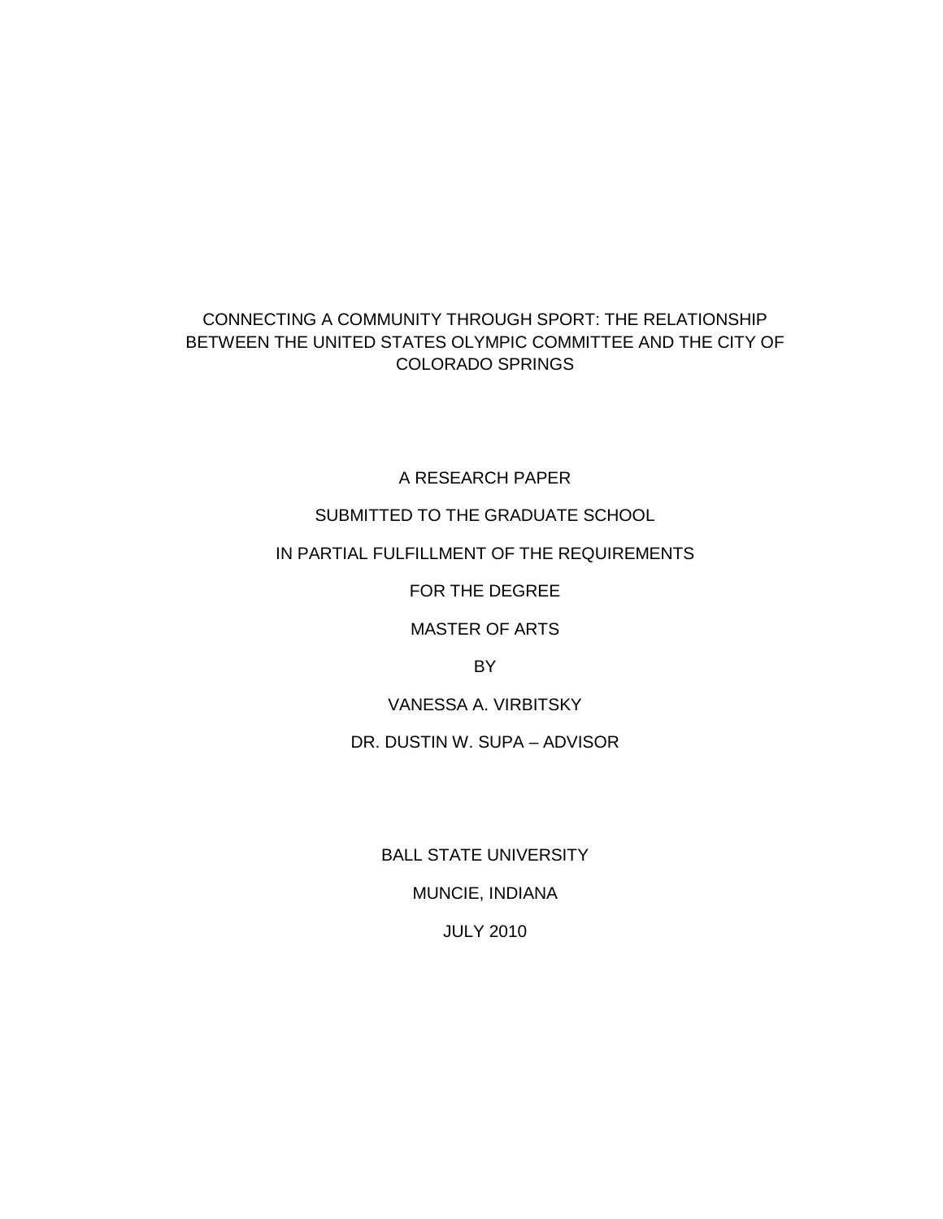# CONNECTING A COMMUNITY THROUGH SPORT: THE RELATIONSHIP BETWEEN THE UNITED STATES OLYMPIC COMMITTEE AND THE CITY OF COLORADO SPRINGS

A RESEARCH PAPER

SUBMITTED TO THE GRADUATE SCHOOL

IN PARTIAL FULFILLMENT OF THE REQUIREMENTS

FOR THE DEGREE

MASTER OF ARTS

BY

VANESSA A. VIRBITSKY

DR. DUSTIN W. SUPA – ADVISOR

BALL STATE UNIVERSITY

MUNCIE, INDIANA

JULY 2010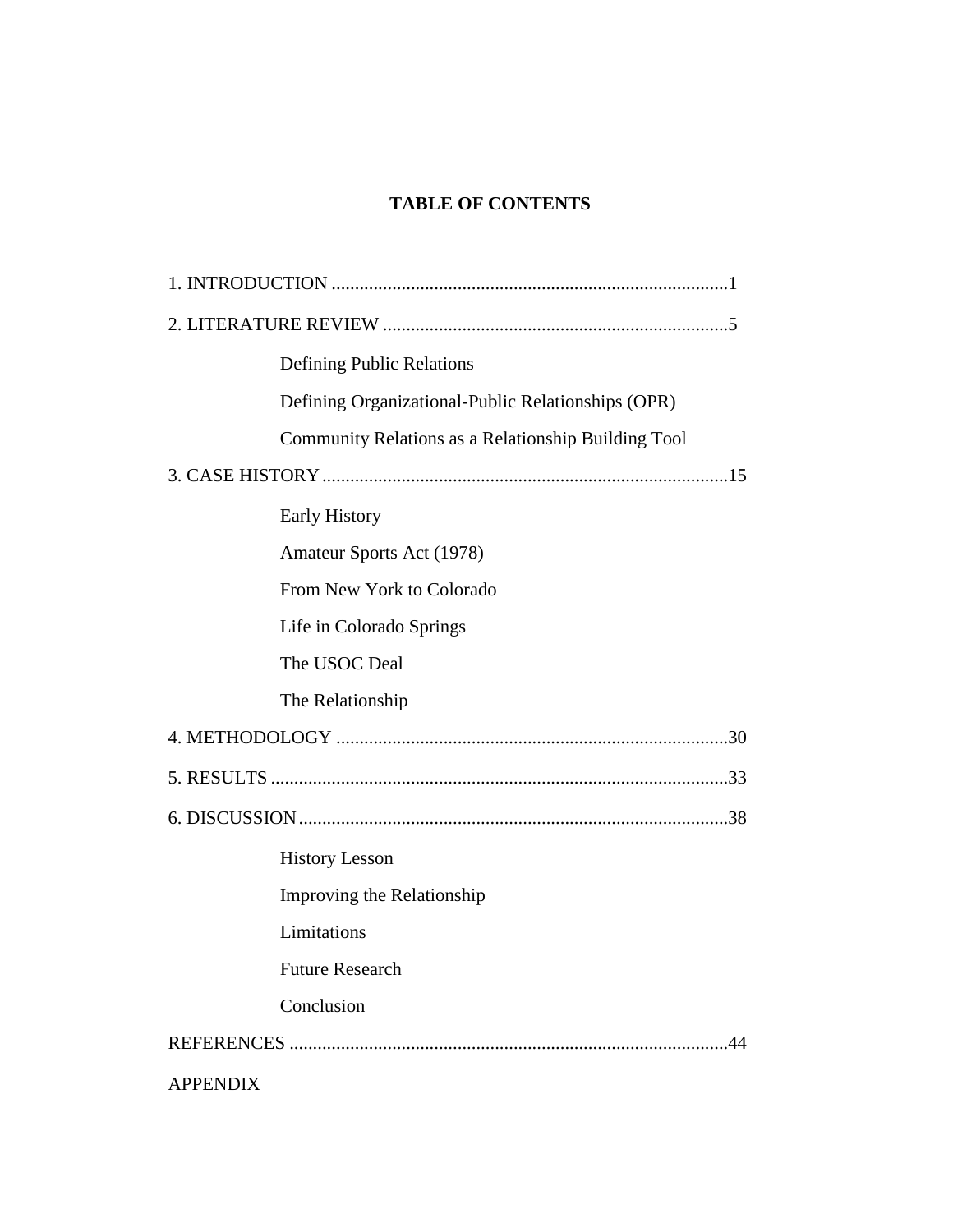# TABLE OF CONTENTS

1. INTRODUCTION .....................................................................................1

2. LITERATURE REVIEW ..........................................................................5

   - Defining Public Relations
   - Defining Organizational-Public Relationships (OPR)
   - Community Relations as a Relationship Building Tool

3. CASE HISTORY .......................................................................................15

   - Early History
   - Amateur Sports Act (1978)
   - From New York to Colorado
   - Life in Colorado Springs
   - The USOC Deal
   - The Relationship

4. METHODOLOGY ....................................................................................30

5. RESULTS ..................................................................................................33

6. DISCUSSION............................................................................................38

   - History Lesson
   - Improving the Relationship
   - Limitations
   - Future Research
   - Conclusion

REFERENCES ..............................................................................................44

APPENDIX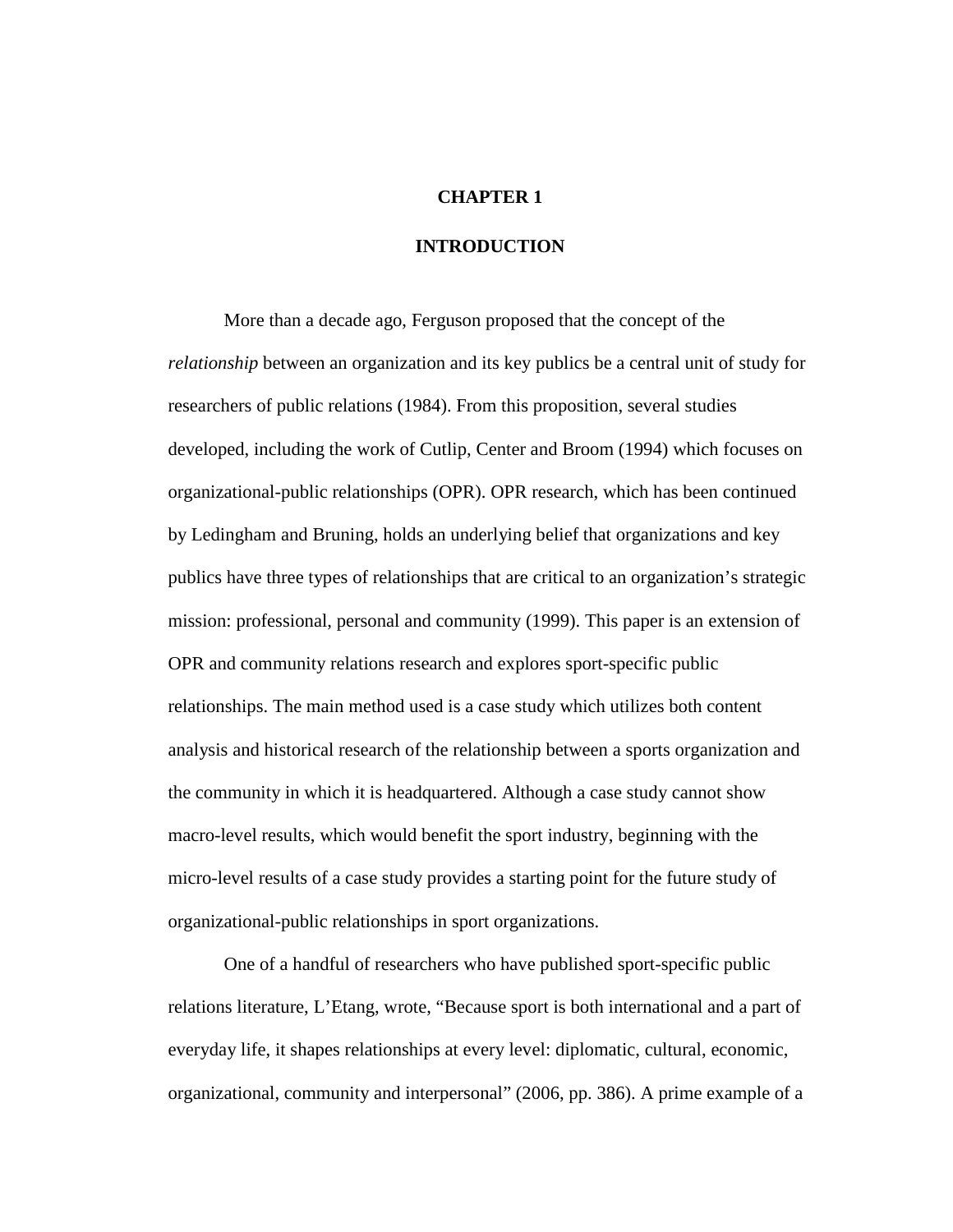# CHAPTER 1

# INTRODUCTION

More than a decade ago, Ferguson proposed that the concept of the *relationship* between an organization and its key publics be a central unit of study for researchers of public relations (1984). From this proposition, several studies developed, including the work of Cutlip, Center and Broom (1994) which focuses on organizational-public relationships (OPR). OPR research, which has been continued by Ledingham and Bruning, holds an underlying belief that organizations and key publics have three types of relationships that are critical to an organization's strategic mission: professional, personal and community (1999). This paper is an extension of OPR and community relations research and explores sport-specific public relationships. The main method used is a case study which utilizes both content analysis and historical research of the relationship between a sports organization and the community in which it is headquartered. Although a case study cannot show macro-level results, which would benefit the sport industry, beginning with the micro-level results of a case study provides a starting point for the future study of organizational-public relationships in sport organizations.

One of a handful of researchers who have published sport-specific public relations literature, L'Etang, wrote, "Because sport is both international and a part of everyday life, it shapes relationships at every level: diplomatic, cultural, economic, organizational, community and interpersonal" (2006, pp. 386). A prime example of a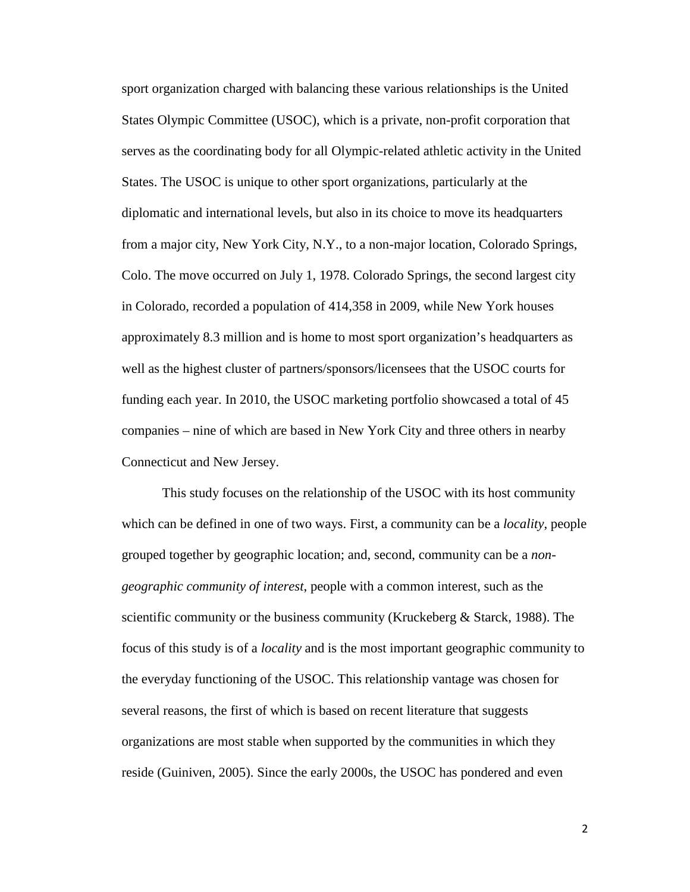sport organization charged with balancing these various relationships is the United States Olympic Committee (USOC), which is a private, non-profit corporation that serves as the coordinating body for all Olympic-related athletic activity in the United States. The USOC is unique to other sport organizations, particularly at the diplomatic and international levels, but also in its choice to move its headquarters from a major city, New York City, N.Y., to a non-major location, Colorado Springs, Colo. The move occurred on July 1, 1978. Colorado Springs, the second largest city in Colorado, recorded a population of 414,358 in 2009, while New York houses approximately 8.3 million and is home to most sport organization's headquarters as well as the highest cluster of partners/sponsors/licensees that the USOC courts for funding each year. In 2010, the USOC marketing portfolio showcased a total of 45 companies – nine of which are based in New York City and three others in nearby Connecticut and New Jersey.

This study focuses on the relationship of the USOC with its host community which can be defined in one of two ways. First, a community can be a *locality*, people grouped together by geographic location; and, second, community can be a *non-geographic community of interest*, people with a common interest, such as the scientific community or the business community (Kruckeberg & Starck, 1988). The focus of this study is of a *locality* and is the most important geographic community to the everyday functioning of the USOC. This relationship vantage was chosen for several reasons, the first of which is based on recent literature that suggests organizations are most stable when supported by the communities in which they reside (Guiniven, 2005). Since the early 2000s, the USOC has pondered and even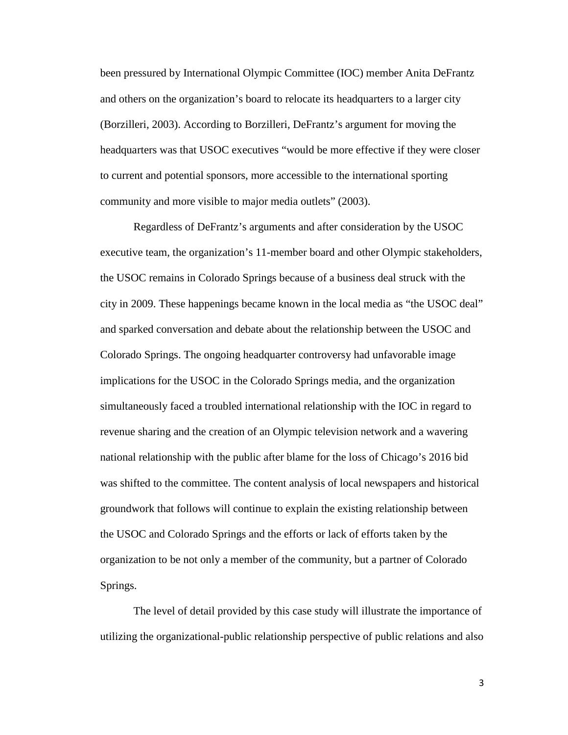been pressured by International Olympic Committee (IOC) member Anita DeFrantz and others on the organization's board to relocate its headquarters to a larger city (Borzilleri, 2003). According to Borzilleri, DeFrantz's argument for moving the headquarters was that USOC executives "would be more effective if they were closer to current and potential sponsors, more accessible to the international sporting community and more visible to major media outlets" (2003).

Regardless of DeFrantz's arguments and after consideration by the USOC executive team, the organization's 11-member board and other Olympic stakeholders, the USOC remains in Colorado Springs because of a business deal struck with the city in 2009. These happenings became known in the local media as "the USOC deal" and sparked conversation and debate about the relationship between the USOC and Colorado Springs. The ongoing headquarter controversy had unfavorable image implications for the USOC in the Colorado Springs media, and the organization simultaneously faced a troubled international relationship with the IOC in regard to revenue sharing and the creation of an Olympic television network and a wavering national relationship with the public after blame for the loss of Chicago's 2016 bid was shifted to the committee. The content analysis of local newspapers and historical groundwork that follows will continue to explain the existing relationship between the USOC and Colorado Springs and the efforts or lack of efforts taken by the organization to be not only a member of the community, but a partner of Colorado Springs.

The level of detail provided by this case study will illustrate the importance of utilizing the organizational-public relationship perspective of public relations and also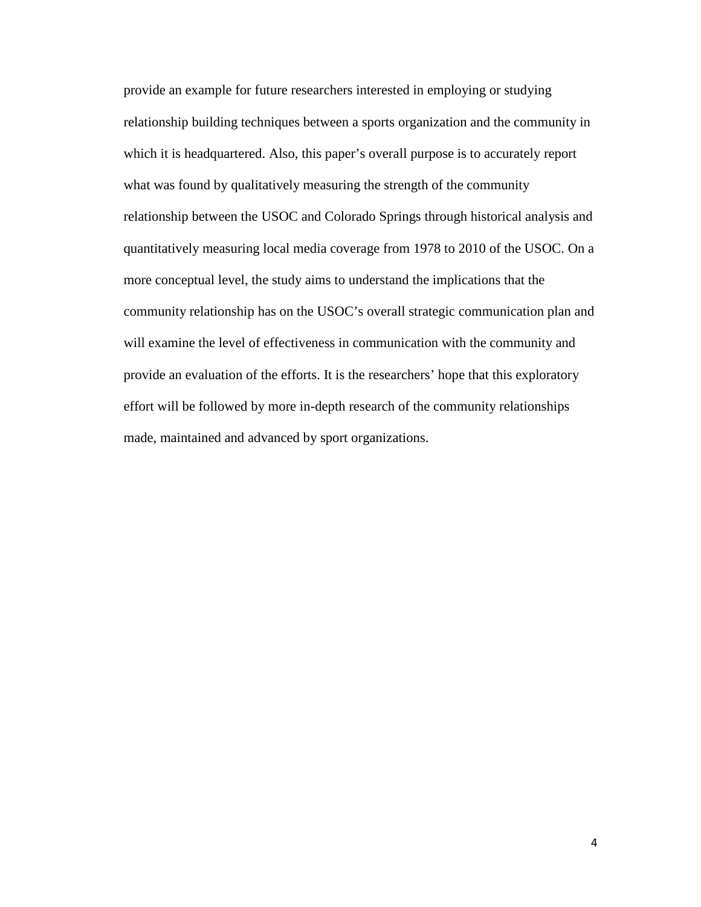provide an example for future researchers interested in employing or studying relationship building techniques between a sports organization and the community in which it is headquartered. Also, this paper's overall purpose is to accurately report what was found by qualitatively measuring the strength of the community relationship between the USOC and Colorado Springs through historical analysis and quantitatively measuring local media coverage from 1978 to 2010 of the USOC. On a more conceptual level, the study aims to understand the implications that the community relationship has on the USOC's overall strategic communication plan and will examine the level of effectiveness in communication with the community and provide an evaluation of the efforts. It is the researchers' hope that this exploratory effort will be followed by more in-depth research of the community relationships made, maintained and advanced by sport organizations.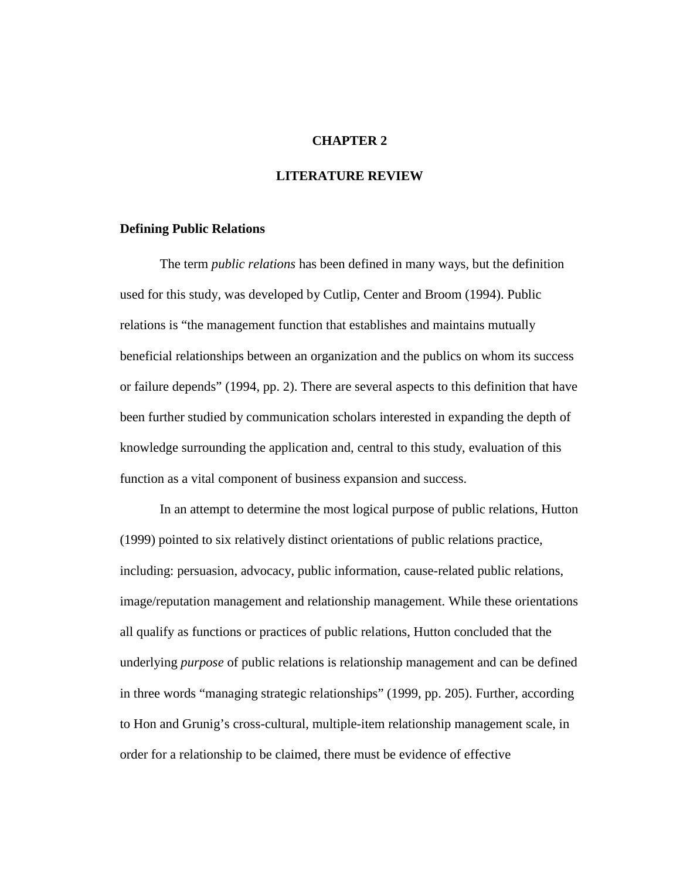# CHAPTER 2

# LITERATURE REVIEW

## Defining Public Relations

The term *public relations* has been defined in many ways, but the definition used for this study, was developed by Cutlip, Center and Broom (1994). Public relations is "the management function that establishes and maintains mutually beneficial relationships between an organization and the publics on whom its success or failure depends" (1994, pp. 2). There are several aspects to this definition that have been further studied by communication scholars interested in expanding the depth of knowledge surrounding the application and, central to this study, evaluation of this function as a vital component of business expansion and success.

In an attempt to determine the most logical purpose of public relations, Hutton (1999) pointed to six relatively distinct orientations of public relations practice, including: persuasion, advocacy, public information, cause-related public relations, image/reputation management and relationship management. While these orientations all qualify as functions or practices of public relations, Hutton concluded that the underlying *purpose* of public relations is relationship management and can be defined in three words "managing strategic relationships" (1999, pp. 205). Further, according to Hon and Grunig's cross-cultural, multiple-item relationship management scale, in order for a relationship to be claimed, there must be evidence of effective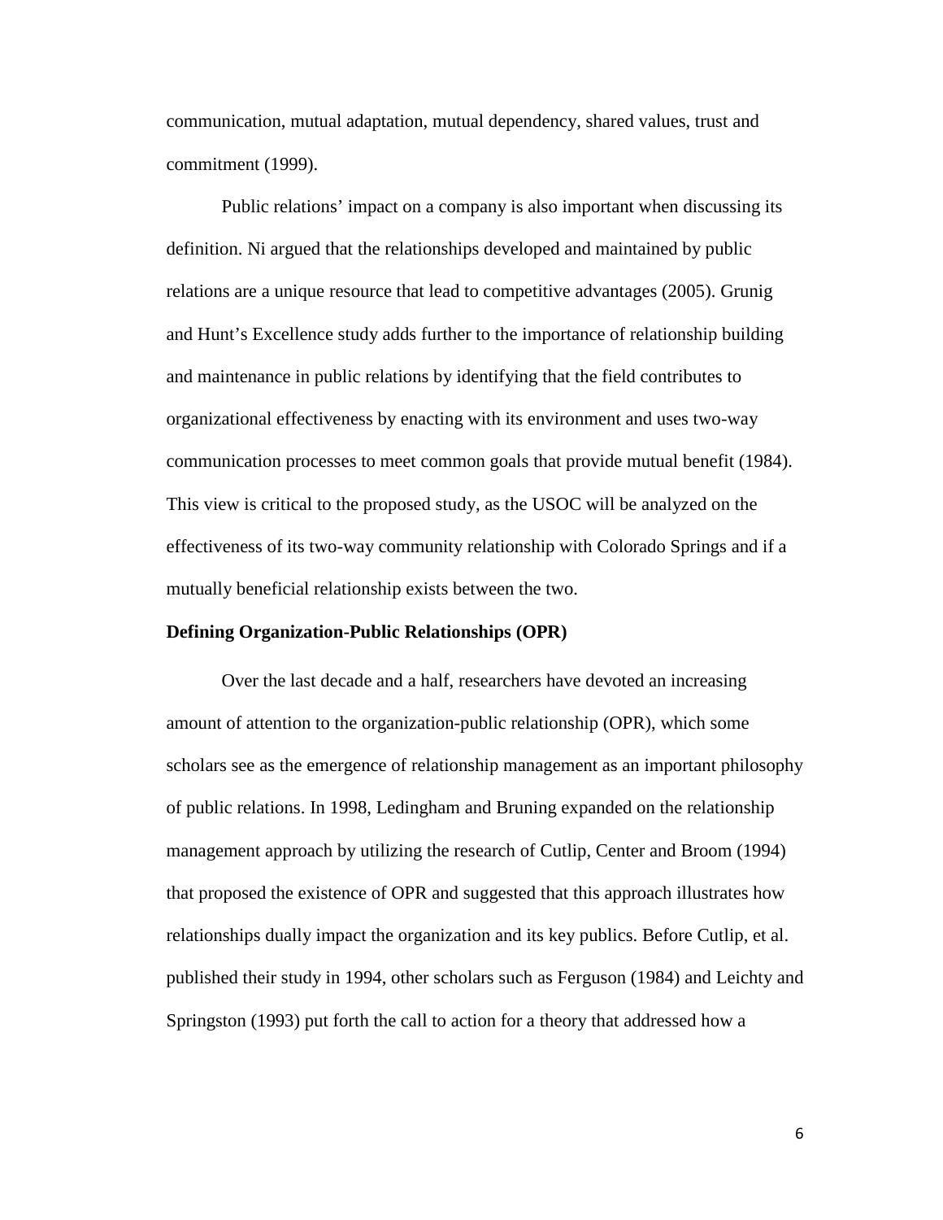communication, mutual adaptation, mutual dependency, shared values, trust and commitment (1999).

Public relations' impact on a company is also important when discussing its definition. Ni argued that the relationships developed and maintained by public relations are a unique resource that lead to competitive advantages (2005). Grunig and Hunt's Excellence study adds further to the importance of relationship building and maintenance in public relations by identifying that the field contributes to organizational effectiveness by enacting with its environment and uses two-way communication processes to meet common goals that provide mutual benefit (1984). This view is critical to the proposed study, as the USOC will be analyzed on the effectiveness of its two-way community relationship with Colorado Springs and if a mutually beneficial relationship exists between the two.

**Defining Organization-Public Relationships (OPR)**

Over the last decade and a half, researchers have devoted an increasing amount of attention to the organization-public relationship (OPR), which some scholars see as the emergence of relationship management as an important philosophy of public relations. In 1998, Ledingham and Bruning expanded on the relationship management approach by utilizing the research of Cutlip, Center and Broom (1994) that proposed the existence of OPR and suggested that this approach illustrates how relationships dually impact the organization and its key publics. Before Cutlip, et al. published their study in 1994, other scholars such as Ferguson (1984) and Leichty and Springston (1993) put forth the call to action for a theory that addressed how a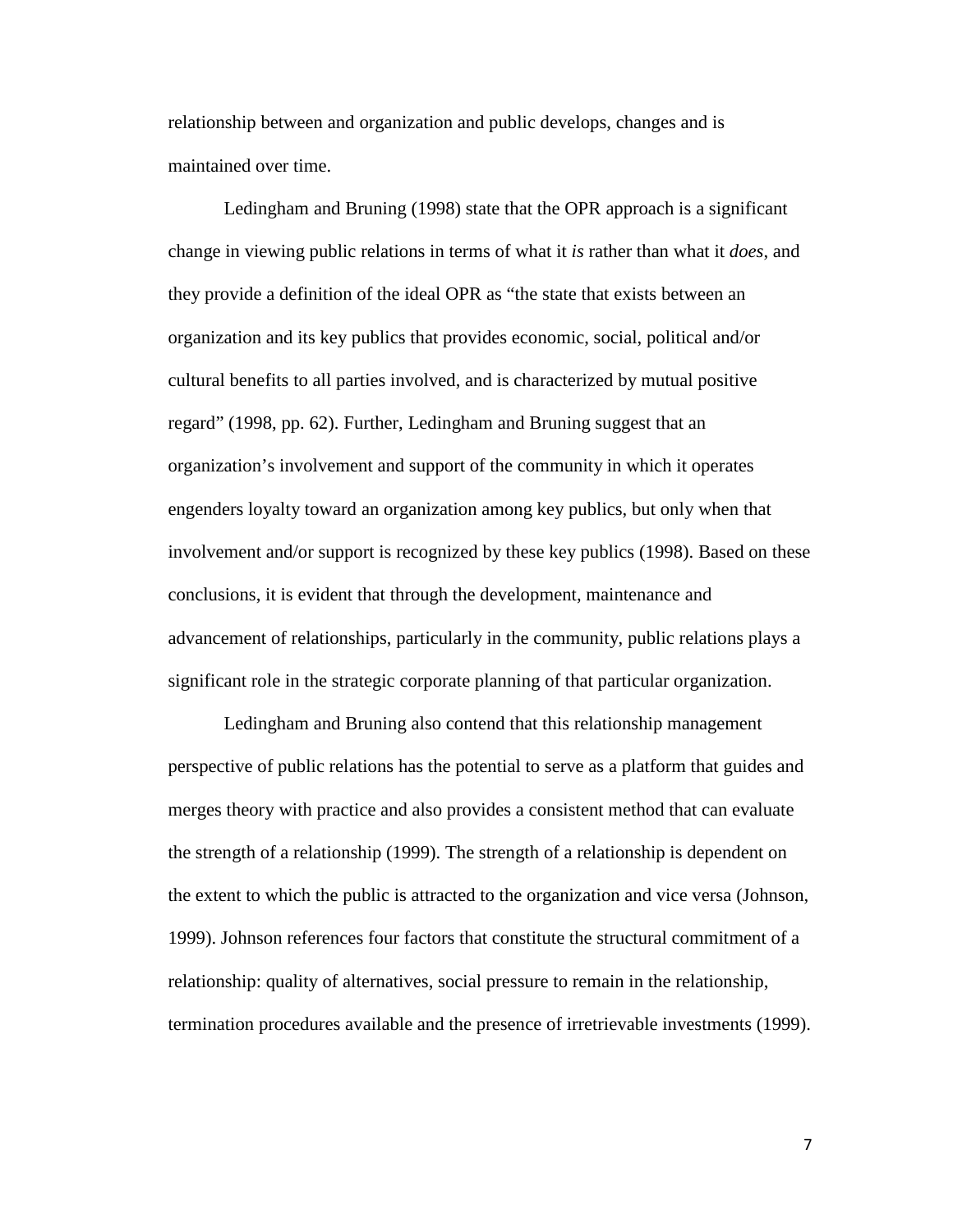relationship between and organization and public develops, changes and is maintained over time.

Ledingham and Bruning (1998) state that the OPR approach is a significant change in viewing public relations in terms of what it *is* rather than what it *does*, and they provide a definition of the ideal OPR as "the state that exists between an organization and its key publics that provides economic, social, political and/or cultural benefits to all parties involved, and is characterized by mutual positive regard" (1998, pp. 62). Further, Ledingham and Bruning suggest that an organization's involvement and support of the community in which it operates engenders loyalty toward an organization among key publics, but only when that involvement and/or support is recognized by these key publics (1998). Based on these conclusions, it is evident that through the development, maintenance and advancement of relationships, particularly in the community, public relations plays a significant role in the strategic corporate planning of that particular organization.

Ledingham and Bruning also contend that this relationship management perspective of public relations has the potential to serve as a platform that guides and merges theory with practice and also provides a consistent method that can evaluate the strength of a relationship (1999). The strength of a relationship is dependent on the extent to which the public is attracted to the organization and vice versa (Johnson, 1999). Johnson references four factors that constitute the structural commitment of a relationship: quality of alternatives, social pressure to remain in the relationship, termination procedures available and the presence of irretrievable investments (1999).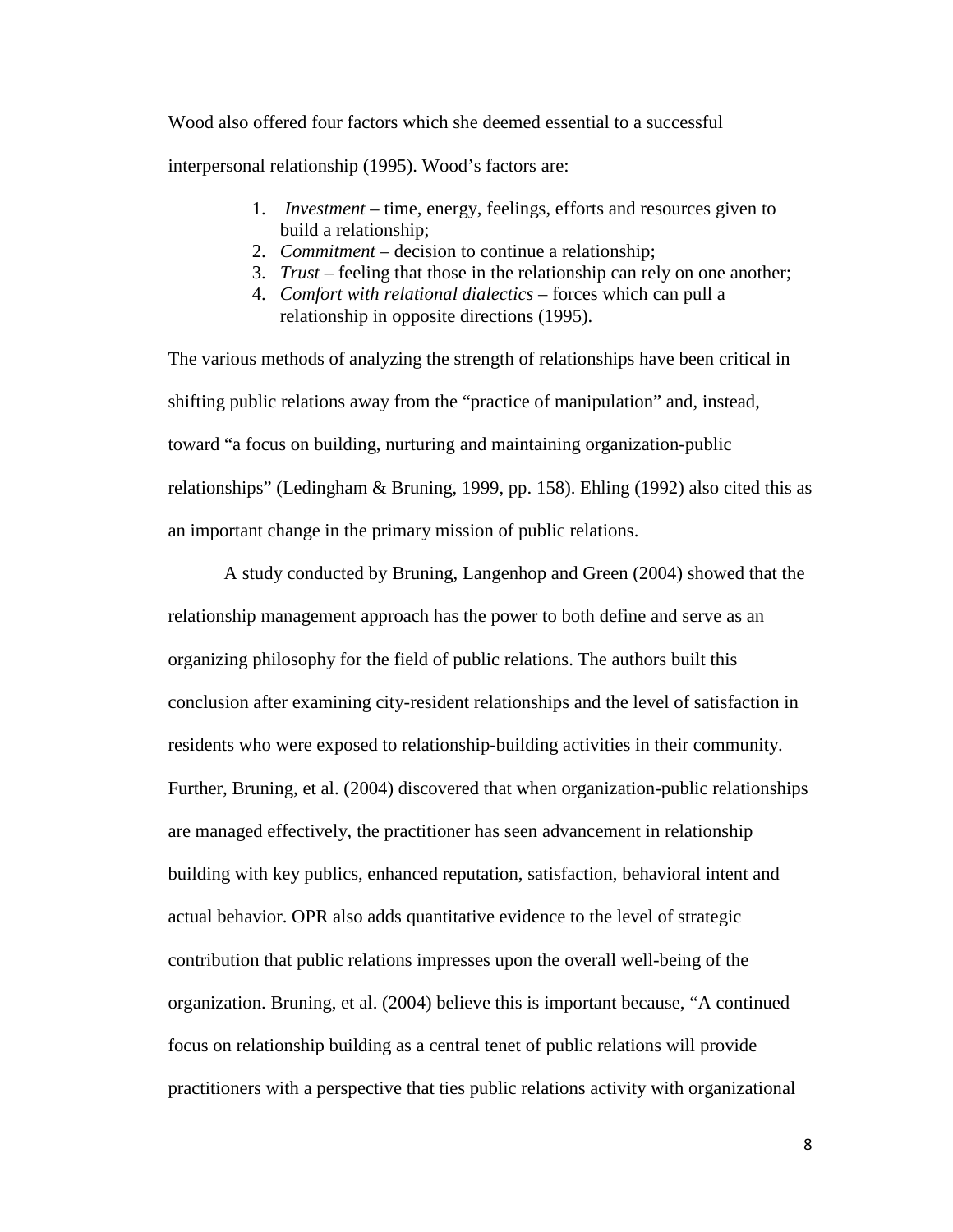Wood also offered four factors which she deemed essential to a successful interpersonal relationship (1995). Wood's factors are:

1. *Investment* – time, energy, feelings, efforts and resources given to build a relationship;
2. *Commitment* – decision to continue a relationship;
3. *Trust* – feeling that those in the relationship can rely on one another;
4. *Comfort with relational dialectics* – forces which can pull a relationship in opposite directions (1995).

The various methods of analyzing the strength of relationships have been critical in shifting public relations away from the "practice of manipulation" and, instead, toward "a focus on building, nurturing and maintaining organization-public relationships" (Ledingham & Bruning, 1999, pp. 158). Ehling (1992) also cited this as an important change in the primary mission of public relations.

A study conducted by Bruning, Langenhop and Green (2004) showed that the relationship management approach has the power to both define and serve as an organizing philosophy for the field of public relations. The authors built this conclusion after examining city-resident relationships and the level of satisfaction in residents who were exposed to relationship-building activities in their community. Further, Bruning, et al. (2004) discovered that when organization-public relationships are managed effectively, the practitioner has seen advancement in relationship building with key publics, enhanced reputation, satisfaction, behavioral intent and actual behavior. OPR also adds quantitative evidence to the level of strategic contribution that public relations impresses upon the overall well-being of the organization. Bruning, et al. (2004) believe this is important because, "A continued focus on relationship building as a central tenet of public relations will provide practitioners with a perspective that ties public relations activity with organizational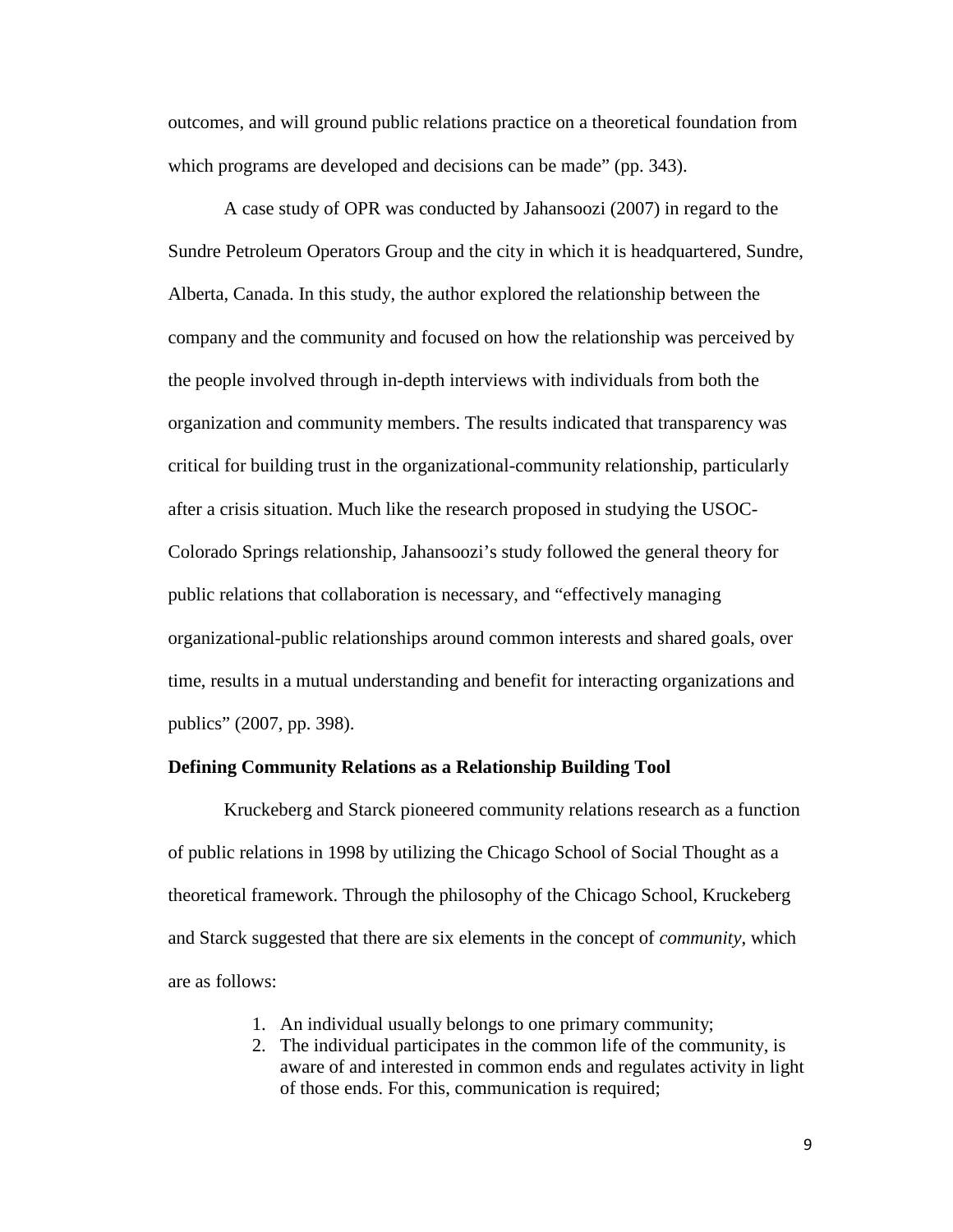outcomes, and will ground public relations practice on a theoretical foundation from which programs are developed and decisions can be made" (pp. 343).

A case study of OPR was conducted by Jahansoozi (2007) in regard to the Sundre Petroleum Operators Group and the city in which it is headquartered, Sundre, Alberta, Canada. In this study, the author explored the relationship between the company and the community and focused on how the relationship was perceived by the people involved through in-depth interviews with individuals from both the organization and community members. The results indicated that transparency was critical for building trust in the organizational-community relationship, particularly after a crisis situation. Much like the research proposed in studying the USOC-Colorado Springs relationship, Jahansoozi's study followed the general theory for public relations that collaboration is necessary, and "effectively managing organizational-public relationships around common interests and shared goals, over time, results in a mutual understanding and benefit for interacting organizations and publics" (2007, pp. 398).

**Defining Community Relations as a Relationship Building Tool**

Kruckeberg and Starck pioneered community relations research as a function of public relations in 1998 by utilizing the Chicago School of Social Thought as a theoretical framework. Through the philosophy of the Chicago School, Kruckeberg and Starck suggested that there are six elements in the concept of *community*, which are as follows:

1. An individual usually belongs to one primary community;
2. The individual participates in the common life of the community, is aware of and interested in common ends and regulates activity in light of those ends. For this, communication is required;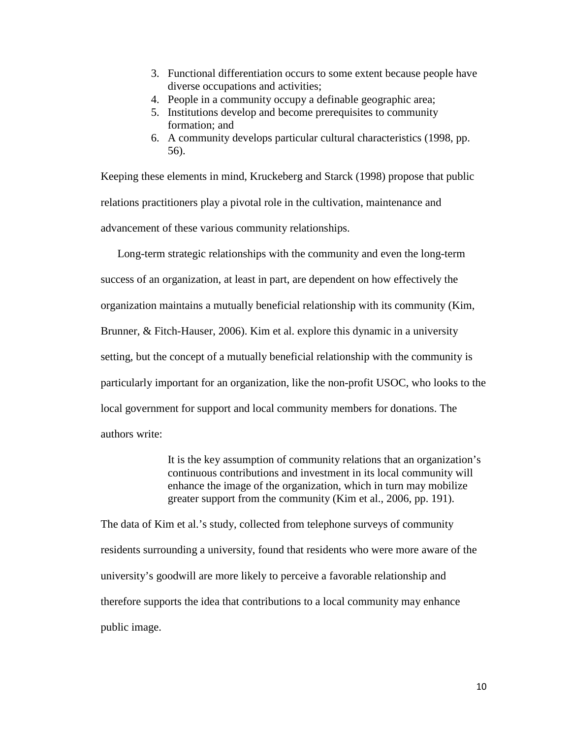3. Functional differentiation occurs to some extent because people have diverse occupations and activities;
4. People in a community occupy a definable geographic area;
5. Institutions develop and become prerequisites to community formation; and
6. A community develops particular cultural characteristics (1998, pp. 56).

Keeping these elements in mind, Kruckeberg and Starck (1998) propose that public relations practitioners play a pivotal role in the cultivation, maintenance and advancement of these various community relationships.

Long-term strategic relationships with the community and even the long-term success of an organization, at least in part, are dependent on how effectively the organization maintains a mutually beneficial relationship with its community (Kim, Brunner, & Fitch-Hauser, 2006). Kim et al. explore this dynamic in a university setting, but the concept of a mutually beneficial relationship with the community is particularly important for an organization, like the non-profit USOC, who looks to the local government for support and local community members for donations. The authors write:

> It is the key assumption of community relations that an organization's continuous contributions and investment in its local community will enhance the image of the organization, which in turn may mobilize greater support from the community (Kim et al., 2006, pp. 191).

The data of Kim et al.'s study, collected from telephone surveys of community residents surrounding a university, found that residents who were more aware of the university's goodwill are more likely to perceive a favorable relationship and therefore supports the idea that contributions to a local community may enhance public image.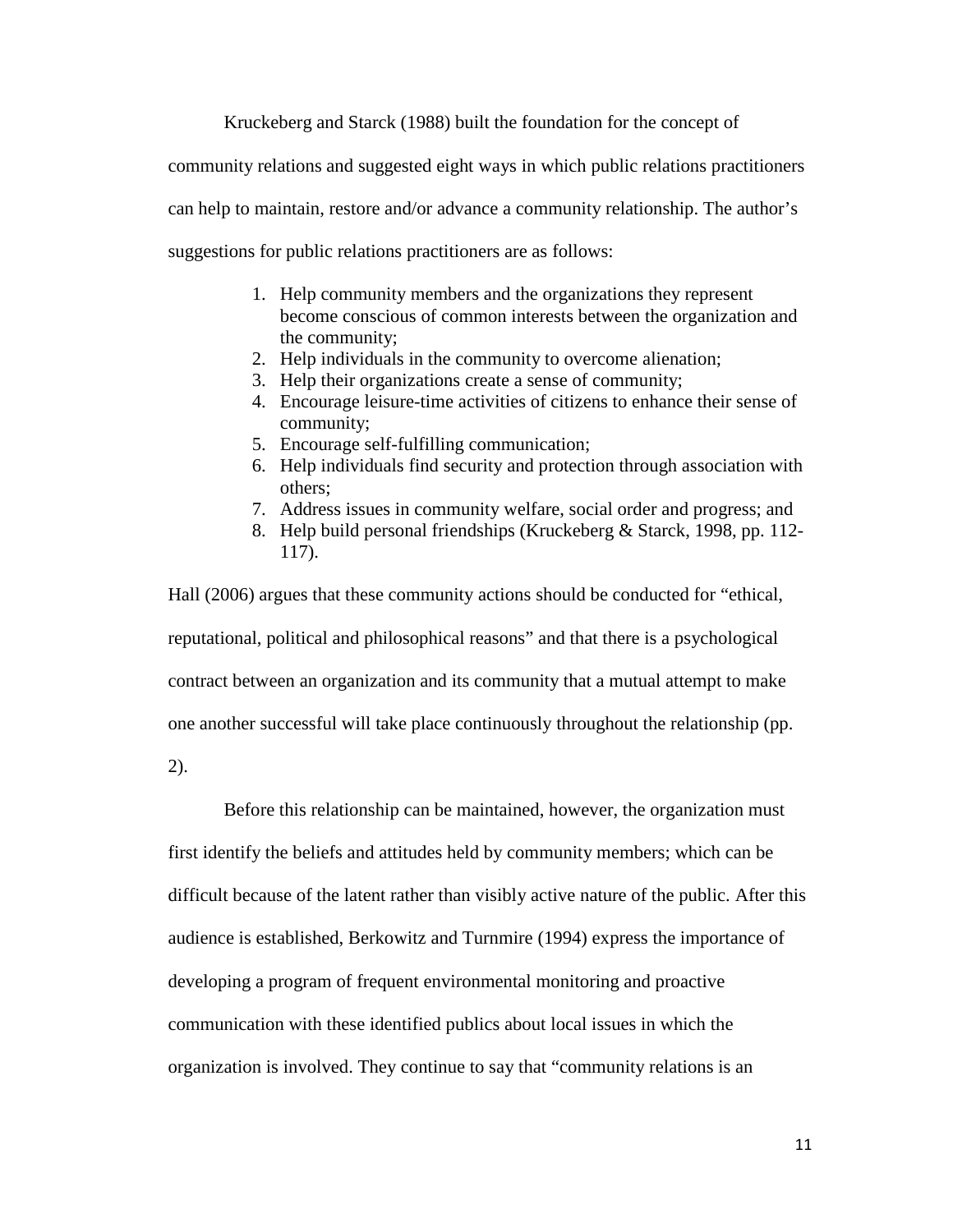Kruckeberg and Starck (1988) built the foundation for the concept of community relations and suggested eight ways in which public relations practitioners can help to maintain, restore and/or advance a community relationship. The author's suggestions for public relations practitioners are as follows:

1. Help community members and the organizations they represent become conscious of common interests between the organization and the community;
2. Help individuals in the community to overcome alienation;
3. Help their organizations create a sense of community;
4. Encourage leisure-time activities of citizens to enhance their sense of community;
5. Encourage self-fulfilling communication;
6. Help individuals find security and protection through association with others;
7. Address issues in community welfare, social order and progress; and
8. Help build personal friendships (Kruckeberg & Starck, 1998, pp. 112-117).

Hall (2006) argues that these community actions should be conducted for "ethical, reputational, political and philosophical reasons" and that there is a psychological contract between an organization and its community that a mutual attempt to make one another successful will take place continuously throughout the relationship (pp. 2).

Before this relationship can be maintained, however, the organization must first identify the beliefs and attitudes held by community members; which can be difficult because of the latent rather than visibly active nature of the public. After this audience is established, Berkowitz and Turnmire (1994) express the importance of developing a program of frequent environmental monitoring and proactive communication with these identified publics about local issues in which the organization is involved. They continue to say that "community relations is an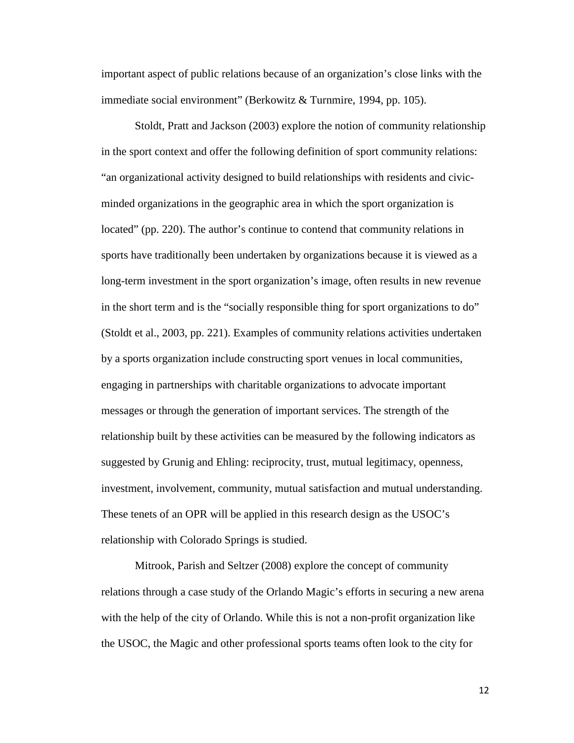important aspect of public relations because of an organization's close links with the immediate social environment" (Berkowitz & Turnmire, 1994, pp. 105).

Stoldt, Pratt and Jackson (2003) explore the notion of community relationship in the sport context and offer the following definition of sport community relations: "an organizational activity designed to build relationships with residents and civic-minded organizations in the geographic area in which the sport organization is located" (pp. 220). The author's continue to contend that community relations in sports have traditionally been undertaken by organizations because it is viewed as a long-term investment in the sport organization's image, often results in new revenue in the short term and is the "socially responsible thing for sport organizations to do" (Stoldt et al., 2003, pp. 221). Examples of community relations activities undertaken by a sports organization include constructing sport venues in local communities, engaging in partnerships with charitable organizations to advocate important messages or through the generation of important services. The strength of the relationship built by these activities can be measured by the following indicators as suggested by Grunig and Ehling: reciprocity, trust, mutual legitimacy, openness, investment, involvement, community, mutual satisfaction and mutual understanding. These tenets of an OPR will be applied in this research design as the USOC's relationship with Colorado Springs is studied.

Mitrook, Parish and Seltzer (2008) explore the concept of community relations through a case study of the Orlando Magic's efforts in securing a new arena with the help of the city of Orlando. While this is not a non-profit organization like the USOC, the Magic and other professional sports teams often look to the city for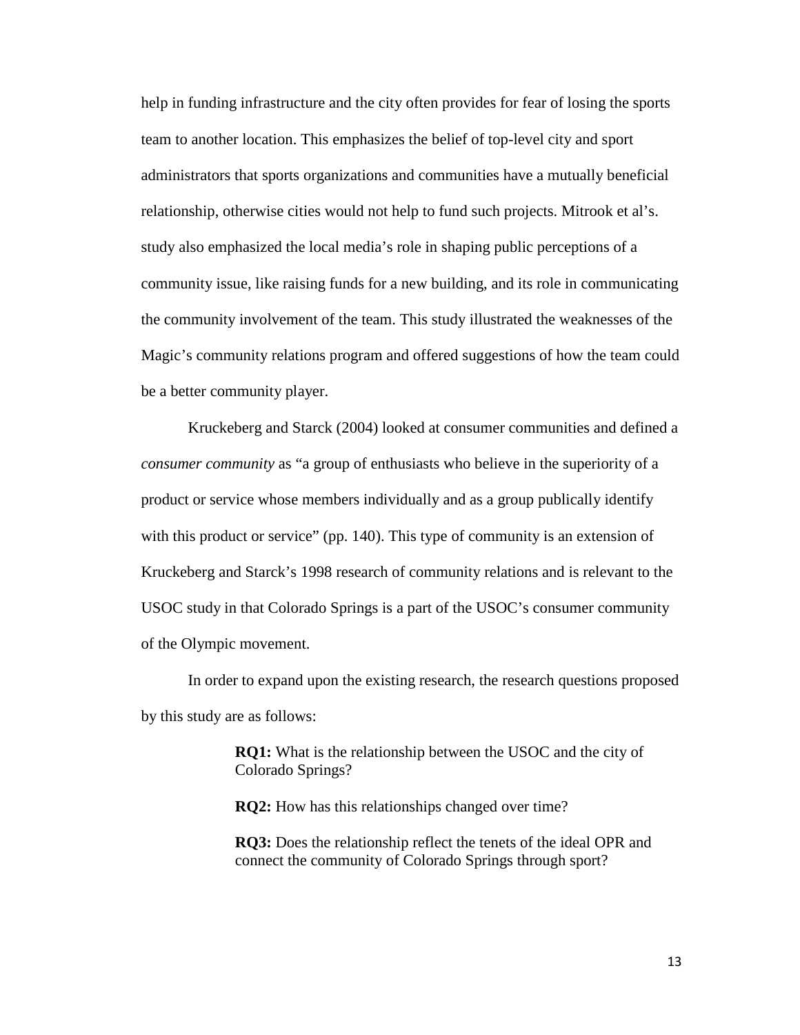help in funding infrastructure and the city often provides for fear of losing the sports team to another location. This emphasizes the belief of top-level city and sport administrators that sports organizations and communities have a mutually beneficial relationship, otherwise cities would not help to fund such projects. Mitrook et al's. study also emphasized the local media's role in shaping public perceptions of a community issue, like raising funds for a new building, and its role in communicating the community involvement of the team. This study illustrated the weaknesses of the Magic's community relations program and offered suggestions of how the team could be a better community player.

Kruckeberg and Starck (2004) looked at consumer communities and defined a *consumer community* as "a group of enthusiasts who believe in the superiority of a product or service whose members individually and as a group publically identify with this product or service" (pp. 140). This type of community is an extension of Kruckeberg and Starck's 1998 research of community relations and is relevant to the USOC study in that Colorado Springs is a part of the USOC's consumer community of the Olympic movement.

In order to expand upon the existing research, the research questions proposed by this study are as follows:

> **RQ1:** What is the relationship between the USOC and the city of Colorado Springs?
>
> **RQ2:** How has this relationships changed over time?
>
> **RQ3:** Does the relationship reflect the tenets of the ideal OPR and connect the community of Colorado Springs through sport?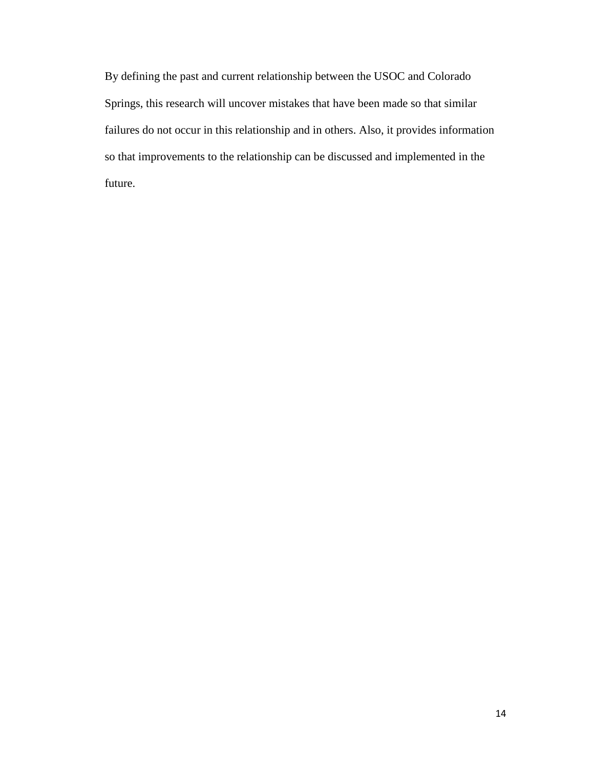By defining the past and current relationship between the USOC and Colorado Springs, this research will uncover mistakes that have been made so that similar failures do not occur in this relationship and in others. Also, it provides information so that improvements to the relationship can be discussed and implemented in the future.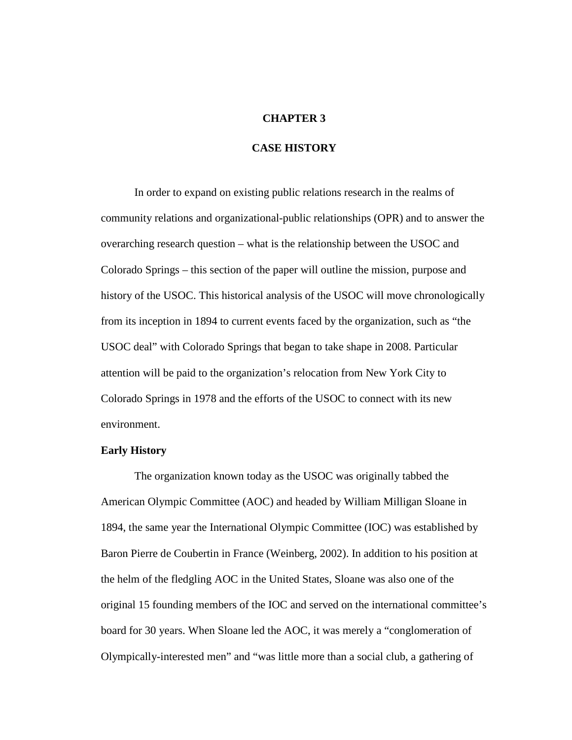# CHAPTER 3

# CASE HISTORY

In order to expand on existing public relations research in the realms of community relations and organizational-public relationships (OPR) and to answer the overarching research question – what is the relationship between the USOC and Colorado Springs – this section of the paper will outline the mission, purpose and history of the USOC. This historical analysis of the USOC will move chronologically from its inception in 1894 to current events faced by the organization, such as "the USOC deal" with Colorado Springs that began to take shape in 2008. Particular attention will be paid to the organization's relocation from New York City to Colorado Springs in 1978 and the efforts of the USOC to connect with its new environment.

## Early History

The organization known today as the USOC was originally tabbed the American Olympic Committee (AOC) and headed by William Milligan Sloane in 1894, the same year the International Olympic Committee (IOC) was established by Baron Pierre de Coubertin in France (Weinberg, 2002). In addition to his position at the helm of the fledgling AOC in the United States, Sloane was also one of the original 15 founding members of the IOC and served on the international committee's board for 30 years. When Sloane led the AOC, it was merely a "conglomeration of Olympically-interested men" and "was little more than a social club, a gathering of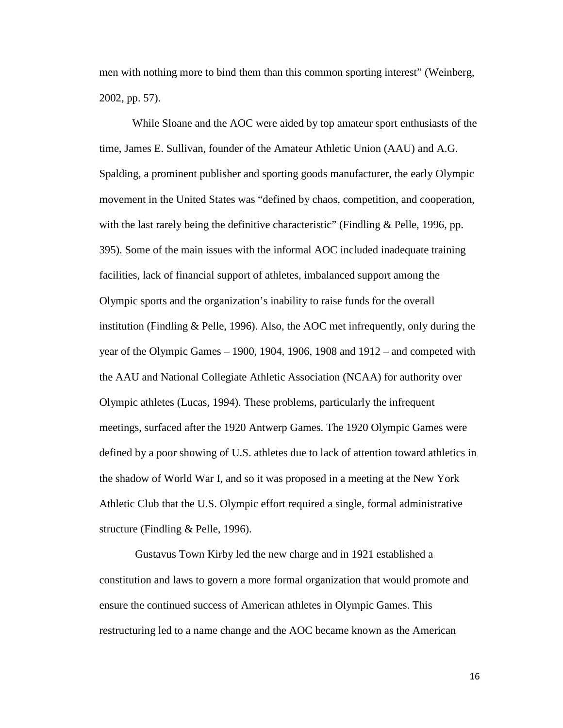men with nothing more to bind them than this common sporting interest" (Weinberg, 2002, pp. 57).

While Sloane and the AOC were aided by top amateur sport enthusiasts of the time, James E. Sullivan, founder of the Amateur Athletic Union (AAU) and A.G. Spalding, a prominent publisher and sporting goods manufacturer, the early Olympic movement in the United States was "defined by chaos, competition, and cooperation, with the last rarely being the definitive characteristic" (Findling & Pelle, 1996, pp. 395). Some of the main issues with the informal AOC included inadequate training facilities, lack of financial support of athletes, imbalanced support among the Olympic sports and the organization's inability to raise funds for the overall institution (Findling & Pelle, 1996). Also, the AOC met infrequently, only during the year of the Olympic Games – 1900, 1904, 1906, 1908 and 1912 – and competed with the AAU and National Collegiate Athletic Association (NCAA) for authority over Olympic athletes (Lucas, 1994). These problems, particularly the infrequent meetings, surfaced after the 1920 Antwerp Games. The 1920 Olympic Games were defined by a poor showing of U.S. athletes due to lack of attention toward athletics in the shadow of World War I, and so it was proposed in a meeting at the New York Athletic Club that the U.S. Olympic effort required a single, formal administrative structure (Findling & Pelle, 1996).

Gustavus Town Kirby led the new charge and in 1921 established a constitution and laws to govern a more formal organization that would promote and ensure the continued success of American athletes in Olympic Games. This restructuring led to a name change and the AOC became known as the American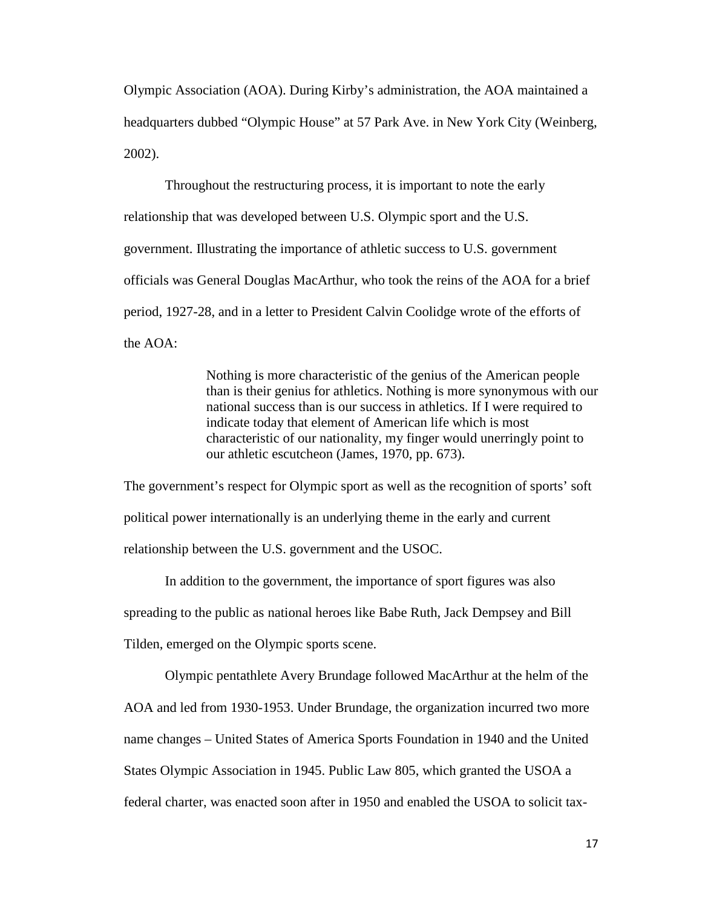Olympic Association (AOA). During Kirby's administration, the AOA maintained a headquarters dubbed "Olympic House" at 57 Park Ave. in New York City (Weinberg, 2002).

Throughout the restructuring process, it is important to note the early relationship that was developed between U.S. Olympic sport and the U.S. government. Illustrating the importance of athletic success to U.S. government officials was General Douglas MacArthur, who took the reins of the AOA for a brief period, 1927-28, and in a letter to President Calvin Coolidge wrote of the efforts of the AOA:

> Nothing is more characteristic of the genius of the American people than is their genius for athletics. Nothing is more synonymous with our national success than is our success in athletics. If I were required to indicate today that element of American life which is most characteristic of our nationality, my finger would unerringly point to our athletic escutcheon (James, 1970, pp. 673).

The government's respect for Olympic sport as well as the recognition of sports' soft political power internationally is an underlying theme in the early and current relationship between the U.S. government and the USOC.

In addition to the government, the importance of sport figures was also spreading to the public as national heroes like Babe Ruth, Jack Dempsey and Bill Tilden, emerged on the Olympic sports scene.

Olympic pentathlete Avery Brundage followed MacArthur at the helm of the AOA and led from 1930-1953. Under Brundage, the organization incurred two more name changes – United States of America Sports Foundation in 1940 and the United States Olympic Association in 1945. Public Law 805, which granted the USOA a federal charter, was enacted soon after in 1950 and enabled the USOA to solicit tax-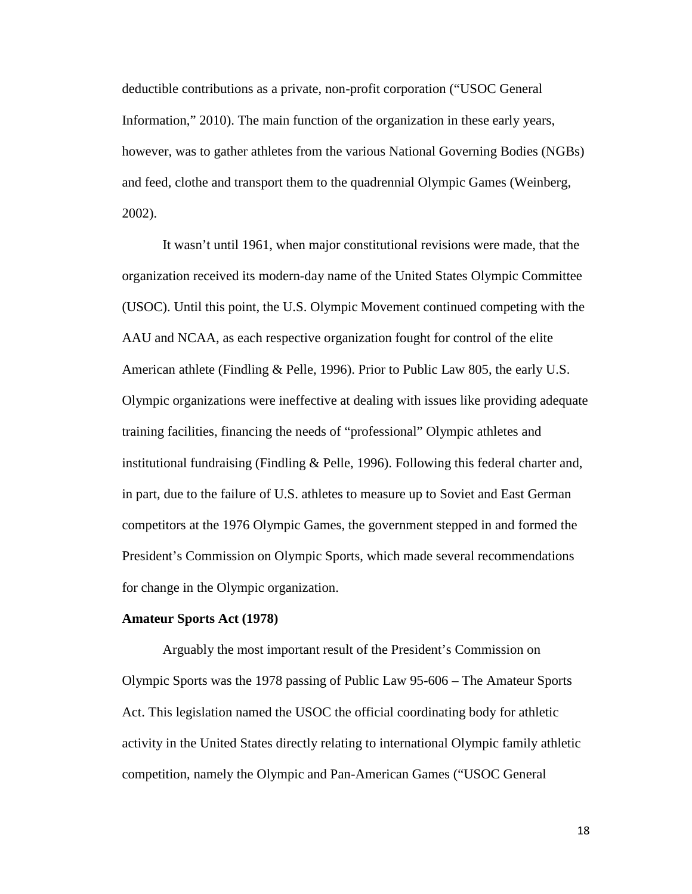deductible contributions as a private, non-profit corporation ("USOC General Information," 2010). The main function of the organization in these early years, however, was to gather athletes from the various National Governing Bodies (NGBs) and feed, clothe and transport them to the quadrennial Olympic Games (Weinberg, 2002).

It wasn't until 1961, when major constitutional revisions were made, that the organization received its modern-day name of the United States Olympic Committee (USOC). Until this point, the U.S. Olympic Movement continued competing with the AAU and NCAA, as each respective organization fought for control of the elite American athlete (Findling & Pelle, 1996). Prior to Public Law 805, the early U.S. Olympic organizations were ineffective at dealing with issues like providing adequate training facilities, financing the needs of "professional" Olympic athletes and institutional fundraising (Findling & Pelle, 1996). Following this federal charter and, in part, due to the failure of U.S. athletes to measure up to Soviet and East German competitors at the 1976 Olympic Games, the government stepped in and formed the President's Commission on Olympic Sports, which made several recommendations for change in the Olympic organization.

**Amateur Sports Act (1978)**

Arguably the most important result of the President's Commission on Olympic Sports was the 1978 passing of Public Law 95-606 – The Amateur Sports Act. This legislation named the USOC the official coordinating body for athletic activity in the United States directly relating to international Olympic family athletic competition, namely the Olympic and Pan-American Games ("USOC General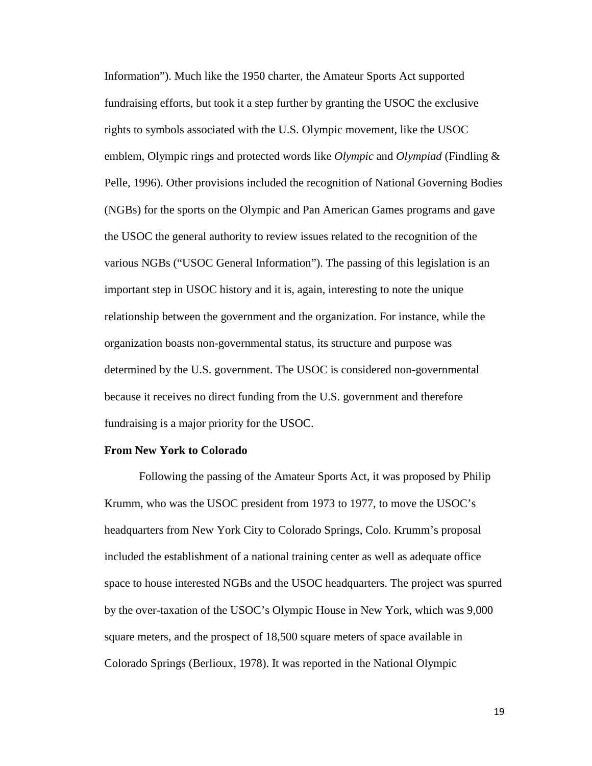Information"). Much like the 1950 charter, the Amateur Sports Act supported fundraising efforts, but took it a step further by granting the USOC the exclusive rights to symbols associated with the U.S. Olympic movement, like the USOC emblem, Olympic rings and protected words like *Olympic* and *Olympiad* (Findling & Pelle, 1996). Other provisions included the recognition of National Governing Bodies (NGBs) for the sports on the Olympic and Pan American Games programs and gave the USOC the general authority to review issues related to the recognition of the various NGBs ("USOC General Information"). The passing of this legislation is an important step in USOC history and it is, again, interesting to note the unique relationship between the government and the organization. For instance, while the organization boasts non-governmental status, its structure and purpose was determined by the U.S. government. The USOC is considered non-governmental because it receives no direct funding from the U.S. government and therefore fundraising is a major priority for the USOC.

**From New York to Colorado**

Following the passing of the Amateur Sports Act, it was proposed by Philip Krumm, who was the USOC president from 1973 to 1977, to move the USOC's headquarters from New York City to Colorado Springs, Colo. Krumm's proposal included the establishment of a national training center as well as adequate office space to house interested NGBs and the USOC headquarters. The project was spurred by the over-taxation of the USOC's Olympic House in New York, which was 9,000 square meters, and the prospect of 18,500 square meters of space available in Colorado Springs (Berlioux, 1978). It was reported in the National Olympic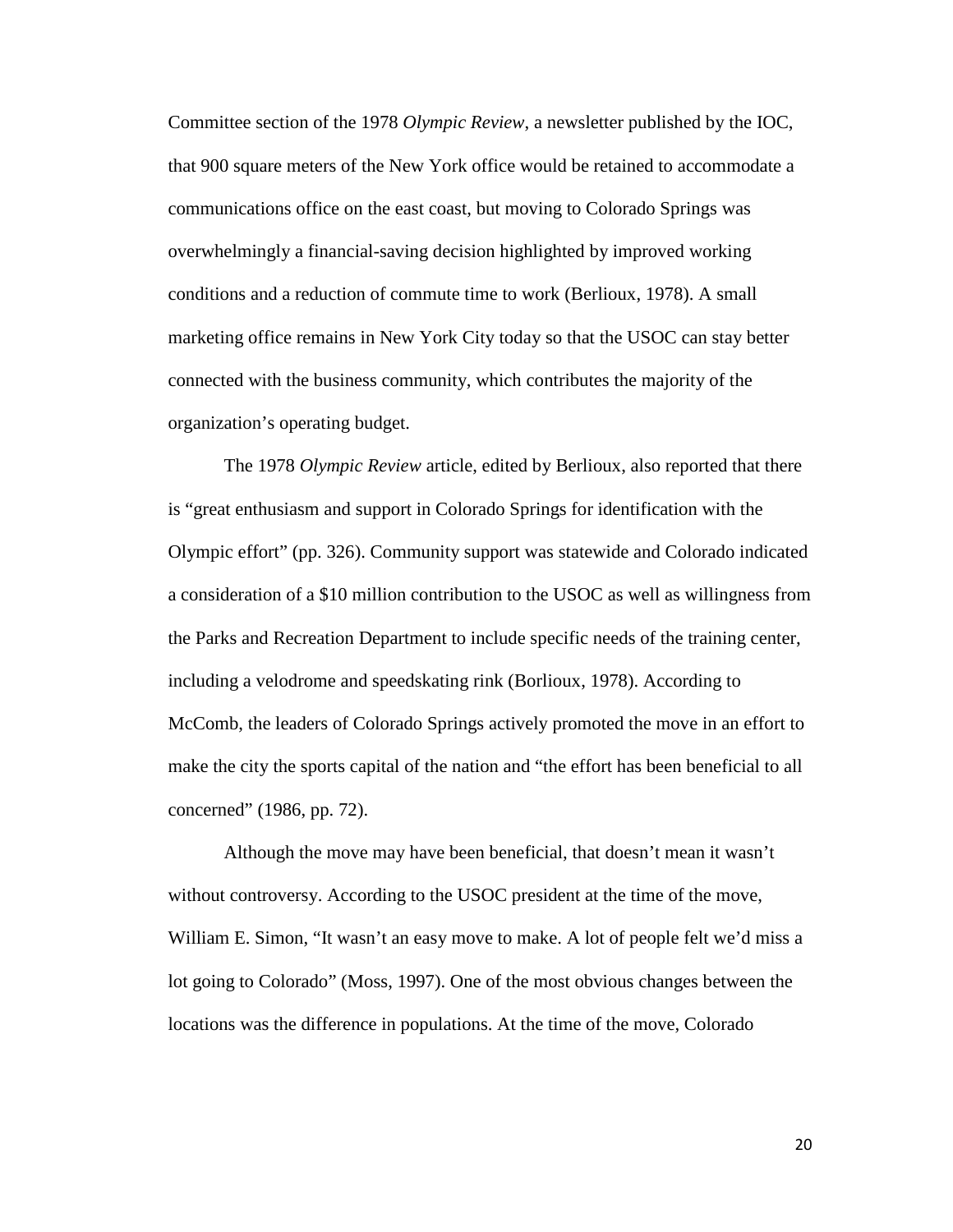Committee section of the 1978 *Olympic Review*, a newsletter published by the IOC, that 900 square meters of the New York office would be retained to accommodate a communications office on the east coast, but moving to Colorado Springs was overwhelmingly a financial-saving decision highlighted by improved working conditions and a reduction of commute time to work (Berlioux, 1978). A small marketing office remains in New York City today so that the USOC can stay better connected with the business community, which contributes the majority of the organization's operating budget.

The 1978 *Olympic Review* article, edited by Berlioux, also reported that there is "great enthusiasm and support in Colorado Springs for identification with the Olympic effort" (pp. 326). Community support was statewide and Colorado indicated a consideration of a $10 million contribution to the USOC as well as willingness from the Parks and Recreation Department to include specific needs of the training center, including a velodrome and speedskating rink (Borlioux, 1978). According to McComb, the leaders of Colorado Springs actively promoted the move in an effort to make the city the sports capital of the nation and "the effort has been beneficial to all concerned" (1986, pp. 72).

Although the move may have been beneficial, that doesn't mean it wasn't without controversy. According to the USOC president at the time of the move, William E. Simon, "It wasn't an easy move to make. A lot of people felt we'd miss a lot going to Colorado" (Moss, 1997). One of the most obvious changes between the locations was the difference in populations. At the time of the move, Colorado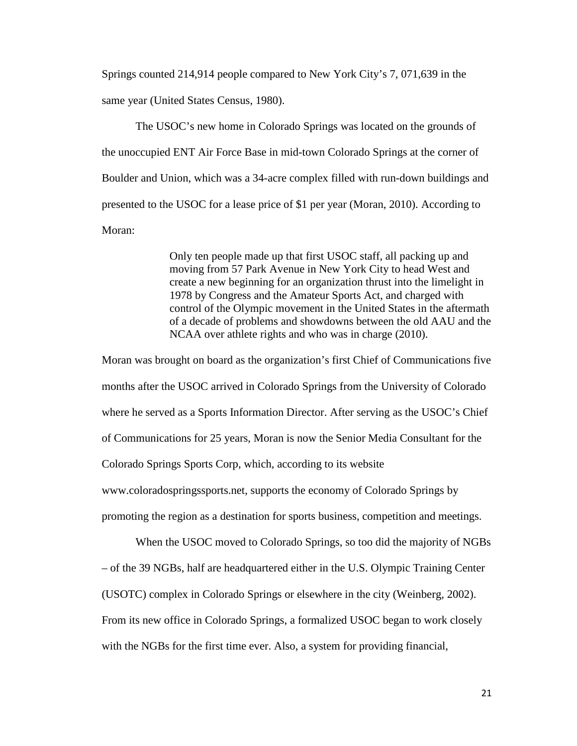Springs counted 214,914 people compared to New York City's 7, 071,639 in the same year (United States Census, 1980).

The USOC's new home in Colorado Springs was located on the grounds of the unoccupied ENT Air Force Base in mid-town Colorado Springs at the corner of Boulder and Union, which was a 34-acre complex filled with run-down buildings and presented to the USOC for a lease price of $1 per year (Moran, 2010). According to Moran:

> Only ten people made up that first USOC staff, all packing up and moving from 57 Park Avenue in New York City to head West and create a new beginning for an organization thrust into the limelight in 1978 by Congress and the Amateur Sports Act, and charged with control of the Olympic movement in the United States in the aftermath of a decade of problems and showdowns between the old AAU and the NCAA over athlete rights and who was in charge (2010).

Moran was brought on board as the organization's first Chief of Communications five months after the USOC arrived in Colorado Springs from the University of Colorado where he served as a Sports Information Director. After serving as the USOC's Chief of Communications for 25 years, Moran is now the Senior Media Consultant for the Colorado Springs Sports Corp, which, according to its website www.coloradospringssports.net, supports the economy of Colorado Springs by promoting the region as a destination for sports business, competition and meetings.

When the USOC moved to Colorado Springs, so too did the majority of NGBs – of the 39 NGBs, half are headquartered either in the U.S. Olympic Training Center (USOTC) complex in Colorado Springs or elsewhere in the city (Weinberg, 2002). From its new office in Colorado Springs, a formalized USOC began to work closely with the NGBs for the first time ever. Also, a system for providing financial,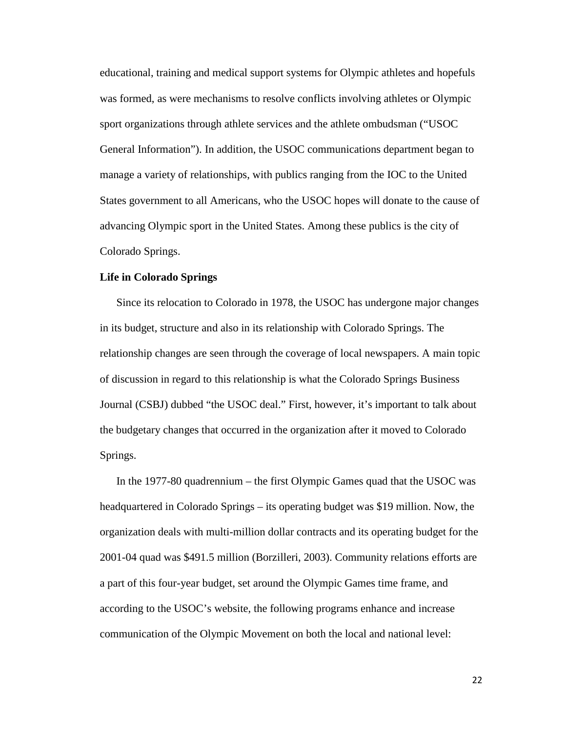educational, training and medical support systems for Olympic athletes and hopefuls was formed, as were mechanisms to resolve conflicts involving athletes or Olympic sport organizations through athlete services and the athlete ombudsman ("USOC General Information"). In addition, the USOC communications department began to manage a variety of relationships, with publics ranging from the IOC to the United States government to all Americans, who the USOC hopes will donate to the cause of advancing Olympic sport in the United States. Among these publics is the city of Colorado Springs.

**Life in Colorado Springs**

Since its relocation to Colorado in 1978, the USOC has undergone major changes in its budget, structure and also in its relationship with Colorado Springs. The relationship changes are seen through the coverage of local newspapers. A main topic of discussion in regard to this relationship is what the Colorado Springs Business Journal (CSBJ) dubbed "the USOC deal." First, however, it's important to talk about the budgetary changes that occurred in the organization after it moved to Colorado Springs.

In the 1977-80 quadrennium – the first Olympic Games quad that the USOC was headquartered in Colorado Springs – its operating budget was $19 million. Now, the organization deals with multi-million dollar contracts and its operating budget for the 2001-04 quad was $491.5 million (Borzilleri, 2003). Community relations efforts are a part of this four-year budget, set around the Olympic Games time frame, and according to the USOC's website, the following programs enhance and increase communication of the Olympic Movement on both the local and national level: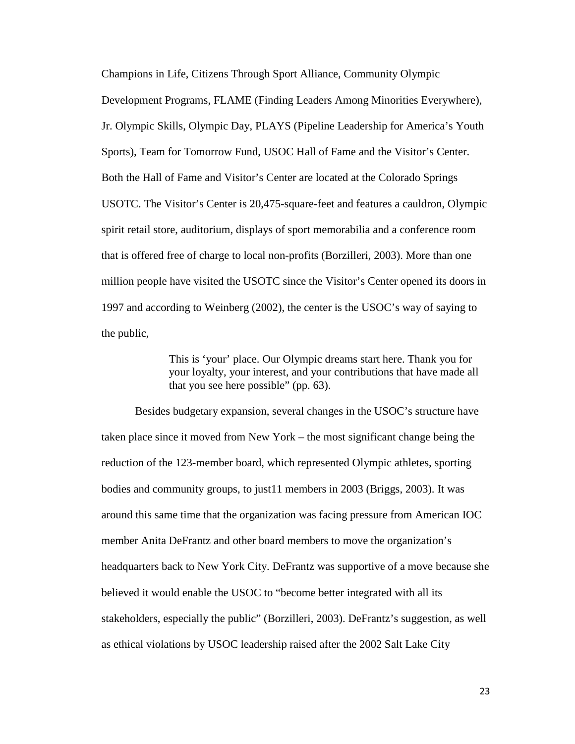Champions in Life, Citizens Through Sport Alliance, Community Olympic Development Programs, FLAME (Finding Leaders Among Minorities Everywhere), Jr. Olympic Skills, Olympic Day, PLAYS (Pipeline Leadership for America's Youth Sports), Team for Tomorrow Fund, USOC Hall of Fame and the Visitor's Center. Both the Hall of Fame and Visitor's Center are located at the Colorado Springs USOTC. The Visitor's Center is 20,475-square-feet and features a cauldron, Olympic spirit retail store, auditorium, displays of sport memorabilia and a conference room that is offered free of charge to local non-profits (Borzilleri, 2003). More than one million people have visited the USOTC since the Visitor's Center opened its doors in 1997 and according to Weinberg (2002), the center is the USOC's way of saying to the public,

> This is 'your' place. Our Olympic dreams start here. Thank you for your loyalty, your interest, and your contributions that have made all that you see here possible" (pp. 63).

Besides budgetary expansion, several changes in the USOC's structure have taken place since it moved from New York – the most significant change being the reduction of the 123-member board, which represented Olympic athletes, sporting bodies and community groups, to just11 members in 2003 (Briggs, 2003). It was around this same time that the organization was facing pressure from American IOC member Anita DeFrantz and other board members to move the organization's headquarters back to New York City. DeFrantz was supportive of a move because she believed it would enable the USOC to "become better integrated with all its stakeholders, especially the public" (Borzilleri, 2003). DeFrantz's suggestion, as well as ethical violations by USOC leadership raised after the 2002 Salt Lake City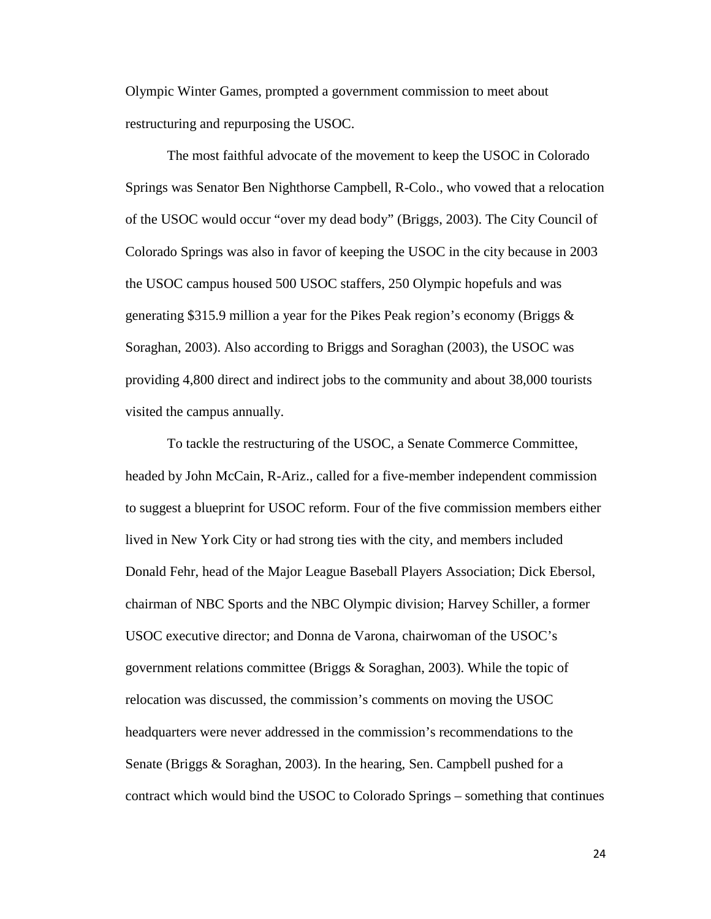Olympic Winter Games, prompted a government commission to meet about restructuring and repurposing the USOC.

The most faithful advocate of the movement to keep the USOC in Colorado Springs was Senator Ben Nighthorse Campbell, R-Colo., who vowed that a relocation of the USOC would occur "over my dead body" (Briggs, 2003). The City Council of Colorado Springs was also in favor of keeping the USOC in the city because in 2003 the USOC campus housed 500 USOC staffers, 250 Olympic hopefuls and was generating $315.9 million a year for the Pikes Peak region's economy (Briggs & Soraghan, 2003). Also according to Briggs and Soraghan (2003), the USOC was providing 4,800 direct and indirect jobs to the community and about 38,000 tourists visited the campus annually.

To tackle the restructuring of the USOC, a Senate Commerce Committee, headed by John McCain, R-Ariz., called for a five-member independent commission to suggest a blueprint for USOC reform. Four of the five commission members either lived in New York City or had strong ties with the city, and members included Donald Fehr, head of the Major League Baseball Players Association; Dick Ebersol, chairman of NBC Sports and the NBC Olympic division; Harvey Schiller, a former USOC executive director; and Donna de Varona, chairwoman of the USOC's government relations committee (Briggs & Soraghan, 2003). While the topic of relocation was discussed, the commission's comments on moving the USOC headquarters were never addressed in the commission's recommendations to the Senate (Briggs & Soraghan, 2003). In the hearing, Sen. Campbell pushed for a contract which would bind the USOC to Colorado Springs – something that continues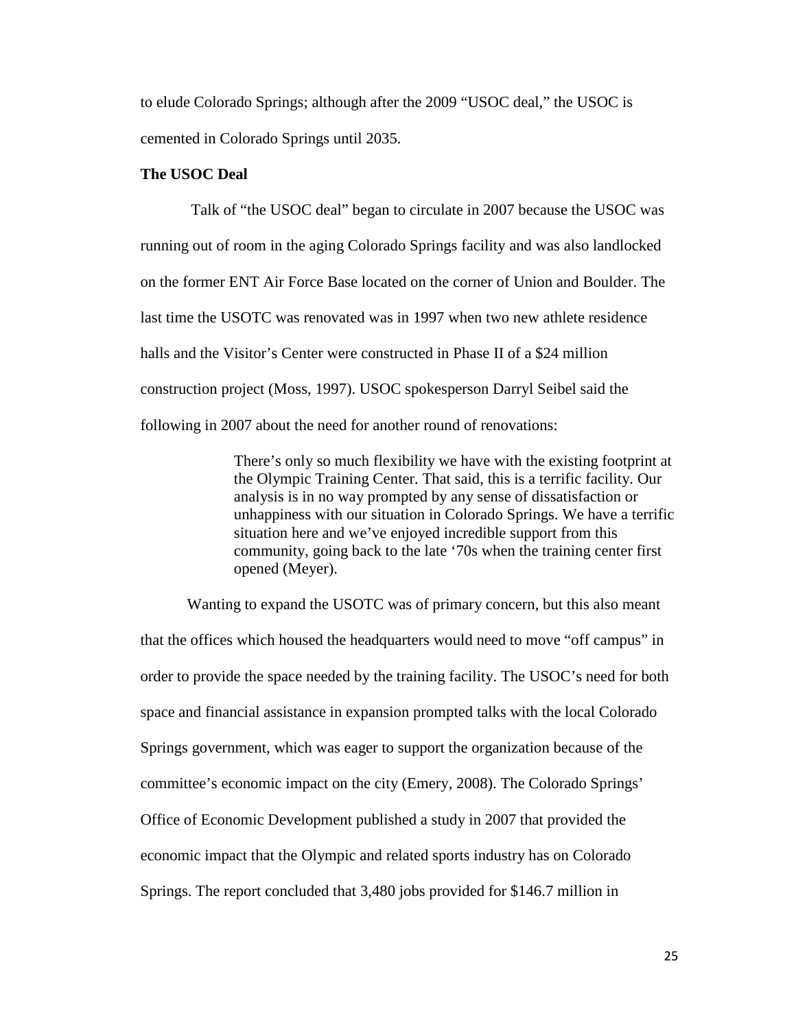to elude Colorado Springs; although after the 2009 "USOC deal," the USOC is cemented in Colorado Springs until 2035.

**The USOC Deal**

Talk of "the USOC deal" began to circulate in 2007 because the USOC was running out of room in the aging Colorado Springs facility and was also landlocked on the former ENT Air Force Base located on the corner of Union and Boulder. The last time the USOTC was renovated was in 1997 when two new athlete residence halls and the Visitor's Center were constructed in Phase II of a $24 million construction project (Moss, 1997). USOC spokesperson Darryl Seibel said the following in 2007 about the need for another round of renovations:

> There's only so much flexibility we have with the existing footprint at the Olympic Training Center. That said, this is a terrific facility. Our analysis is in no way prompted by any sense of dissatisfaction or unhappiness with our situation in Colorado Springs. We have a terrific situation here and we've enjoyed incredible support from this community, going back to the late '70s when the training center first opened (Meyer).

Wanting to expand the USOTC was of primary concern, but this also meant that the offices which housed the headquarters would need to move "off campus" in order to provide the space needed by the training facility. The USOC's need for both space and financial assistance in expansion prompted talks with the local Colorado Springs government, which was eager to support the organization because of the committee's economic impact on the city (Emery, 2008). The Colorado Springs' Office of Economic Development published a study in 2007 that provided the economic impact that the Olympic and related sports industry has on Colorado Springs. The report concluded that 3,480 jobs provided for $146.7 million in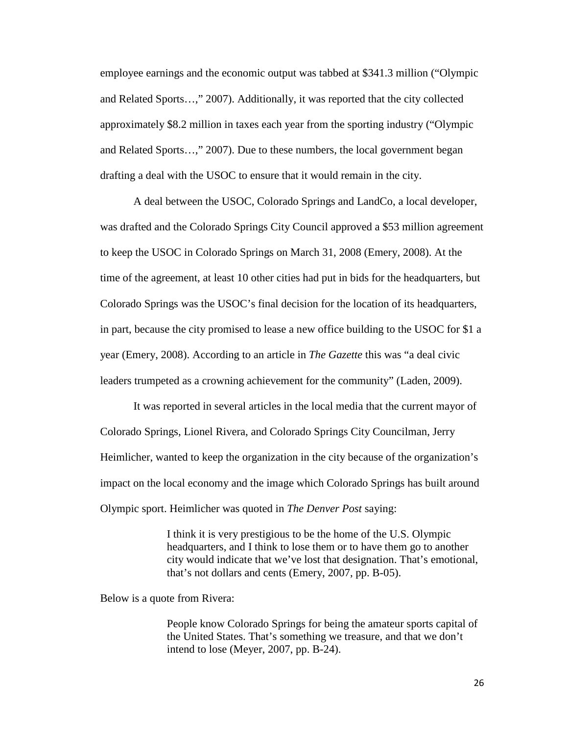employee earnings and the economic output was tabbed at $341.3 million ("Olympic and Related Sports…," 2007). Additionally, it was reported that the city collected approximately $8.2 million in taxes each year from the sporting industry ("Olympic and Related Sports…," 2007). Due to these numbers, the local government began drafting a deal with the USOC to ensure that it would remain in the city.

A deal between the USOC, Colorado Springs and LandCo, a local developer, was drafted and the Colorado Springs City Council approved a $53 million agreement to keep the USOC in Colorado Springs on March 31, 2008 (Emery, 2008). At the time of the agreement, at least 10 other cities had put in bids for the headquarters, but Colorado Springs was the USOC's final decision for the location of its headquarters, in part, because the city promised to lease a new office building to the USOC for $1 a year (Emery, 2008). According to an article in *The Gazette* this was "a deal civic leaders trumpeted as a crowning achievement for the community" (Laden, 2009).

It was reported in several articles in the local media that the current mayor of Colorado Springs, Lionel Rivera, and Colorado Springs City Councilman, Jerry Heimlicher, wanted to keep the organization in the city because of the organization's impact on the local economy and the image which Colorado Springs has built around Olympic sport. Heimlicher was quoted in *The Denver Post* saying:

> I think it is very prestigious to be the home of the U.S. Olympic headquarters, and I think to lose them or to have them go to another city would indicate that we've lost that designation. That's emotional, that's not dollars and cents (Emery, 2007, pp. B-05).

Below is a quote from Rivera:

> People know Colorado Springs for being the amateur sports capital of the United States. That's something we treasure, and that we don't intend to lose (Meyer, 2007, pp. B-24).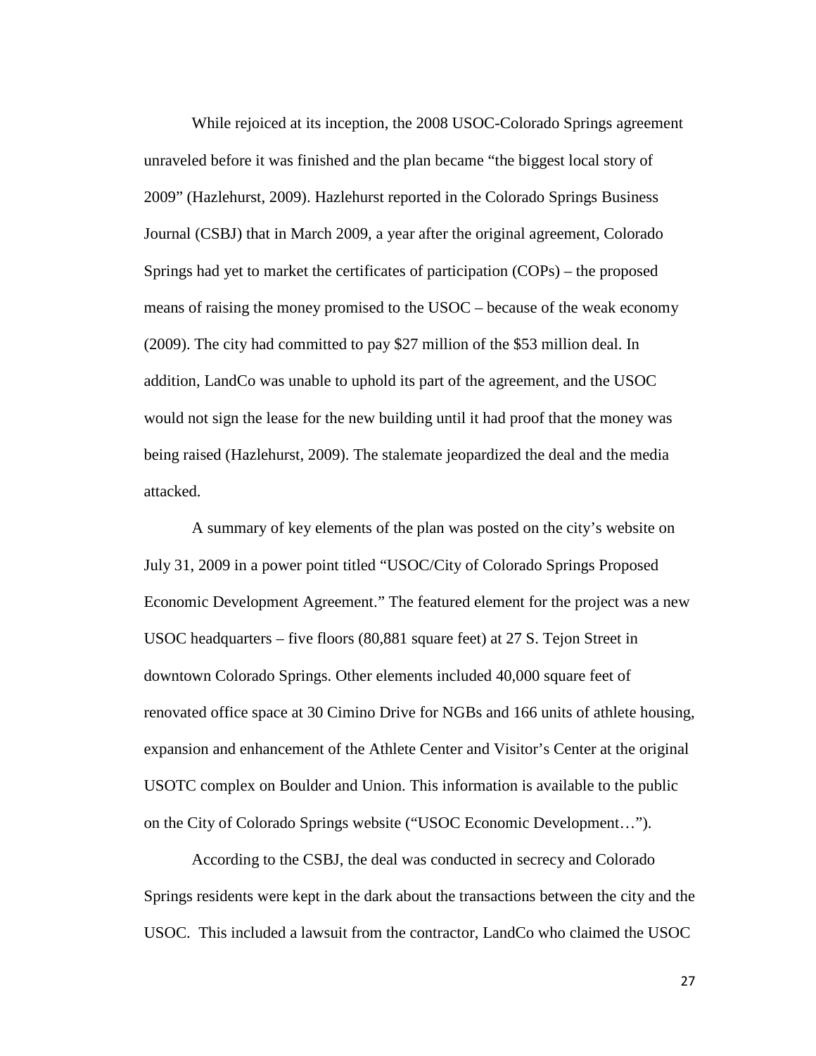While rejoiced at its inception, the 2008 USOC-Colorado Springs agreement unraveled before it was finished and the plan became “the biggest local story of 2009” (Hazlehurst, 2009). Hazlehurst reported in the Colorado Springs Business Journal (CSBJ) that in March 2009, a year after the original agreement, Colorado Springs had yet to market the certificates of participation (COPs) – the proposed means of raising the money promised to the USOC – because of the weak economy (2009). The city had committed to pay $27 million of the $53 million deal. In addition, LandCo was unable to uphold its part of the agreement, and the USOC would not sign the lease for the new building until it had proof that the money was being raised (Hazlehurst, 2009). The stalemate jeopardized the deal and the media attacked.

A summary of key elements of the plan was posted on the city’s website on July 31, 2009 in a power point titled “USOC/City of Colorado Springs Proposed Economic Development Agreement.” The featured element for the project was a new USOC headquarters – five floors (80,881 square feet) at 27 S. Tejon Street in downtown Colorado Springs. Other elements included 40,000 square feet of renovated office space at 30 Cimino Drive for NGBs and 166 units of athlete housing, expansion and enhancement of the Athlete Center and Visitor’s Center at the original USOTC complex on Boulder and Union. This information is available to the public on the City of Colorado Springs website (“USOC Economic Development…”).

According to the CSBJ, the deal was conducted in secrecy and Colorado Springs residents were kept in the dark about the transactions between the city and the USOC. This included a lawsuit from the contractor, LandCo who claimed the USOC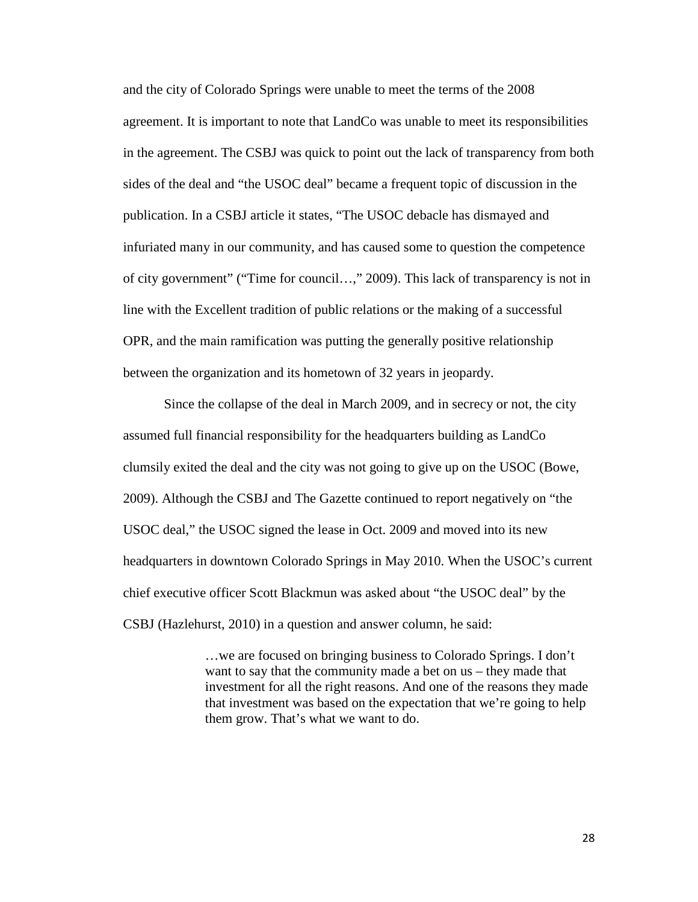and the city of Colorado Springs were unable to meet the terms of the 2008 agreement. It is important to note that LandCo was unable to meet its responsibilities in the agreement. The CSBJ was quick to point out the lack of transparency from both sides of the deal and "the USOC deal" became a frequent topic of discussion in the publication. In a CSBJ article it states, "The USOC debacle has dismayed and infuriated many in our community, and has caused some to question the competence of city government" ("Time for council…," 2009). This lack of transparency is not in line with the Excellent tradition of public relations or the making of a successful OPR, and the main ramification was putting the generally positive relationship between the organization and its hometown of 32 years in jeopardy.

Since the collapse of the deal in March 2009, and in secrecy or not, the city assumed full financial responsibility for the headquarters building as LandCo clumsily exited the deal and the city was not going to give up on the USOC (Bowe, 2009). Although the CSBJ and The Gazette continued to report negatively on "the USOC deal," the USOC signed the lease in Oct. 2009 and moved into its new headquarters in downtown Colorado Springs in May 2010. When the USOC's current chief executive officer Scott Blackmun was asked about "the USOC deal" by the CSBJ (Hazlehurst, 2010) in a question and answer column, he said:

> …we are focused on bringing business to Colorado Springs. I don't want to say that the community made a bet on us – they made that investment for all the right reasons. And one of the reasons they made that investment was based on the expectation that we're going to help them grow. That's what we want to do.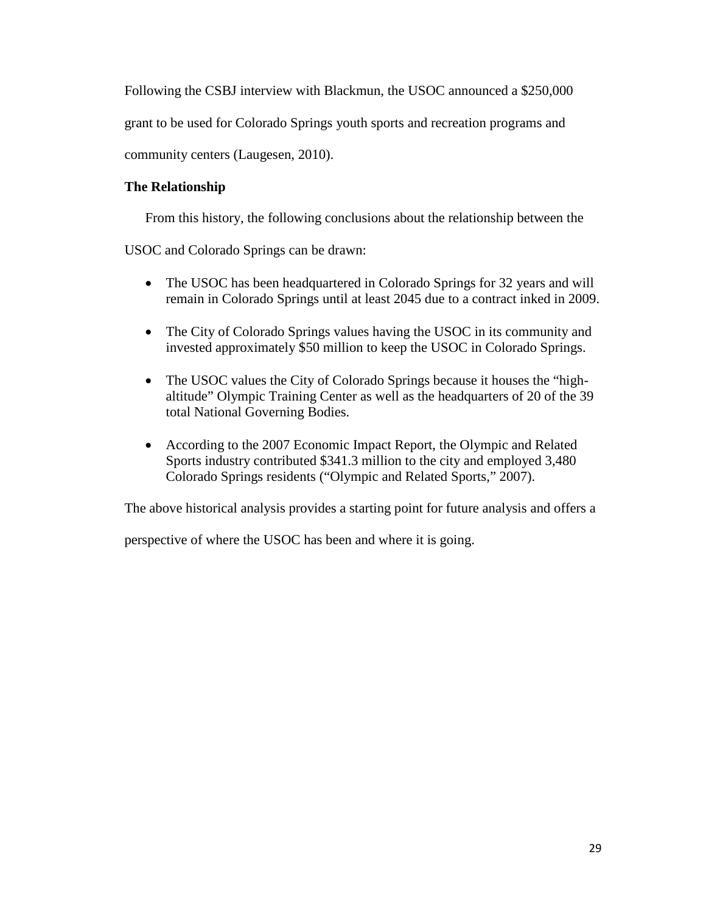Following the CSBJ interview with Blackmun, the USOC announced a $250,000 grant to be used for Colorado Springs youth sports and recreation programs and community centers (Laugesen, 2010).

**The Relationship**

From this history, the following conclusions about the relationship between the USOC and Colorado Springs can be drawn:

- The USOC has been headquartered in Colorado Springs for 32 years and will remain in Colorado Springs until at least 2045 due to a contract inked in 2009.
- The City of Colorado Springs values having the USOC in its community and invested approximately $50 million to keep the USOC in Colorado Springs.
- The USOC values the City of Colorado Springs because it houses the "high-altitude" Olympic Training Center as well as the headquarters of 20 of the 39 total National Governing Bodies.
- According to the 2007 Economic Impact Report, the Olympic and Related Sports industry contributed $341.3 million to the city and employed 3,480 Colorado Springs residents ("Olympic and Related Sports," 2007).

The above historical analysis provides a starting point for future analysis and offers a perspective of where the USOC has been and where it is going.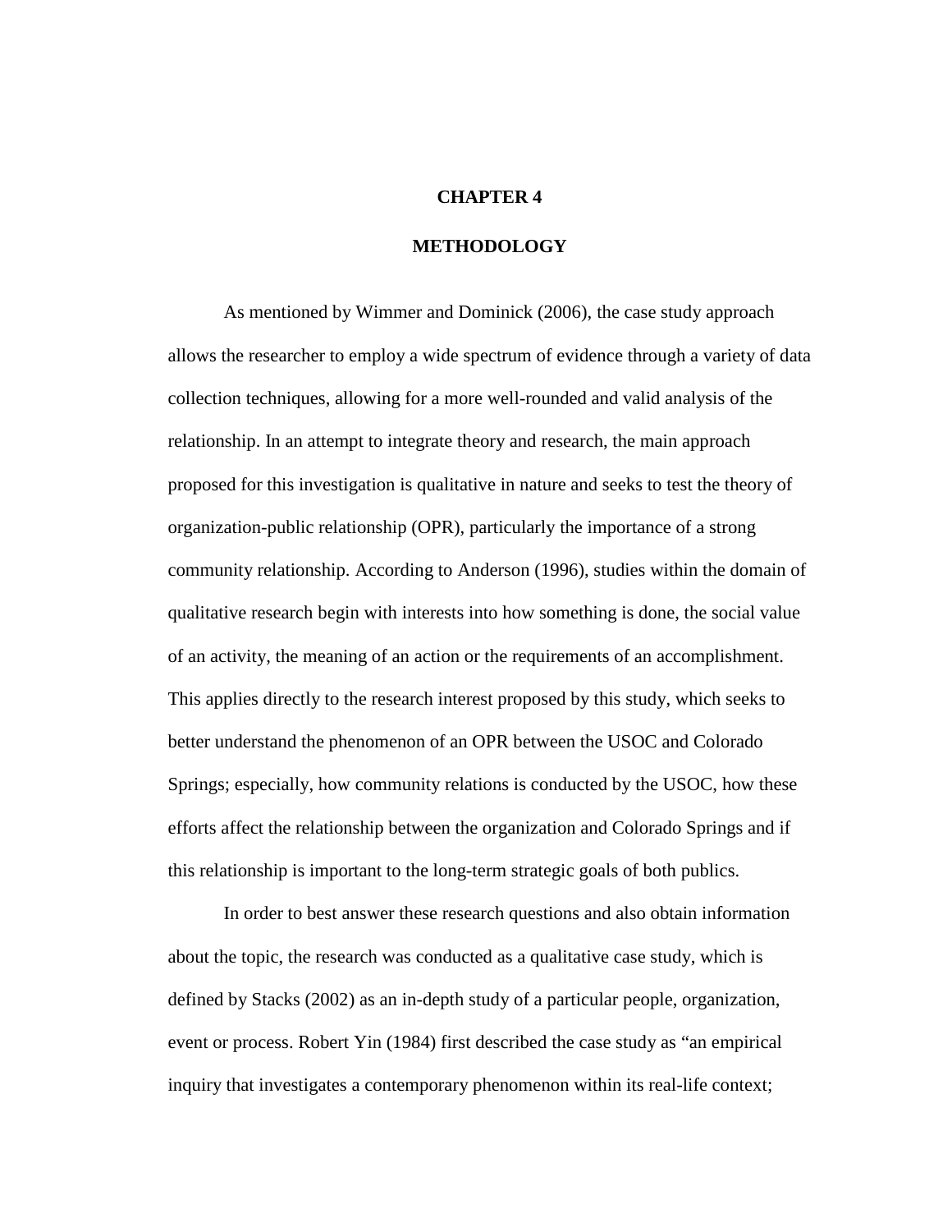# CHAPTER 4

## METHODOLOGY

As mentioned by Wimmer and Dominick (2006), the case study approach allows the researcher to employ a wide spectrum of evidence through a variety of data collection techniques, allowing for a more well-rounded and valid analysis of the relationship. In an attempt to integrate theory and research, the main approach proposed for this investigation is qualitative in nature and seeks to test the theory of organization-public relationship (OPR), particularly the importance of a strong community relationship. According to Anderson (1996), studies within the domain of qualitative research begin with interests into how something is done, the social value of an activity, the meaning of an action or the requirements of an accomplishment. This applies directly to the research interest proposed by this study, which seeks to better understand the phenomenon of an OPR between the USOC and Colorado Springs; especially, how community relations is conducted by the USOC, how these efforts affect the relationship between the organization and Colorado Springs and if this relationship is important to the long-term strategic goals of both publics.

In order to best answer these research questions and also obtain information about the topic, the research was conducted as a qualitative case study, which is defined by Stacks (2002) as an in-depth study of a particular people, organization, event or process. Robert Yin (1984) first described the case study as "an empirical inquiry that investigates a contemporary phenomenon within its real-life context;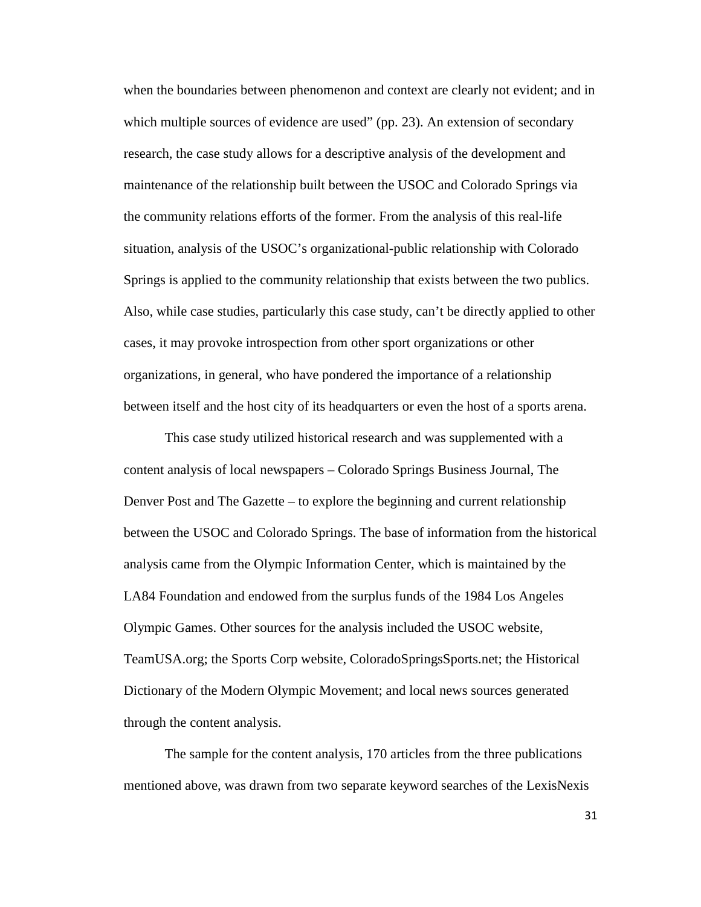when the boundaries between phenomenon and context are clearly not evident; and in which multiple sources of evidence are used" (pp. 23). An extension of secondary research, the case study allows for a descriptive analysis of the development and maintenance of the relationship built between the USOC and Colorado Springs via the community relations efforts of the former. From the analysis of this real-life situation, analysis of the USOC's organizational-public relationship with Colorado Springs is applied to the community relationship that exists between the two publics. Also, while case studies, particularly this case study, can't be directly applied to other cases, it may provoke introspection from other sport organizations or other organizations, in general, who have pondered the importance of a relationship between itself and the host city of its headquarters or even the host of a sports arena.

This case study utilized historical research and was supplemented with a content analysis of local newspapers – Colorado Springs Business Journal, The Denver Post and The Gazette – to explore the beginning and current relationship between the USOC and Colorado Springs. The base of information from the historical analysis came from the Olympic Information Center, which is maintained by the LA84 Foundation and endowed from the surplus funds of the 1984 Los Angeles Olympic Games. Other sources for the analysis included the USOC website, TeamUSA.org; the Sports Corp website, ColoradoSpringsSports.net; the Historical Dictionary of the Modern Olympic Movement; and local news sources generated through the content analysis.

The sample for the content analysis, 170 articles from the three publications mentioned above, was drawn from two separate keyword searches of the LexisNexis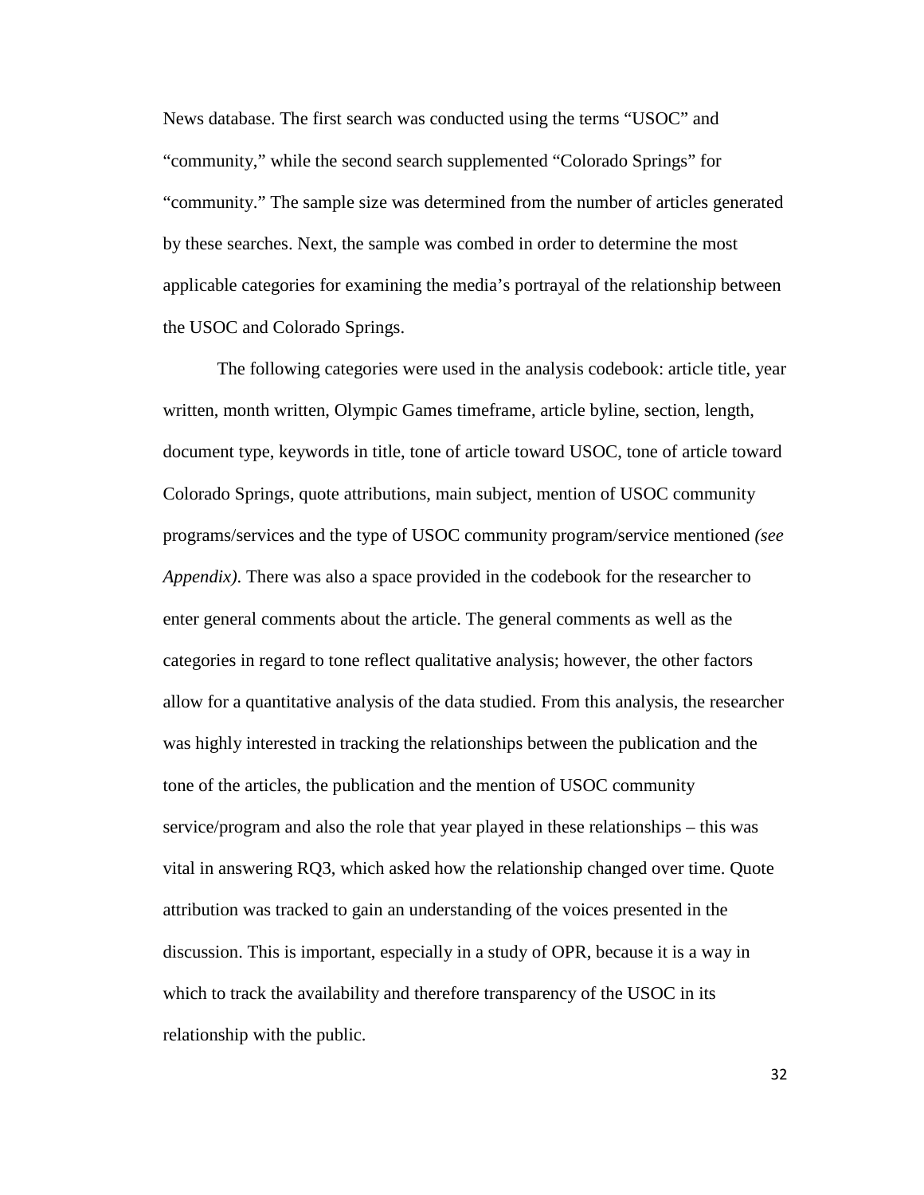News database. The first search was conducted using the terms "USOC" and "community," while the second search supplemented "Colorado Springs" for "community." The sample size was determined from the number of articles generated by these searches. Next, the sample was combed in order to determine the most applicable categories for examining the media's portrayal of the relationship between the USOC and Colorado Springs.

The following categories were used in the analysis codebook: article title, year written, month written, Olympic Games timeframe, article byline, section, length, document type, keywords in title, tone of article toward USOC, tone of article toward Colorado Springs, quote attributions, main subject, mention of USOC community programs/services and the type of USOC community program/service mentioned *(see Appendix)*. There was also a space provided in the codebook for the researcher to enter general comments about the article. The general comments as well as the categories in regard to tone reflect qualitative analysis; however, the other factors allow for a quantitative analysis of the data studied. From this analysis, the researcher was highly interested in tracking the relationships between the publication and the tone of the articles, the publication and the mention of USOC community service/program and also the role that year played in these relationships – this was vital in answering RQ3, which asked how the relationship changed over time. Quote attribution was tracked to gain an understanding of the voices presented in the discussion. This is important, especially in a study of OPR, because it is a way in which to track the availability and therefore transparency of the USOC in its relationship with the public.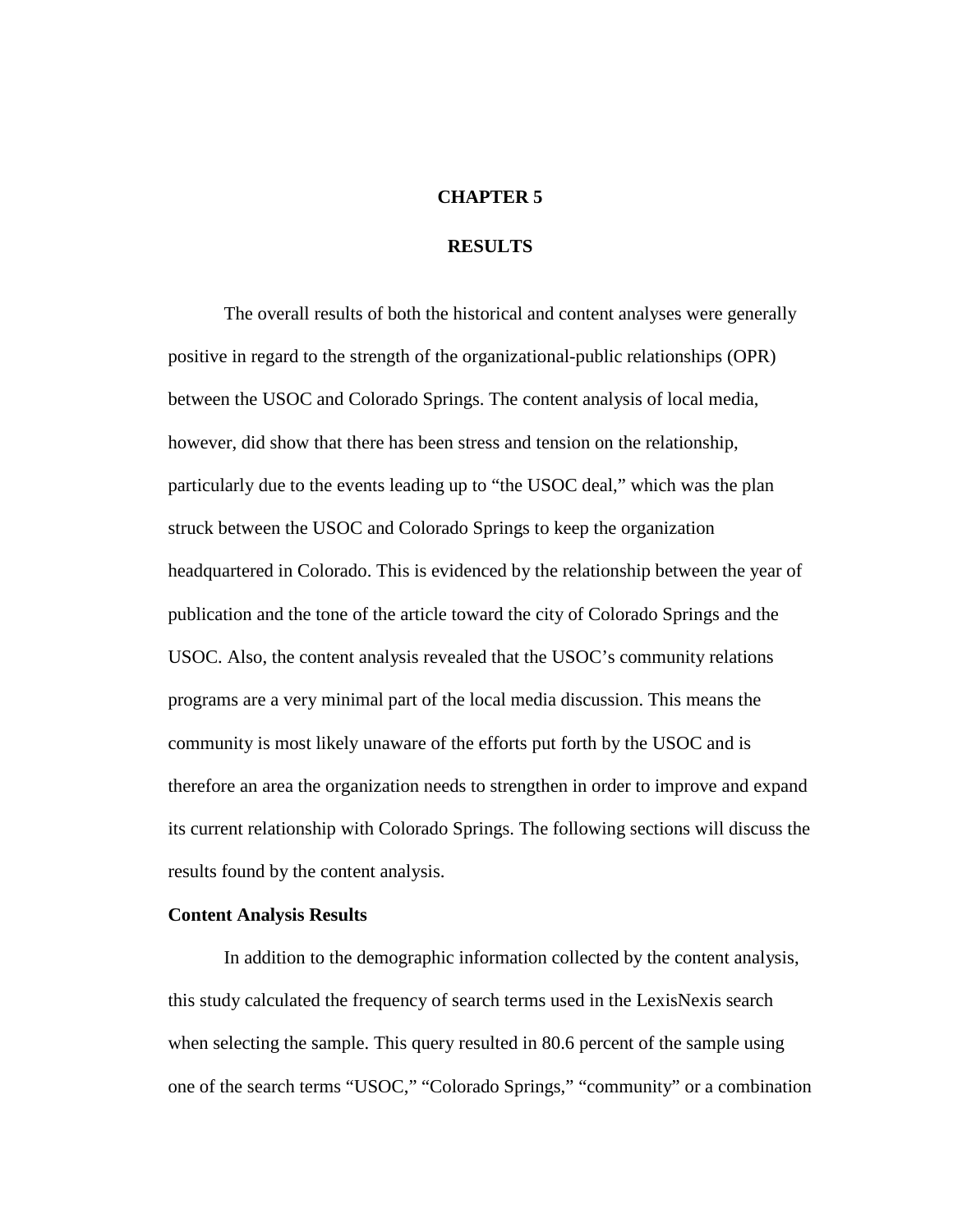# CHAPTER 5

# RESULTS

The overall results of both the historical and content analyses were generally positive in regard to the strength of the organizational-public relationships (OPR) between the USOC and Colorado Springs. The content analysis of local media, however, did show that there has been stress and tension on the relationship, particularly due to the events leading up to "the USOC deal," which was the plan struck between the USOC and Colorado Springs to keep the organization headquartered in Colorado. This is evidenced by the relationship between the year of publication and the tone of the article toward the city of Colorado Springs and the USOC. Also, the content analysis revealed that the USOC's community relations programs are a very minimal part of the local media discussion. This means the community is most likely unaware of the efforts put forth by the USOC and is therefore an area the organization needs to strengthen in order to improve and expand its current relationship with Colorado Springs. The following sections will discuss the results found by the content analysis.

**Content Analysis Results**

In addition to the demographic information collected by the content analysis, this study calculated the frequency of search terms used in the LexisNexis search when selecting the sample. This query resulted in 80.6 percent of the sample using one of the search terms "USOC," "Colorado Springs," "community" or a combination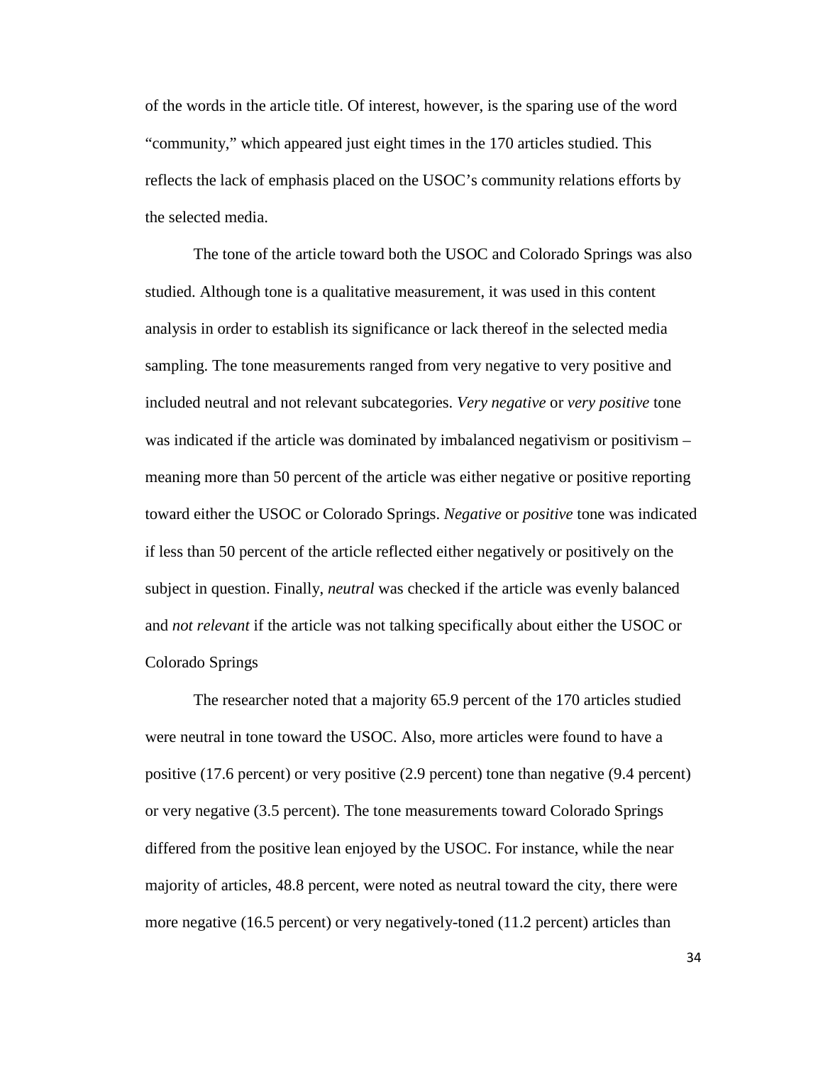of the words in the article title. Of interest, however, is the sparing use of the word "community," which appeared just eight times in the 170 articles studied. This reflects the lack of emphasis placed on the USOC's community relations efforts by the selected media.

The tone of the article toward both the USOC and Colorado Springs was also studied. Although tone is a qualitative measurement, it was used in this content analysis in order to establish its significance or lack thereof in the selected media sampling. The tone measurements ranged from very negative to very positive and included neutral and not relevant subcategories. *Very negative* or *very positive* tone was indicated if the article was dominated by imbalanced negativism or positivism – meaning more than 50 percent of the article was either negative or positive reporting toward either the USOC or Colorado Springs. *Negative* or *positive* tone was indicated if less than 50 percent of the article reflected either negatively or positively on the subject in question. Finally, *neutral* was checked if the article was evenly balanced and *not relevant* if the article was not talking specifically about either the USOC or Colorado Springs

The researcher noted that a majority 65.9 percent of the 170 articles studied were neutral in tone toward the USOC. Also, more articles were found to have a positive (17.6 percent) or very positive (2.9 percent) tone than negative (9.4 percent) or very negative (3.5 percent). The tone measurements toward Colorado Springs differed from the positive lean enjoyed by the USOC. For instance, while the near majority of articles, 48.8 percent, were noted as neutral toward the city, there were more negative (16.5 percent) or very negatively-toned (11.2 percent) articles than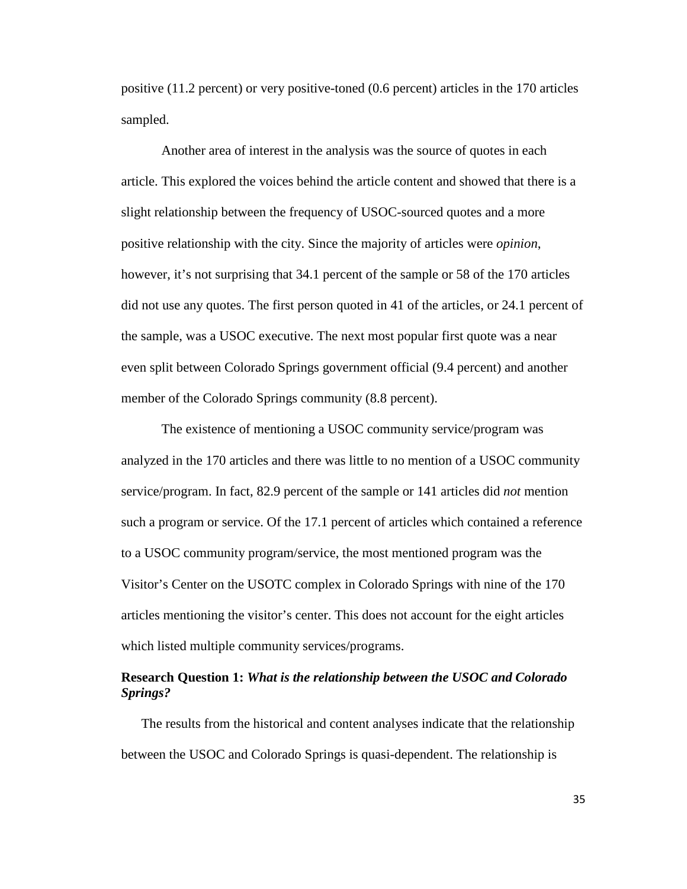positive (11.2 percent) or very positive-toned (0.6 percent) articles in the 170 articles sampled.

Another area of interest in the analysis was the source of quotes in each article. This explored the voices behind the article content and showed that there is a slight relationship between the frequency of USOC-sourced quotes and a more positive relationship with the city. Since the majority of articles were *opinion*, however, it's not surprising that 34.1 percent of the sample or 58 of the 170 articles did not use any quotes. The first person quoted in 41 of the articles, or 24.1 percent of the sample, was a USOC executive. The next most popular first quote was a near even split between Colorado Springs government official (9.4 percent) and another member of the Colorado Springs community (8.8 percent).

The existence of mentioning a USOC community service/program was analyzed in the 170 articles and there was little to no mention of a USOC community service/program. In fact, 82.9 percent of the sample or 141 articles did *not* mention such a program or service. Of the 17.1 percent of articles which contained a reference to a USOC community program/service, the most mentioned program was the Visitor's Center on the USOTC complex in Colorado Springs with nine of the 170 articles mentioning the visitor's center. This does not account for the eight articles which listed multiple community services/programs.

### Research Question 1: *What is the relationship between the USOC and Colorado Springs?*

The results from the historical and content analyses indicate that the relationship between the USOC and Colorado Springs is quasi-dependent. The relationship is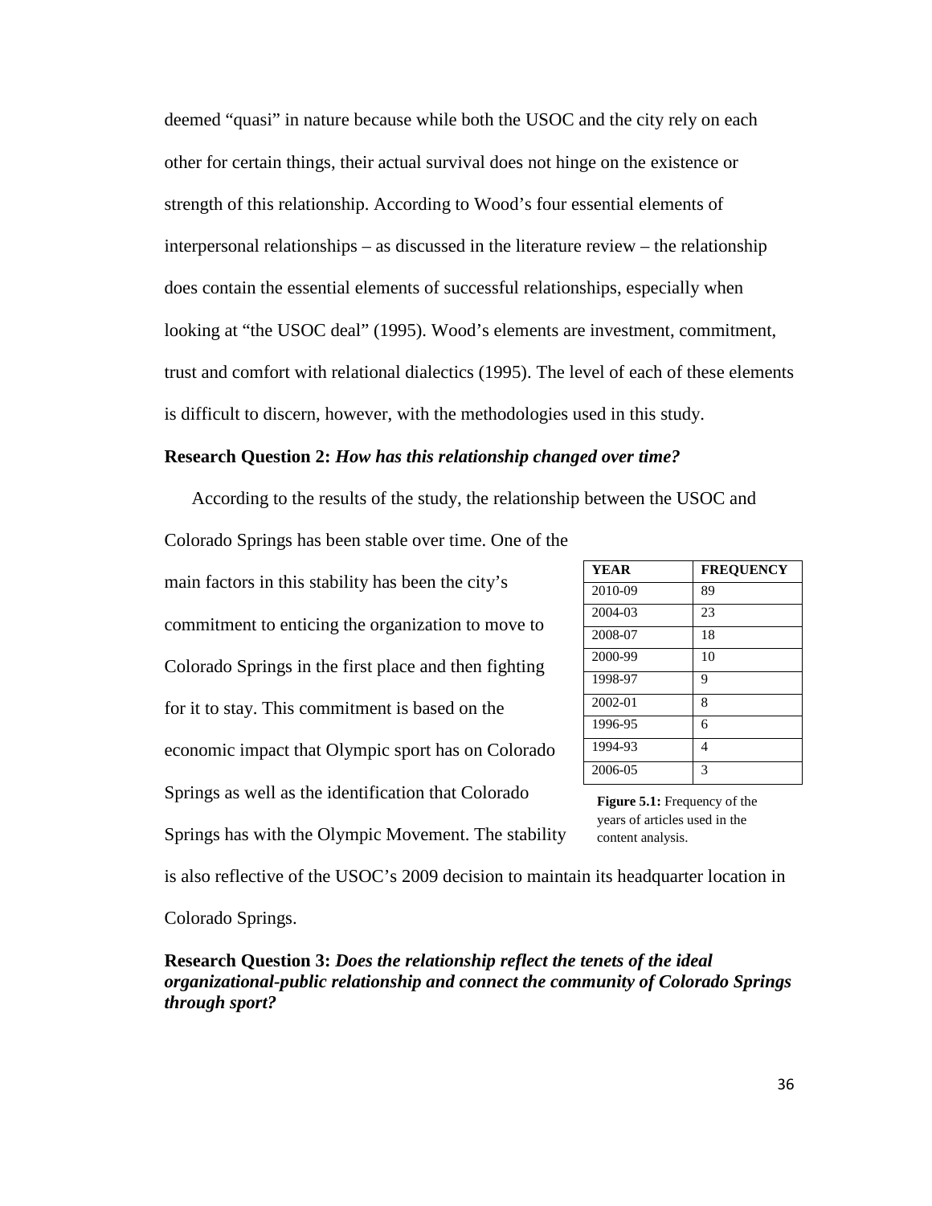deemed "quasi" in nature because while both the USOC and the city rely on each other for certain things, their actual survival does not hinge on the existence or strength of this relationship. According to Wood's four essential elements of interpersonal relationships – as discussed in the literature review – the relationship does contain the essential elements of successful relationships, especially when looking at "the USOC deal" (1995). Wood's elements are investment, commitment, trust and comfort with relational dialectics (1995). The level of each of these elements is difficult to discern, however, with the methodologies used in this study.

**Research Question 2:** ***How has this relationship changed over time?***

According to the results of the study, the relationship between the USOC and Colorado Springs has been stable over time. One of the main factors in this stability has been the city's commitment to enticing the organization to move to Colorado Springs in the first place and then fighting for it to stay. This commitment is based on the economic impact that Olympic sport has on Colorado Springs as well as the identification that Colorado Springs has with the Olympic Movement. The stability is also reflective of the USOC's 2009 decision to maintain its headquarter location in Colorado Springs.

| YEAR | FREQUENCY |
|---|---|
| 2010-09 | 89 |
| 2004-03 | 23 |
| 2008-07 | 18 |
| 2000-99 | 10 |
| 1998-97 | 9 |
| 2002-01 | 8 |
| 1996-95 | 6 |
| 1994-93 | 4 |
| 2006-05 | 3 |

**Figure 5.1:** Frequency of the years of articles used in the content analysis.

**Research Question 3:** ***Does the relationship reflect the tenets of the ideal organizational-public relationship and connect the community of Colorado Springs through sport?***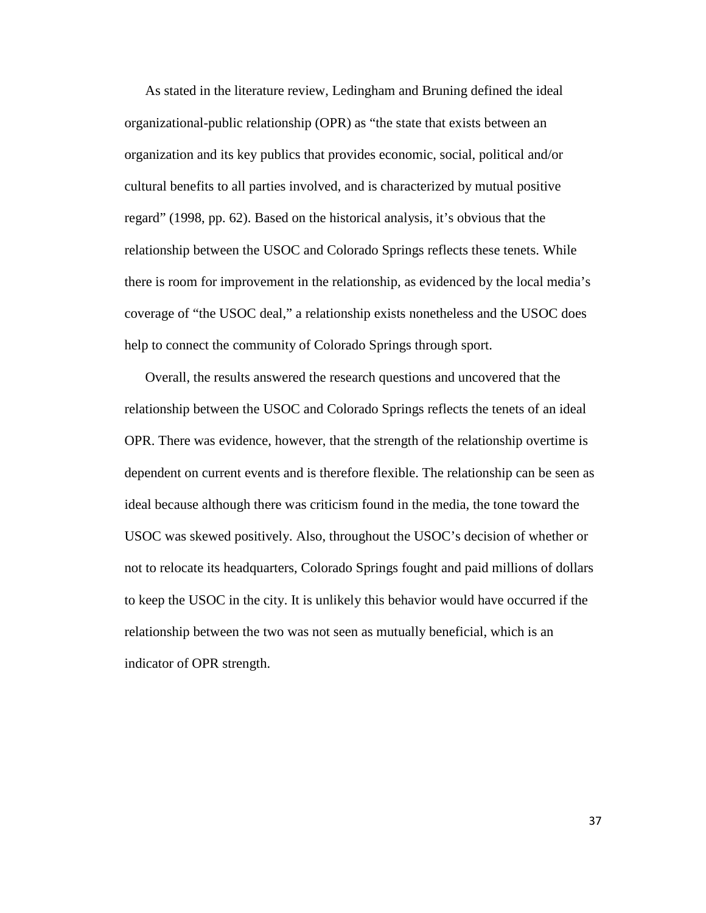As stated in the literature review, Ledingham and Bruning defined the ideal organizational-public relationship (OPR) as "the state that exists between an organization and its key publics that provides economic, social, political and/or cultural benefits to all parties involved, and is characterized by mutual positive regard" (1998, pp. 62). Based on the historical analysis, it's obvious that the relationship between the USOC and Colorado Springs reflects these tenets. While there is room for improvement in the relationship, as evidenced by the local media's coverage of "the USOC deal," a relationship exists nonetheless and the USOC does help to connect the community of Colorado Springs through sport.

Overall, the results answered the research questions and uncovered that the relationship between the USOC and Colorado Springs reflects the tenets of an ideal OPR. There was evidence, however, that the strength of the relationship overtime is dependent on current events and is therefore flexible. The relationship can be seen as ideal because although there was criticism found in the media, the tone toward the USOC was skewed positively. Also, throughout the USOC's decision of whether or not to relocate its headquarters, Colorado Springs fought and paid millions of dollars to keep the USOC in the city. It is unlikely this behavior would have occurred if the relationship between the two was not seen as mutually beneficial, which is an indicator of OPR strength.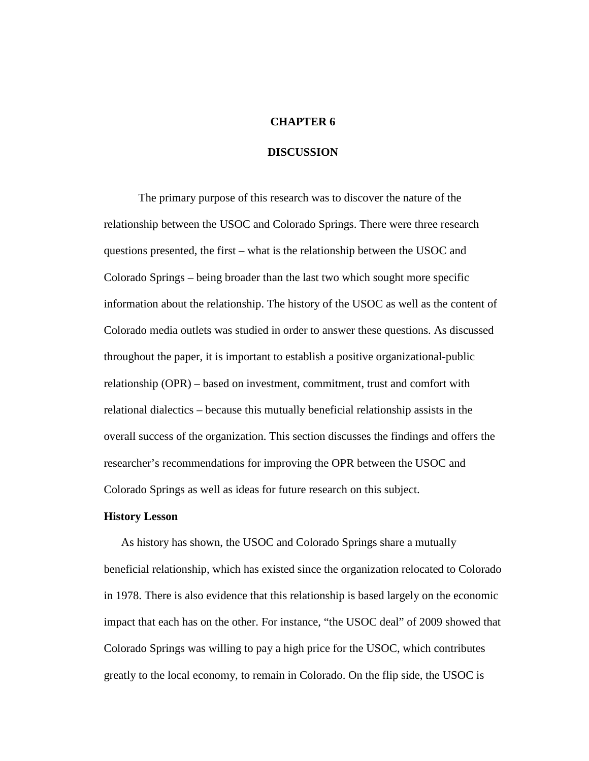# CHAPTER 6

# DISCUSSION

The primary purpose of this research was to discover the nature of the relationship between the USOC and Colorado Springs. There were three research questions presented, the first – what is the relationship between the USOC and Colorado Springs – being broader than the last two which sought more specific information about the relationship. The history of the USOC as well as the content of Colorado media outlets was studied in order to answer these questions. As discussed throughout the paper, it is important to establish a positive organizational-public relationship (OPR) – based on investment, commitment, trust and comfort with relational dialectics – because this mutually beneficial relationship assists in the overall success of the organization. This section discusses the findings and offers the researcher's recommendations for improving the OPR between the USOC and Colorado Springs as well as ideas for future research on this subject.

**History Lesson**

As history has shown, the USOC and Colorado Springs share a mutually beneficial relationship, which has existed since the organization relocated to Colorado in 1978. There is also evidence that this relationship is based largely on the economic impact that each has on the other. For instance, "the USOC deal" of 2009 showed that Colorado Springs was willing to pay a high price for the USOC, which contributes greatly to the local economy, to remain in Colorado. On the flip side, the USOC is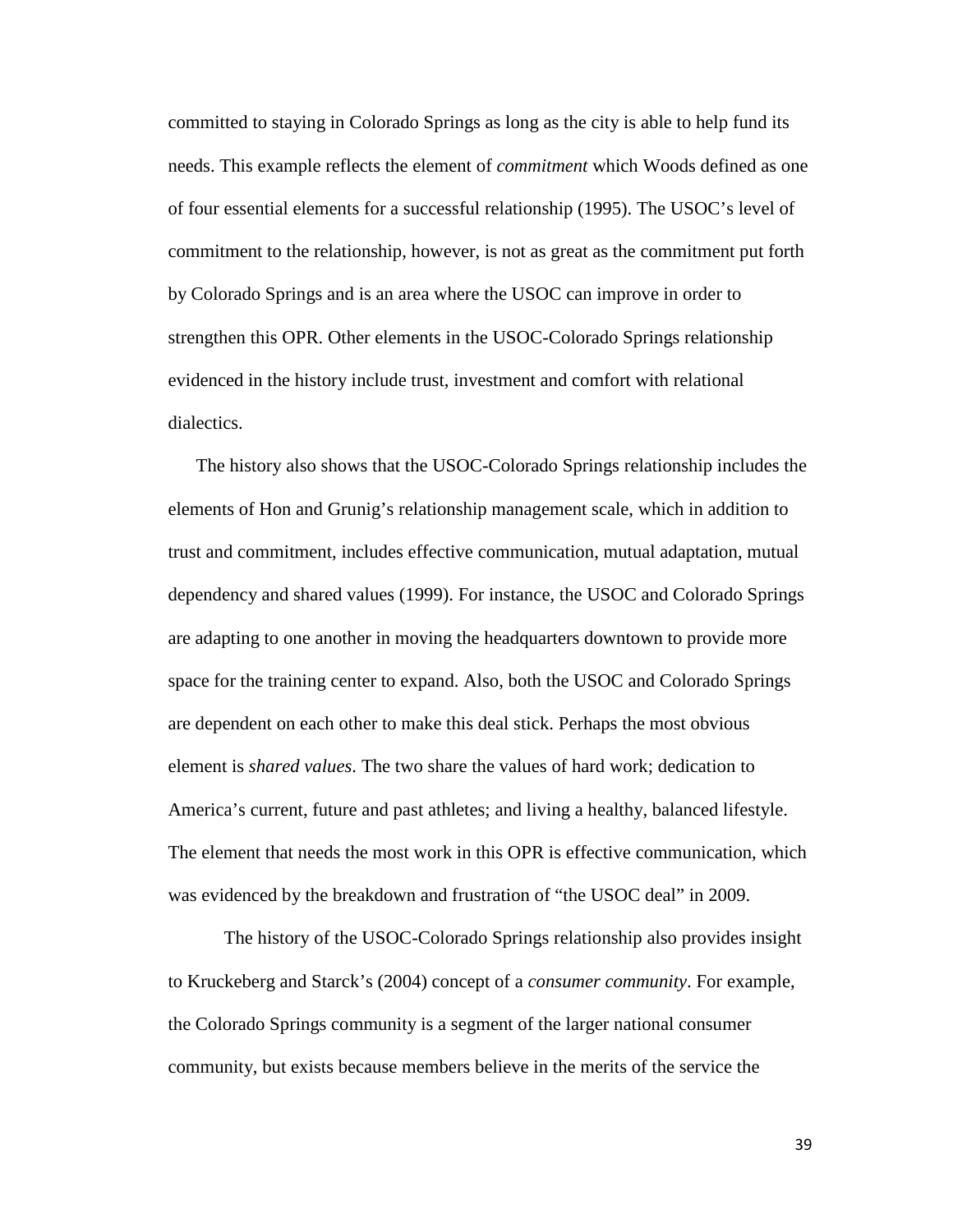committed to staying in Colorado Springs as long as the city is able to help fund its needs. This example reflects the element of *commitment* which Woods defined as one of four essential elements for a successful relationship (1995). The USOC's level of commitment to the relationship, however, is not as great as the commitment put forth by Colorado Springs and is an area where the USOC can improve in order to strengthen this OPR. Other elements in the USOC-Colorado Springs relationship evidenced in the history include trust, investment and comfort with relational dialectics.

The history also shows that the USOC-Colorado Springs relationship includes the elements of Hon and Grunig's relationship management scale, which in addition to trust and commitment, includes effective communication, mutual adaptation, mutual dependency and shared values (1999). For instance, the USOC and Colorado Springs are adapting to one another in moving the headquarters downtown to provide more space for the training center to expand. Also, both the USOC and Colorado Springs are dependent on each other to make this deal stick. Perhaps the most obvious element is *shared values*. The two share the values of hard work; dedication to America's current, future and past athletes; and living a healthy, balanced lifestyle. The element that needs the most work in this OPR is effective communication, which was evidenced by the breakdown and frustration of "the USOC deal" in 2009.

The history of the USOC-Colorado Springs relationship also provides insight to Kruckeberg and Starck's (2004) concept of a *consumer community*. For example, the Colorado Springs community is a segment of the larger national consumer community, but exists because members believe in the merits of the service the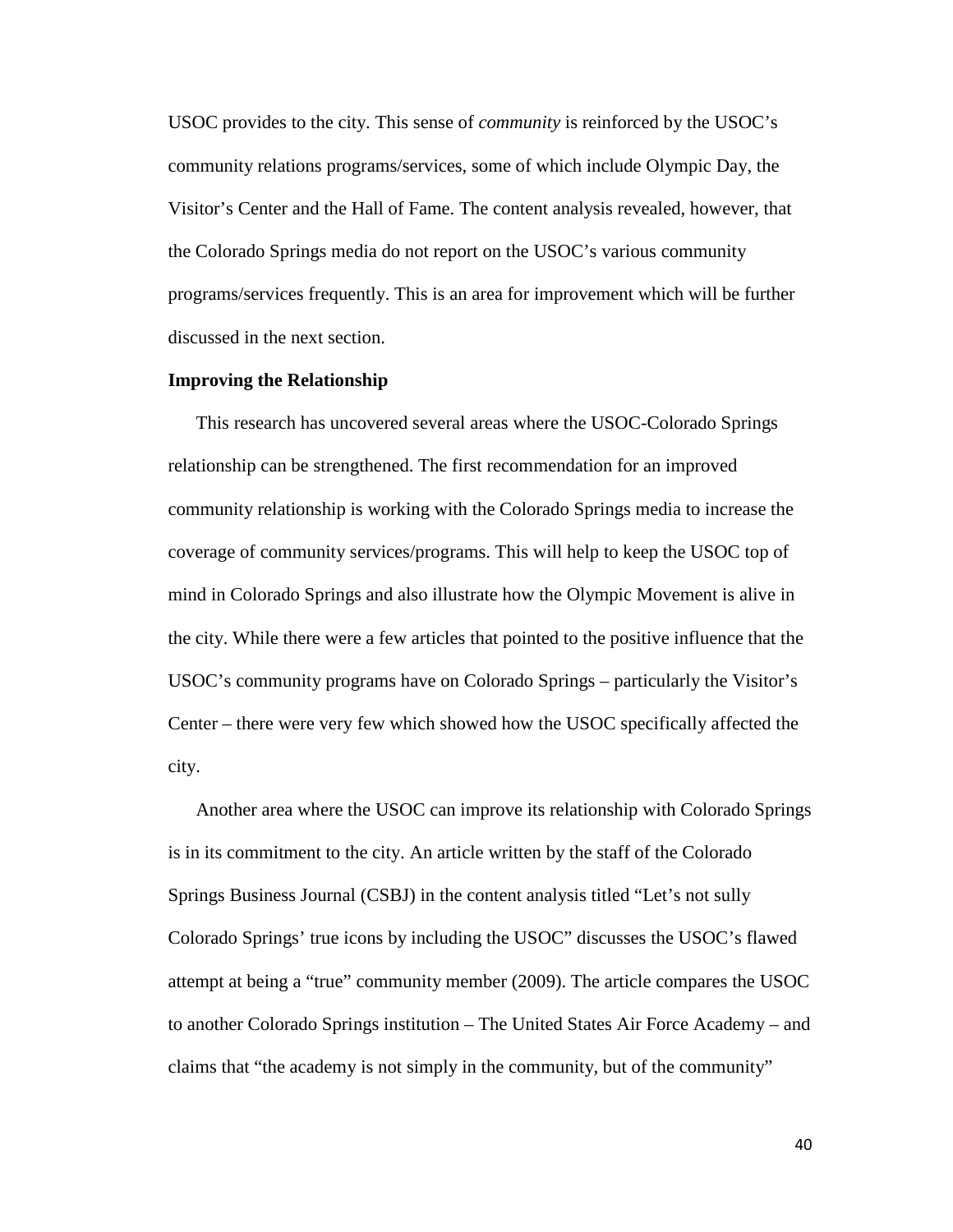USOC provides to the city. This sense of *community* is reinforced by the USOC's community relations programs/services, some of which include Olympic Day, the Visitor's Center and the Hall of Fame. The content analysis revealed, however, that the Colorado Springs media do not report on the USOC's various community programs/services frequently. This is an area for improvement which will be further discussed in the next section.

**Improving the Relationship**

This research has uncovered several areas where the USOC-Colorado Springs relationship can be strengthened. The first recommendation for an improved community relationship is working with the Colorado Springs media to increase the coverage of community services/programs. This will help to keep the USOC top of mind in Colorado Springs and also illustrate how the Olympic Movement is alive in the city. While there were a few articles that pointed to the positive influence that the USOC's community programs have on Colorado Springs – particularly the Visitor's Center – there were very few which showed how the USOC specifically affected the city.

Another area where the USOC can improve its relationship with Colorado Springs is in its commitment to the city. An article written by the staff of the Colorado Springs Business Journal (CSBJ) in the content analysis titled "Let's not sully Colorado Springs' true icons by including the USOC" discusses the USOC's flawed attempt at being a "true" community member (2009). The article compares the USOC to another Colorado Springs institution – The United States Air Force Academy – and claims that "the academy is not simply in the community, but of the community"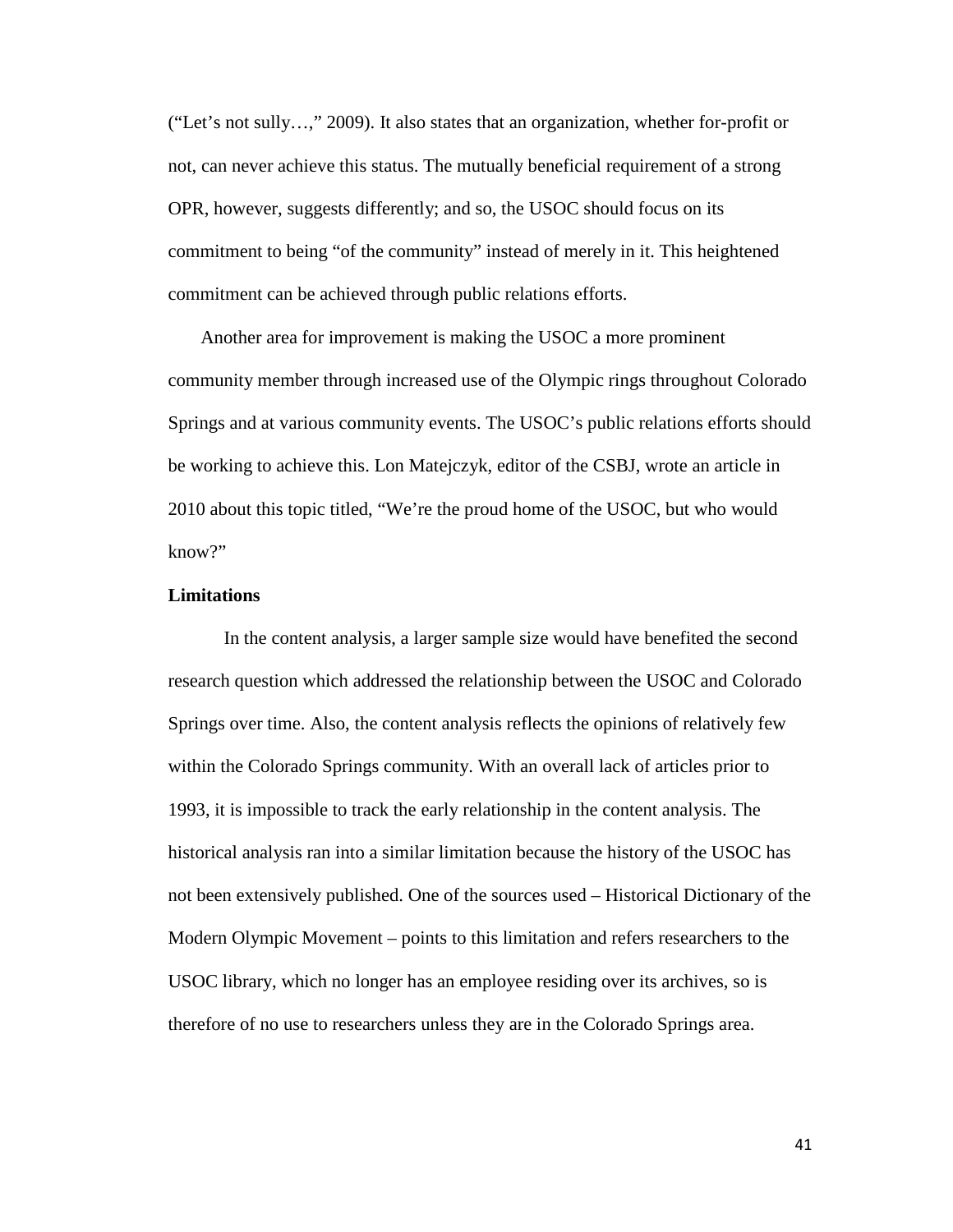("Let's not sully…," 2009). It also states that an organization, whether for-profit or not, can never achieve this status. The mutually beneficial requirement of a strong OPR, however, suggests differently; and so, the USOC should focus on its commitment to being "of the community" instead of merely in it. This heightened commitment can be achieved through public relations efforts.

Another area for improvement is making the USOC a more prominent community member through increased use of the Olympic rings throughout Colorado Springs and at various community events. The USOC's public relations efforts should be working to achieve this. Lon Matejczyk, editor of the CSBJ, wrote an article in 2010 about this topic titled, "We're the proud home of the USOC, but who would know?"

**Limitations**

In the content analysis, a larger sample size would have benefited the second research question which addressed the relationship between the USOC and Colorado Springs over time. Also, the content analysis reflects the opinions of relatively few within the Colorado Springs community. With an overall lack of articles prior to 1993, it is impossible to track the early relationship in the content analysis. The historical analysis ran into a similar limitation because the history of the USOC has not been extensively published. One of the sources used – Historical Dictionary of the Modern Olympic Movement – points to this limitation and refers researchers to the USOC library, which no longer has an employee residing over its archives, so is therefore of no use to researchers unless they are in the Colorado Springs area.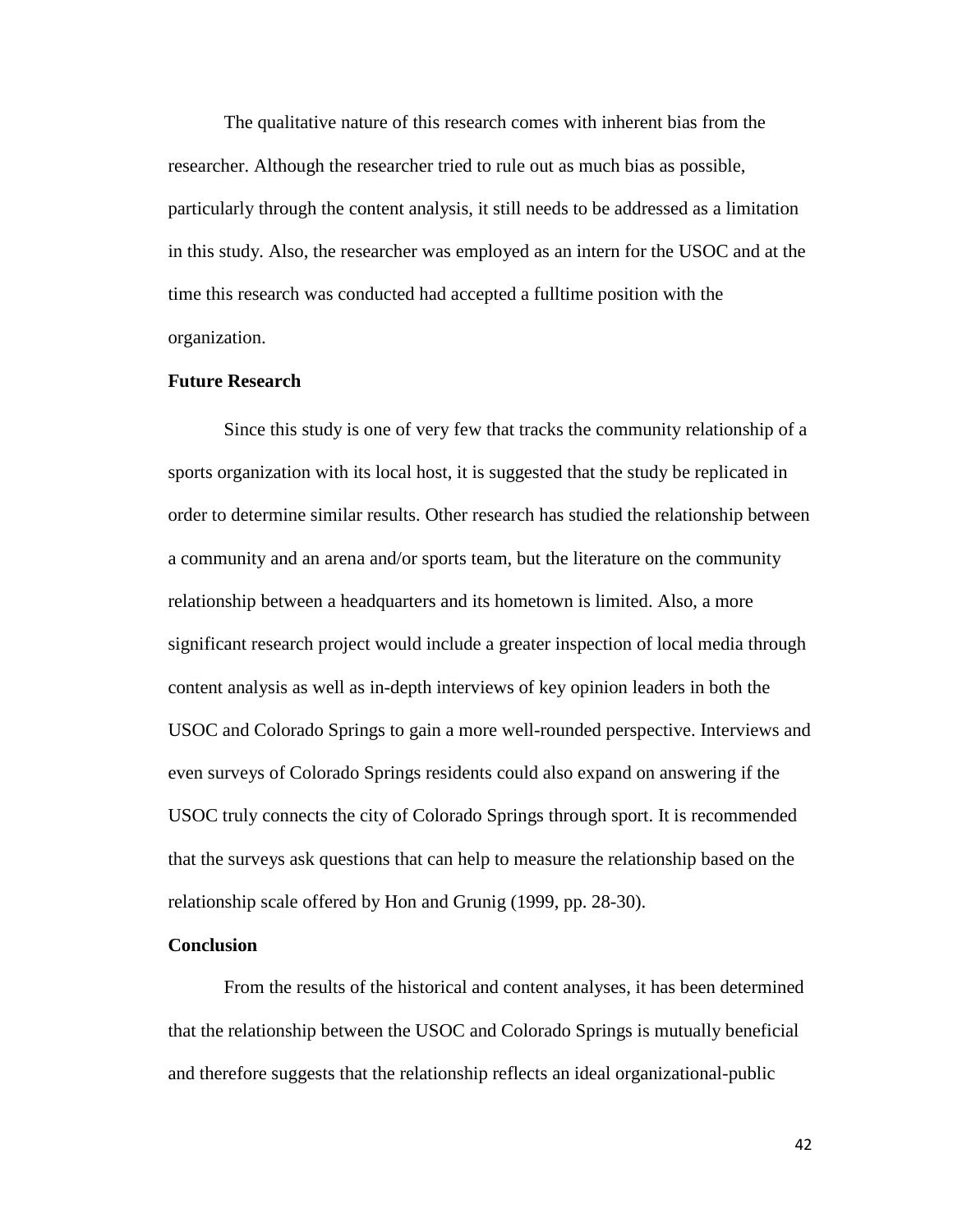The qualitative nature of this research comes with inherent bias from the researcher. Although the researcher tried to rule out as much bias as possible, particularly through the content analysis, it still needs to be addressed as a limitation in this study. Also, the researcher was employed as an intern for the USOC and at the time this research was conducted had accepted a fulltime position with the organization.

### Future Research

Since this study is one of very few that tracks the community relationship of a sports organization with its local host, it is suggested that the study be replicated in order to determine similar results. Other research has studied the relationship between a community and an arena and/or sports team, but the literature on the community relationship between a headquarters and its hometown is limited. Also, a more significant research project would include a greater inspection of local media through content analysis as well as in-depth interviews of key opinion leaders in both the USOC and Colorado Springs to gain a more well-rounded perspective. Interviews and even surveys of Colorado Springs residents could also expand on answering if the USOC truly connects the city of Colorado Springs through sport. It is recommended that the surveys ask questions that can help to measure the relationship based on the relationship scale offered by Hon and Grunig (1999, pp. 28-30).

### Conclusion

From the results of the historical and content analyses, it has been determined that the relationship between the USOC and Colorado Springs is mutually beneficial and therefore suggests that the relationship reflects an ideal organizational-public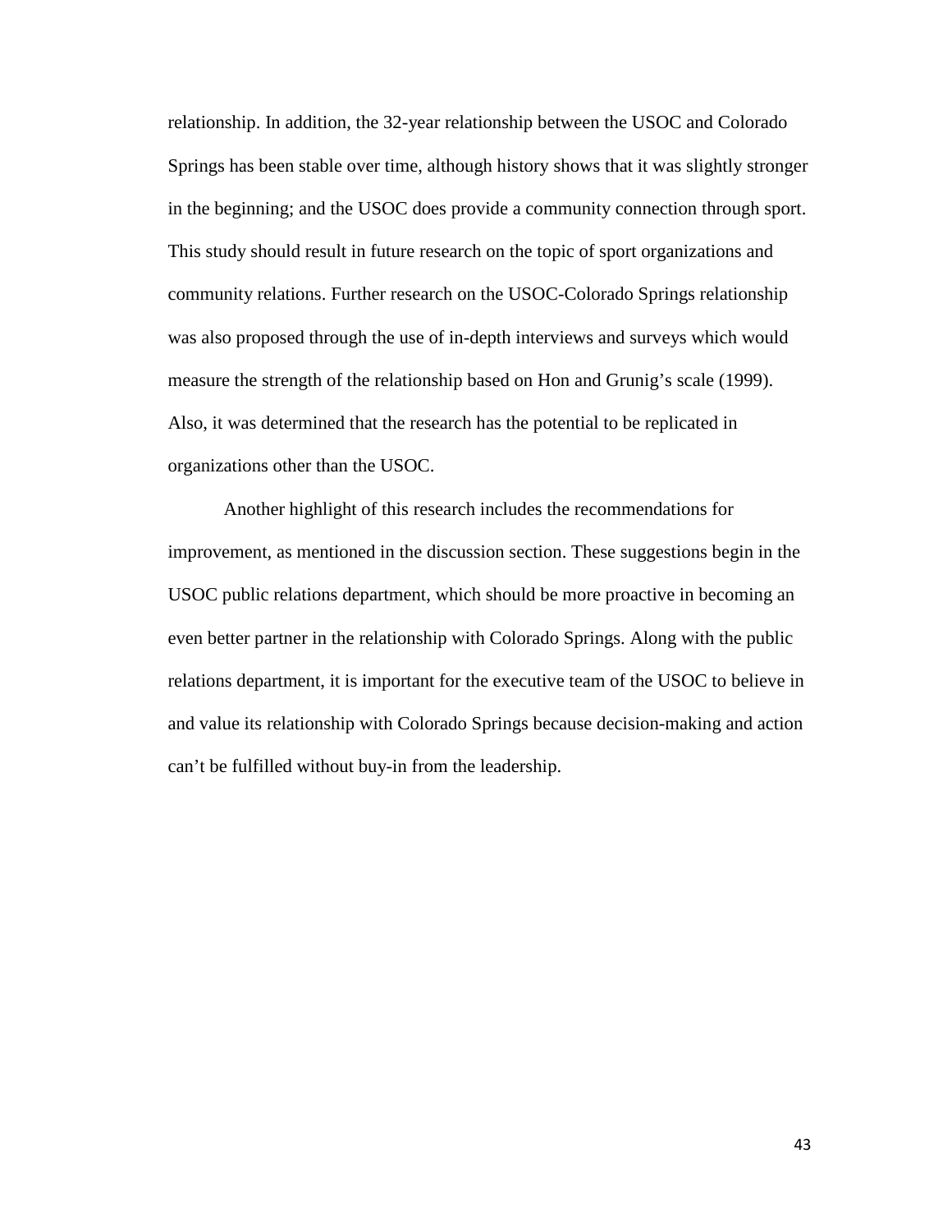relationship. In addition, the 32-year relationship between the USOC and Colorado Springs has been stable over time, although history shows that it was slightly stronger in the beginning; and the USOC does provide a community connection through sport. This study should result in future research on the topic of sport organizations and community relations. Further research on the USOC-Colorado Springs relationship was also proposed through the use of in-depth interviews and surveys which would measure the strength of the relationship based on Hon and Grunig's scale (1999). Also, it was determined that the research has the potential to be replicated in organizations other than the USOC.

Another highlight of this research includes the recommendations for improvement, as mentioned in the discussion section. These suggestions begin in the USOC public relations department, which should be more proactive in becoming an even better partner in the relationship with Colorado Springs. Along with the public relations department, it is important for the executive team of the USOC to believe in and value its relationship with Colorado Springs because decision-making and action can't be fulfilled without buy-in from the leadership.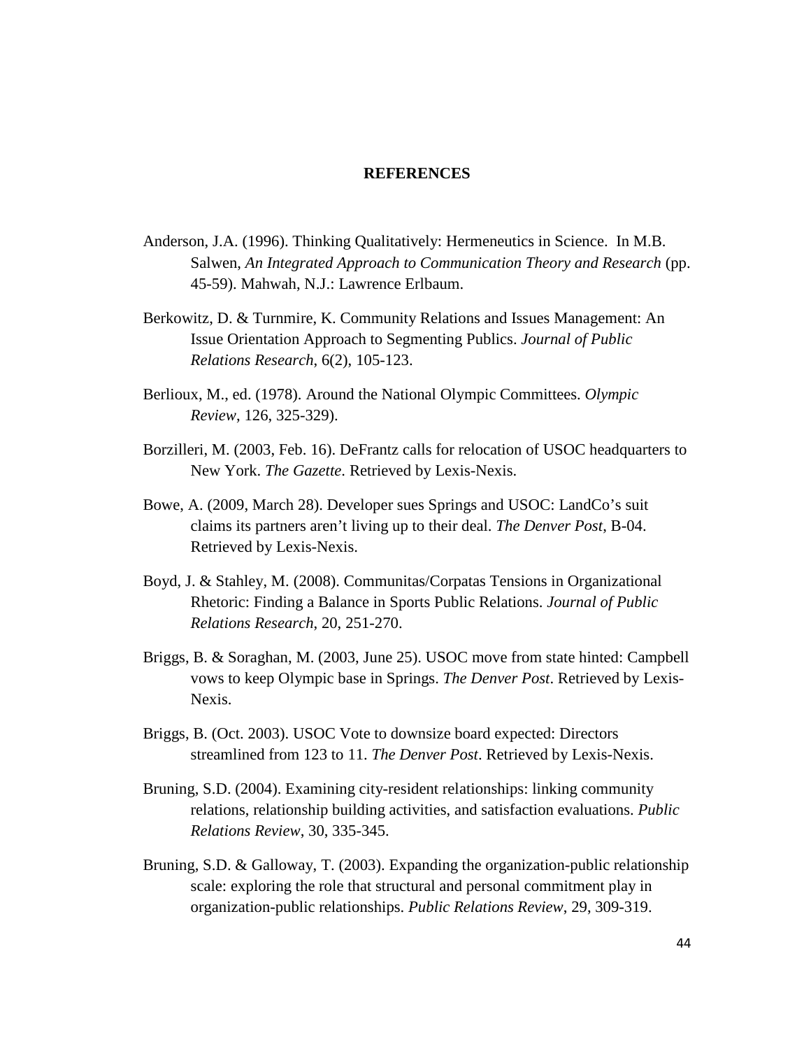# REFERENCES

Anderson, J.A. (1996). Thinking Qualitatively: Hermeneutics in Science. In M.B. Salwen, *An Integrated Approach to Communication Theory and Research* (pp. 45-59). Mahwah, N.J.: Lawrence Erlbaum.

Berkowitz, D. & Turnmire, K. Community Relations and Issues Management: An Issue Orientation Approach to Segmenting Publics. *Journal of Public Relations Research*, 6(2), 105-123.

Berlioux, M., ed. (1978). Around the National Olympic Committees. *Olympic Review*, 126, 325-329).

Borzilleri, M. (2003, Feb. 16). DeFrantz calls for relocation of USOC headquarters to New York. *The Gazette*. Retrieved by Lexis-Nexis.

Bowe, A. (2009, March 28). Developer sues Springs and USOC: LandCo's suit claims its partners aren't living up to their deal. *The Denver Post*, B-04. Retrieved by Lexis-Nexis.

Boyd, J. & Stahley, M. (2008). Communitas/Corpatas Tensions in Organizational Rhetoric: Finding a Balance in Sports Public Relations. *Journal of Public Relations Research*, 20, 251-270.

Briggs, B. & Soraghan, M. (2003, June 25). USOC move from state hinted: Campbell vows to keep Olympic base in Springs. *The Denver Post*. Retrieved by Lexis-Nexis.

Briggs, B. (Oct. 2003). USOC Vote to downsize board expected: Directors streamlined from 123 to 11. *The Denver Post*. Retrieved by Lexis-Nexis.

Bruning, S.D. (2004). Examining city-resident relationships: linking community relations, relationship building activities, and satisfaction evaluations. *Public Relations Review*, 30, 335-345.

Bruning, S.D. & Galloway, T. (2003). Expanding the organization-public relationship scale: exploring the role that structural and personal commitment play in organization-public relationships. *Public Relations Review*, 29, 309-319.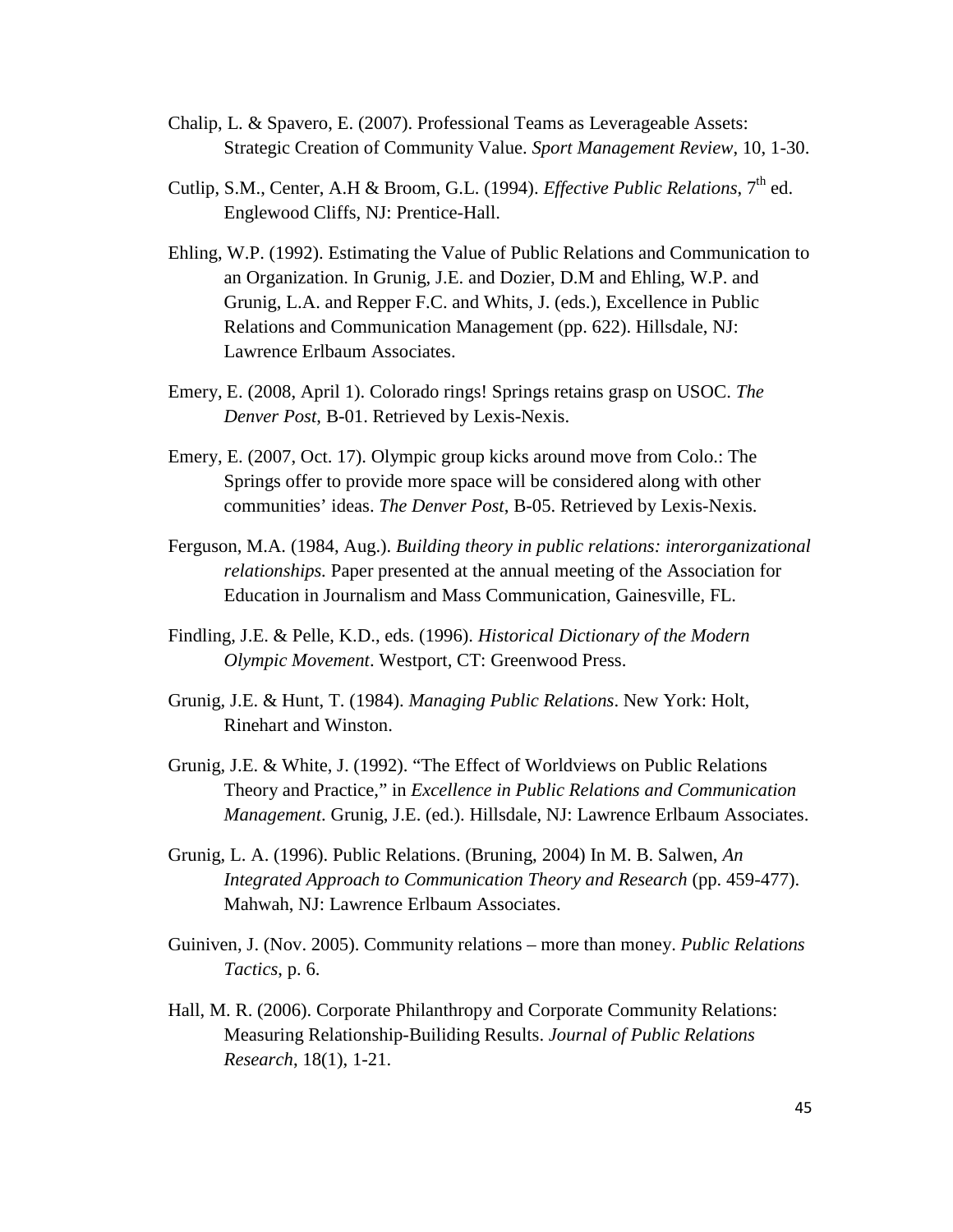Chalip, L. & Spavero, E. (2007). Professional Teams as Leverageable Assets: Strategic Creation of Community Value. *Sport Management Review*, 10, 1-30.

Cutlip, S.M., Center, A.H & Broom, G.L. (1994). *Effective Public Relations*, 7th ed. Englewood Cliffs, NJ: Prentice-Hall.

Ehling, W.P. (1992). Estimating the Value of Public Relations and Communication to an Organization. In Grunig, J.E. and Dozier, D.M and Ehling, W.P. and Grunig, L.A. and Repper F.C. and Whits, J. (eds.), Excellence in Public Relations and Communication Management (pp. 622). Hillsdale, NJ: Lawrence Erlbaum Associates.

Emery, E. (2008, April 1). Colorado rings! Springs retains grasp on USOC. *The Denver Post*, B-01. Retrieved by Lexis-Nexis.

Emery, E. (2007, Oct. 17). Olympic group kicks around move from Colo.: The Springs offer to provide more space will be considered along with other communities' ideas. *The Denver Post*, B-05. Retrieved by Lexis-Nexis.

Ferguson, M.A. (1984, Aug.). *Building theory in public relations: interorganizational relationships.* Paper presented at the annual meeting of the Association for Education in Journalism and Mass Communication, Gainesville, FL.

Findling, J.E. & Pelle, K.D., eds. (1996). *Historical Dictionary of the Modern Olympic Movement*. Westport, CT: Greenwood Press.

Grunig, J.E. & Hunt, T. (1984). *Managing Public Relations*. New York: Holt, Rinehart and Winston.

Grunig, J.E. & White, J. (1992). "The Effect of Worldviews on Public Relations Theory and Practice," in *Excellence in Public Relations and Communication Management*. Grunig, J.E. (ed.). Hillsdale, NJ: Lawrence Erlbaum Associates.

Grunig, L. A. (1996). Public Relations. (Bruning, 2004) In M. B. Salwen, *An Integrated Approach to Communication Theory and Research* (pp. 459-477). Mahwah, NJ: Lawrence Erlbaum Associates.

Guiniven, J. (Nov. 2005). Community relations – more than money. *Public Relations Tactics*, p. 6.

Hall, M. R. (2006). Corporate Philanthropy and Corporate Community Relations: Measuring Relationship-Builiding Results. *Journal of Public Relations Research*, 18(1), 1-21.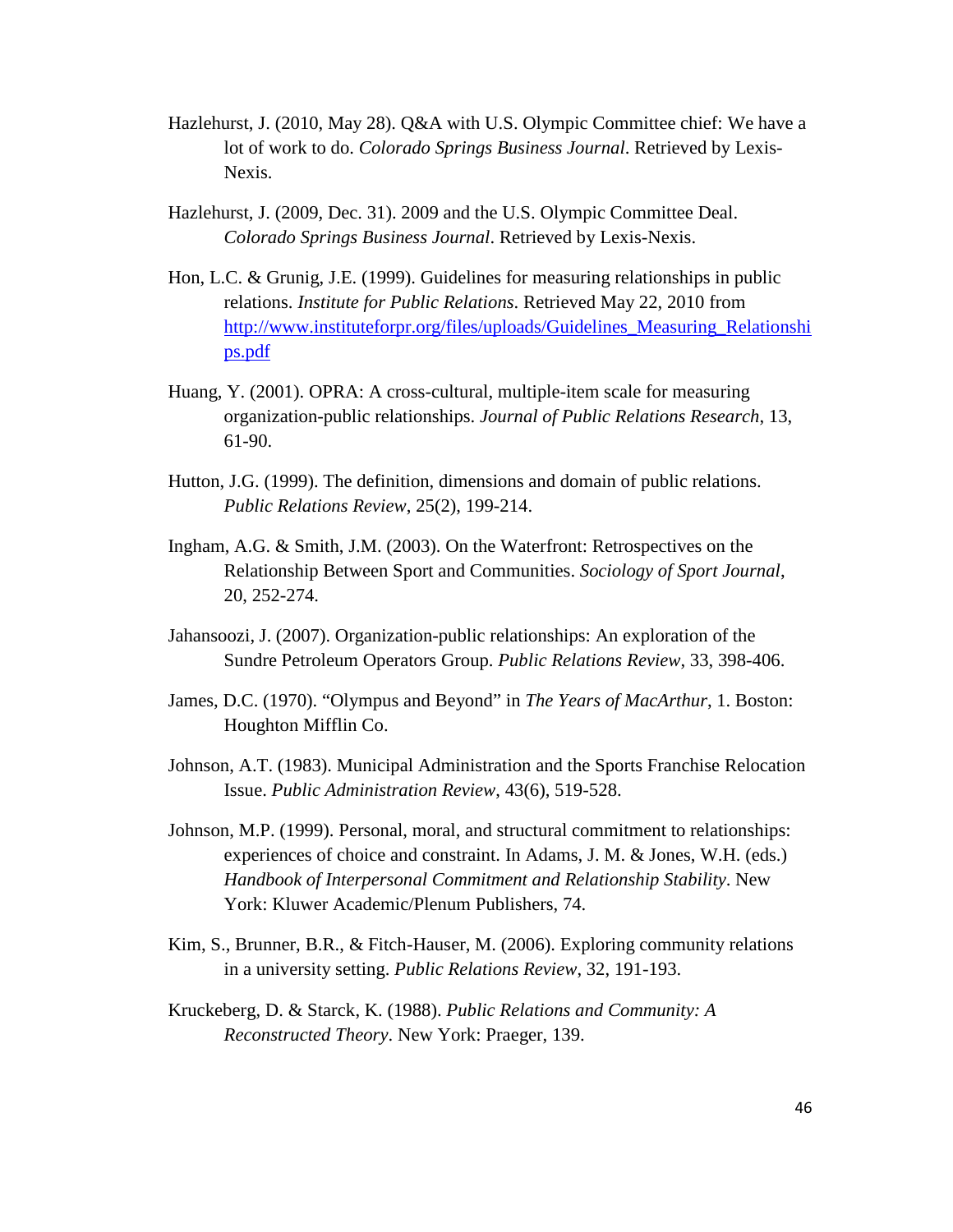Hazlehurst, J. (2010, May 28). Q&A with U.S. Olympic Committee chief: We have a lot of work to do. *Colorado Springs Business Journal*. Retrieved by Lexis-Nexis.

Hazlehurst, J. (2009, Dec. 31). 2009 and the U.S. Olympic Committee Deal. *Colorado Springs Business Journal*. Retrieved by Lexis-Nexis.

Hon, L.C. & Grunig, J.E. (1999). Guidelines for measuring relationships in public relations. *Institute for Public Relations*. Retrieved May 22, 2010 from http://www.instituteforpr.org/files/uploads/Guidelines_Measuring_Relationships.pdf

Huang, Y. (2001). OPRA: A cross-cultural, multiple-item scale for measuring organization-public relationships. *Journal of Public Relations Research*, 13, 61-90.

Hutton, J.G. (1999). The definition, dimensions and domain of public relations. *Public Relations Review*, 25(2), 199-214.

Ingham, A.G. & Smith, J.M. (2003). On the Waterfront: Retrospectives on the Relationship Between Sport and Communities. *Sociology of Sport Journal*, 20, 252-274.

Jahansoozi, J. (2007). Organization-public relationships: An exploration of the Sundre Petroleum Operators Group. *Public Relations Review*, 33, 398-406.

James, D.C. (1970). "Olympus and Beyond" in *The Years of MacArthur*, 1. Boston: Houghton Mifflin Co.

Johnson, A.T. (1983). Municipal Administration and the Sports Franchise Relocation Issue. *Public Administration Review*, 43(6), 519-528.

Johnson, M.P. (1999). Personal, moral, and structural commitment to relationships: experiences of choice and constraint. In Adams, J. M. & Jones, W.H. (eds.) *Handbook of Interpersonal Commitment and Relationship Stability*. New York: Kluwer Academic/Plenum Publishers, 74.

Kim, S., Brunner, B.R., & Fitch-Hauser, M. (2006). Exploring community relations in a university setting. *Public Relations Review*, 32, 191-193.

Kruckeberg, D. & Starck, K. (1988). *Public Relations and Community: A Reconstructed Theory*. New York: Praeger, 139.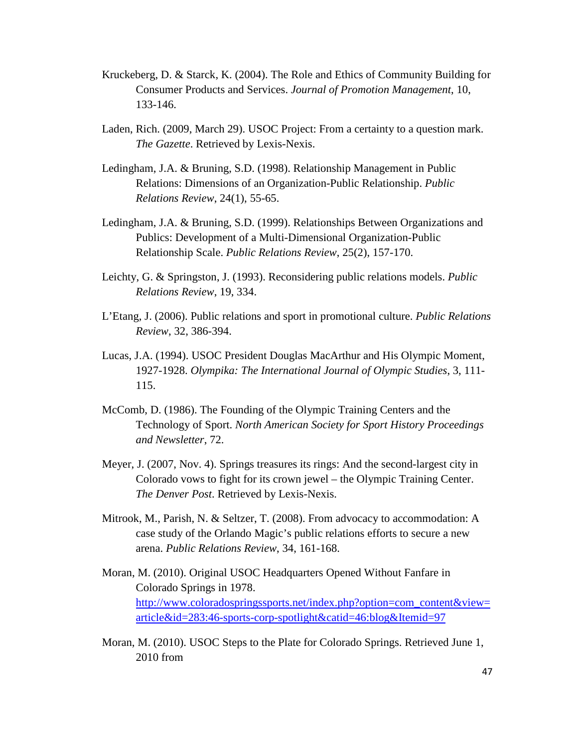Kruckeberg, D. & Starck, K. (2004). The Role and Ethics of Community Building for Consumer Products and Services. *Journal of Promotion Management*, 10, 133-146.

Laden, Rich. (2009, March 29). USOC Project: From a certainty to a question mark. *The Gazette*. Retrieved by Lexis-Nexis.

Ledingham, J.A. & Bruning, S.D. (1998). Relationship Management in Public Relations: Dimensions of an Organization-Public Relationship. *Public Relations Review*, 24(1), 55-65.

Ledingham, J.A. & Bruning, S.D. (1999). Relationships Between Organizations and Publics: Development of a Multi-Dimensional Organization-Public Relationship Scale. *Public Relations Review*, 25(2), 157-170.

Leichty, G. & Springston, J. (1993). Reconsidering public relations models. *Public Relations Review*, 19, 334.

L'Etang, J. (2006). Public relations and sport in promotional culture. *Public Relations Review*, 32, 386-394.

Lucas, J.A. (1994). USOC President Douglas MacArthur and His Olympic Moment, 1927-1928. *Olympika: The International Journal of Olympic Studies*, 3, 111-115.

McComb, D. (1986). The Founding of the Olympic Training Centers and the Technology of Sport. *North American Society for Sport History Proceedings and Newsletter*, 72.

Meyer, J. (2007, Nov. 4). Springs treasures its rings: And the second-largest city in Colorado vows to fight for its crown jewel – the Olympic Training Center. *The Denver Post*. Retrieved by Lexis-Nexis.

Mitrook, M., Parish, N. & Seltzer, T. (2008). From advocacy to accommodation: A case study of the Orlando Magic's public relations efforts to secure a new arena. *Public Relations Review*, 34, 161-168.

Moran, M. (2010). Original USOC Headquarters Opened Without Fanfare in Colorado Springs in 1978. http://www.coloradospringssports.net/index.php?option=com_content&view=article&id=283:46-sports-corp-spotlight&catid=46:blog&Itemid=97

Moran, M. (2010). USOC Steps to the Plate for Colorado Springs. Retrieved June 1, 2010 from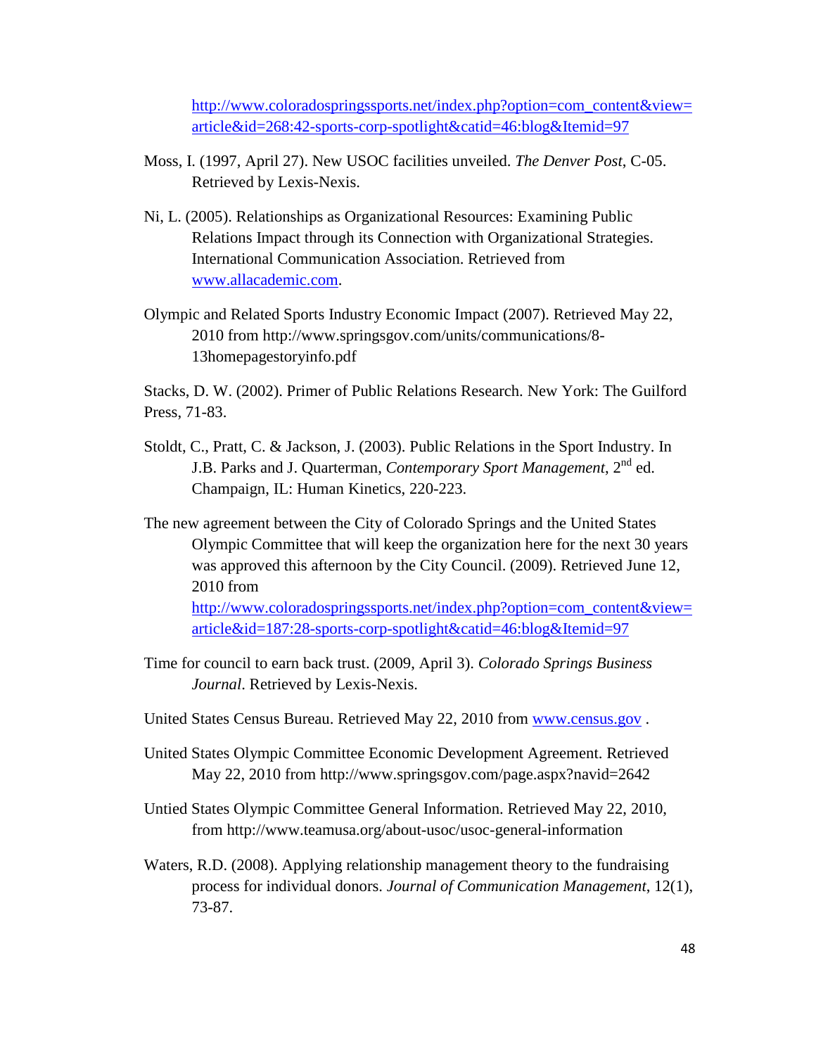http://www.coloradospringssports.net/index.php?option=com_content&view=article&id=268:42-sports-corp-spotlight&catid=46:blog&Itemid=97

Moss, I. (1997, April 27). New USOC facilities unveiled. *The Denver Post*, C-05. Retrieved by Lexis-Nexis.

Ni, L. (2005). Relationships as Organizational Resources: Examining Public Relations Impact through its Connection with Organizational Strategies. International Communication Association. Retrieved from www.allacademic.com.

Olympic and Related Sports Industry Economic Impact (2007). Retrieved May 22, 2010 from http://www.springsgov.com/units/communications/8-13homepagestoryinfo.pdf

Stacks, D. W. (2002). Primer of Public Relations Research. New York: The Guilford Press, 71-83.

Stoldt, C., Pratt, C. & Jackson, J. (2003). Public Relations in the Sport Industry. In J.B. Parks and J. Quarterman, *Contemporary Sport Management*, 2nd ed. Champaign, IL: Human Kinetics, 220-223.

The new agreement between the City of Colorado Springs and the United States Olympic Committee that will keep the organization here for the next 30 years was approved this afternoon by the City Council. (2009). Retrieved June 12, 2010 from http://www.coloradospringssports.net/index.php?option=com_content&view=article&id=187:28-sports-corp-spotlight&catid=46:blog&Itemid=97

Time for council to earn back trust. (2009, April 3). *Colorado Springs Business Journal*. Retrieved by Lexis-Nexis.

United States Census Bureau. Retrieved May 22, 2010 from www.census.gov .

United States Olympic Committee Economic Development Agreement. Retrieved May 22, 2010 from http://www.springsgov.com/page.aspx?navid=2642

Untied States Olympic Committee General Information. Retrieved May 22, 2010, from http://www.teamusa.org/about-usoc/usoc-general-information

Waters, R.D. (2008). Applying relationship management theory to the fundraising process for individual donors. *Journal of Communication Management*, 12(1), 73-87.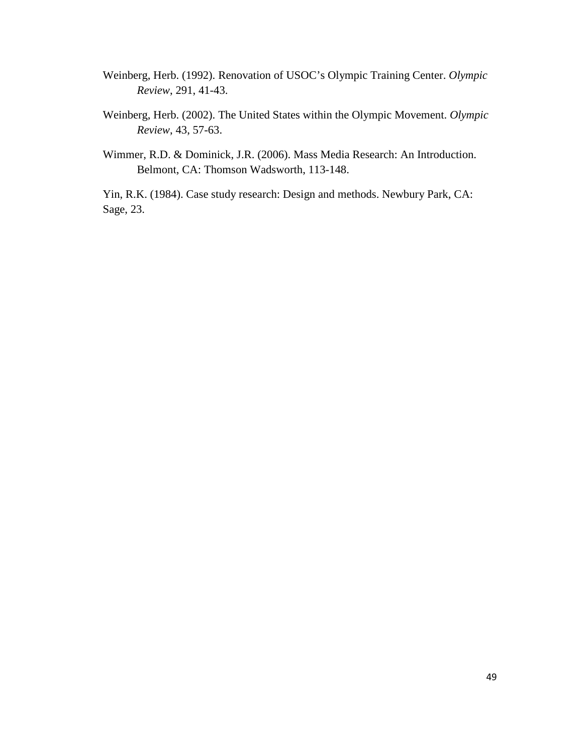Weinberg, Herb. (1992). Renovation of USOC's Olympic Training Center. *Olympic Review*, 291, 41-43.

Weinberg, Herb. (2002). The United States within the Olympic Movement. *Olympic Review*, 43, 57-63.

Wimmer, R.D. & Dominick, J.R. (2006). Mass Media Research: An Introduction. Belmont, CA: Thomson Wadsworth, 113-148.

Yin, R.K. (1984). Case study research: Design and methods. Newbury Park, CA: Sage, 23.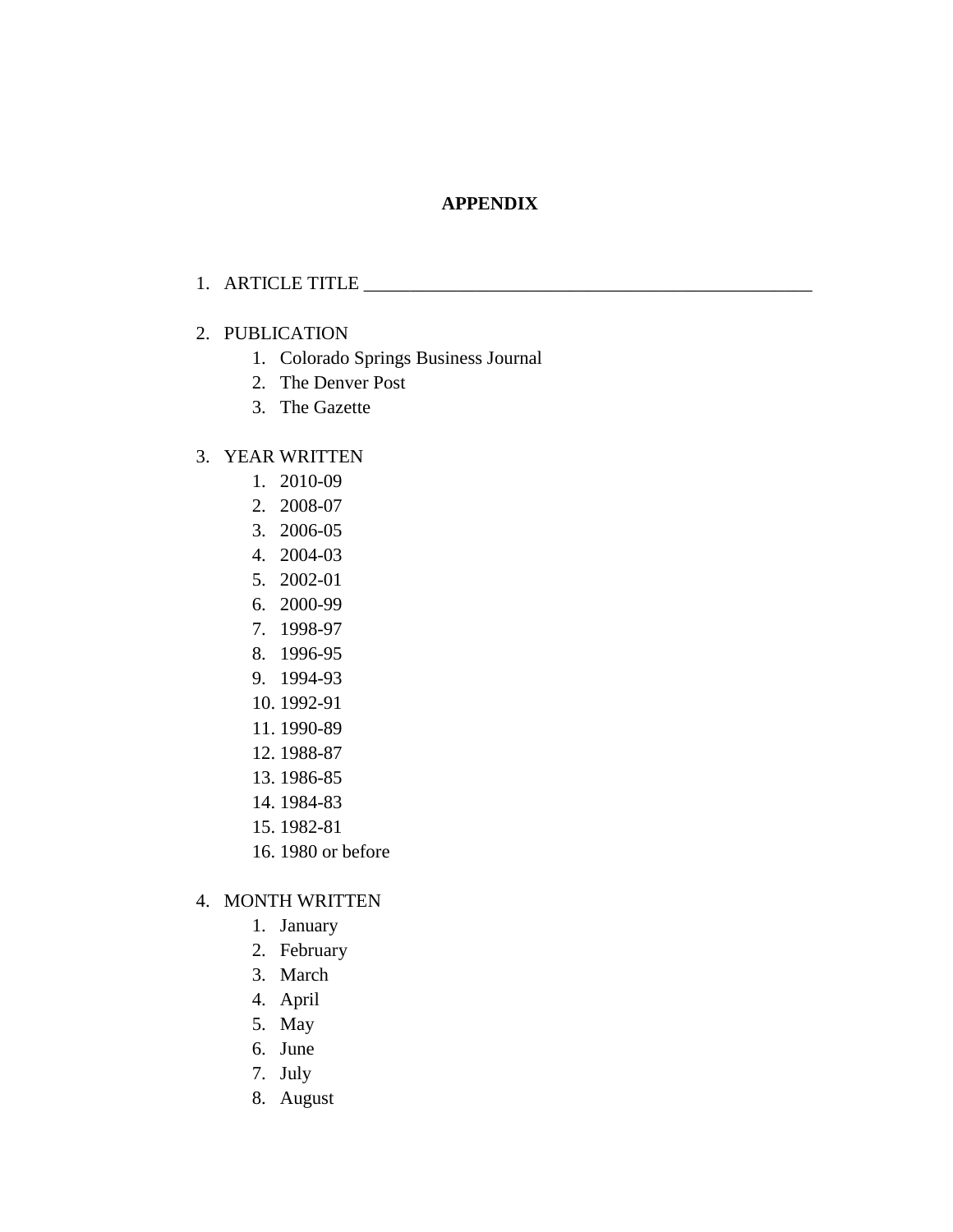# APPENDIX

1. ARTICLE TITLE ___________________________________________________

2. PUBLICATION
    1. Colorado Springs Business Journal
    2. The Denver Post
    3. The Gazette

3. YEAR WRITTEN
    1. 2010-09
    2. 2008-07
    3. 2006-05
    4. 2004-03
    5. 2002-01
    6. 2000-99
    7. 1998-97
    8. 1996-95
    9. 1994-93
    10. 1992-91
    11. 1990-89
    12. 1988-87
    13. 1986-85
    14. 1984-83
    15. 1982-81
    16. 1980 or before

4. MONTH WRITTEN
    1. January
    2. February
    3. March
    4. April
    5. May
    6. June
    7. July
    8. August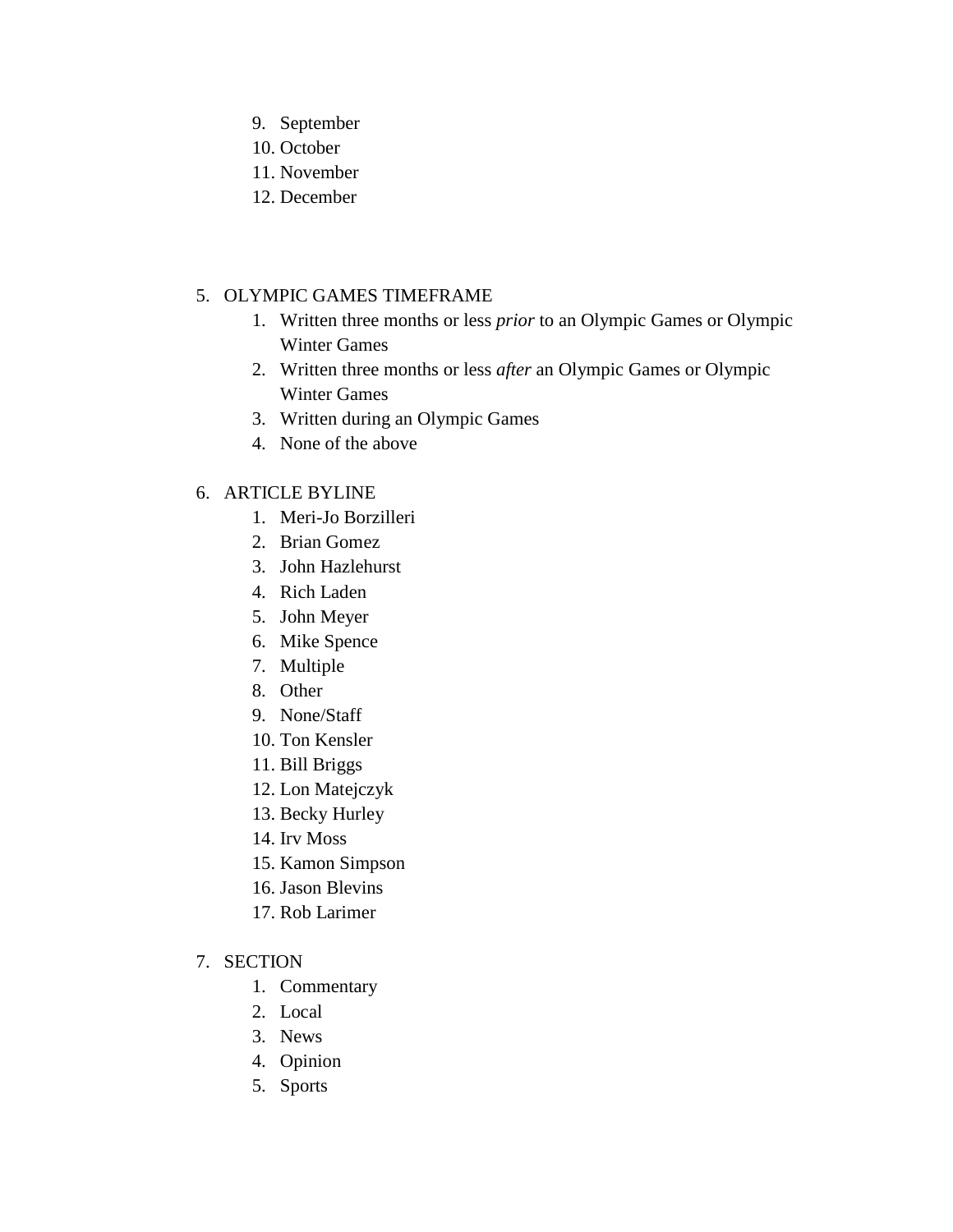9. September
10. October
11. November
12. December

5. OLYMPIC GAMES TIMEFRAME
   1. Written three months or less *prior* to an Olympic Games or Olympic Winter Games
   2. Written three months or less *after* an Olympic Games or Olympic Winter Games
   3. Written during an Olympic Games
   4. None of the above

6. ARTICLE BYLINE
   1. Meri-Jo Borzilleri
   2. Brian Gomez
   3. John Hazlehurst
   4. Rich Laden
   5. John Meyer
   6. Mike Spence
   7. Multiple
   8. Other
   9. None/Staff
   10. Ton Kensler
   11. Bill Briggs
   12. Lon Matejczyk
   13. Becky Hurley
   14. Irv Moss
   15. Kamon Simpson
   16. Jason Blevins
   17. Rob Larimer

7. SECTION
   1. Commentary
   2. Local
   3. News
   4. Opinion
   5. Sports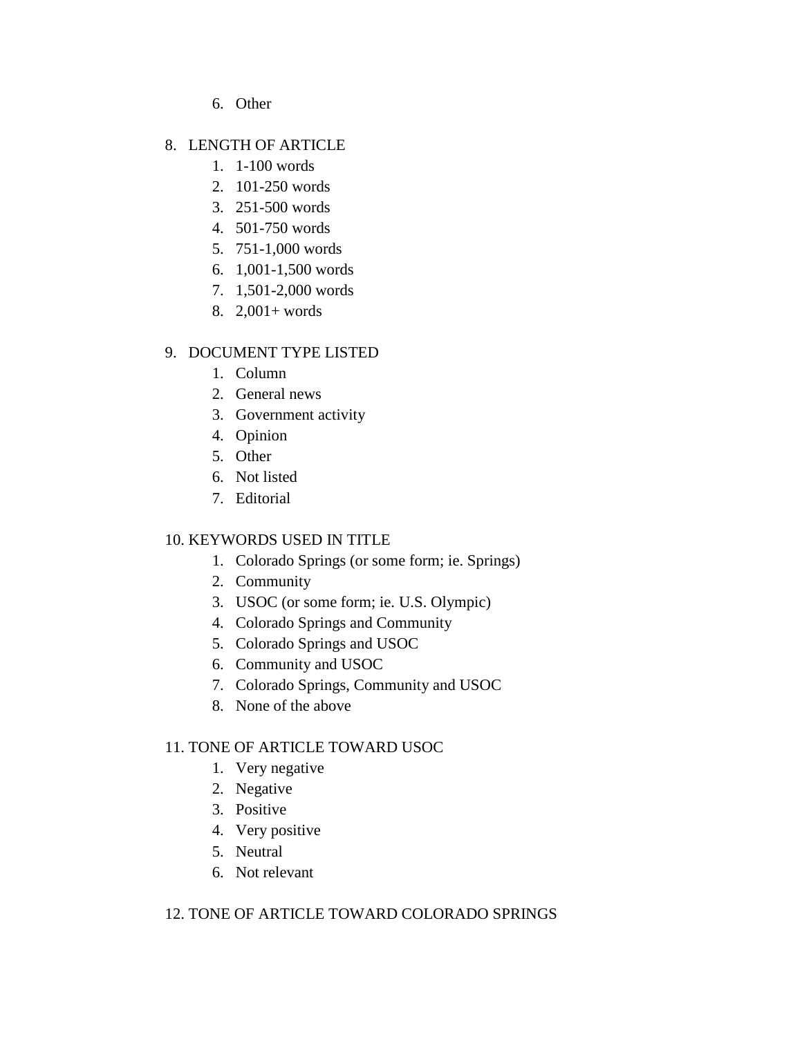6. Other

8. LENGTH OF ARTICLE
   1. 1-100 words
   2. 101-250 words
   3. 251-500 words
   4. 501-750 words
   5. 751-1,000 words
   6. 1,001-1,500 words
   7. 1,501-2,000 words
   8. 2,001+ words

9. DOCUMENT TYPE LISTED
   1. Column
   2. General news
   3. Government activity
   4. Opinion
   5. Other
   6. Not listed
   7. Editorial

10. KEYWORDS USED IN TITLE
    1. Colorado Springs (or some form; ie. Springs)
    2. Community
    3. USOC (or some form; ie. U.S. Olympic)
    4. Colorado Springs and Community
    5. Colorado Springs and USOC
    6. Community and USOC
    7. Colorado Springs, Community and USOC
    8. None of the above

11. TONE OF ARTICLE TOWARD USOC
    1. Very negative
    2. Negative
    3. Positive
    4. Very positive
    5. Neutral
    6. Not relevant

12. TONE OF ARTICLE TOWARD COLORADO SPRINGS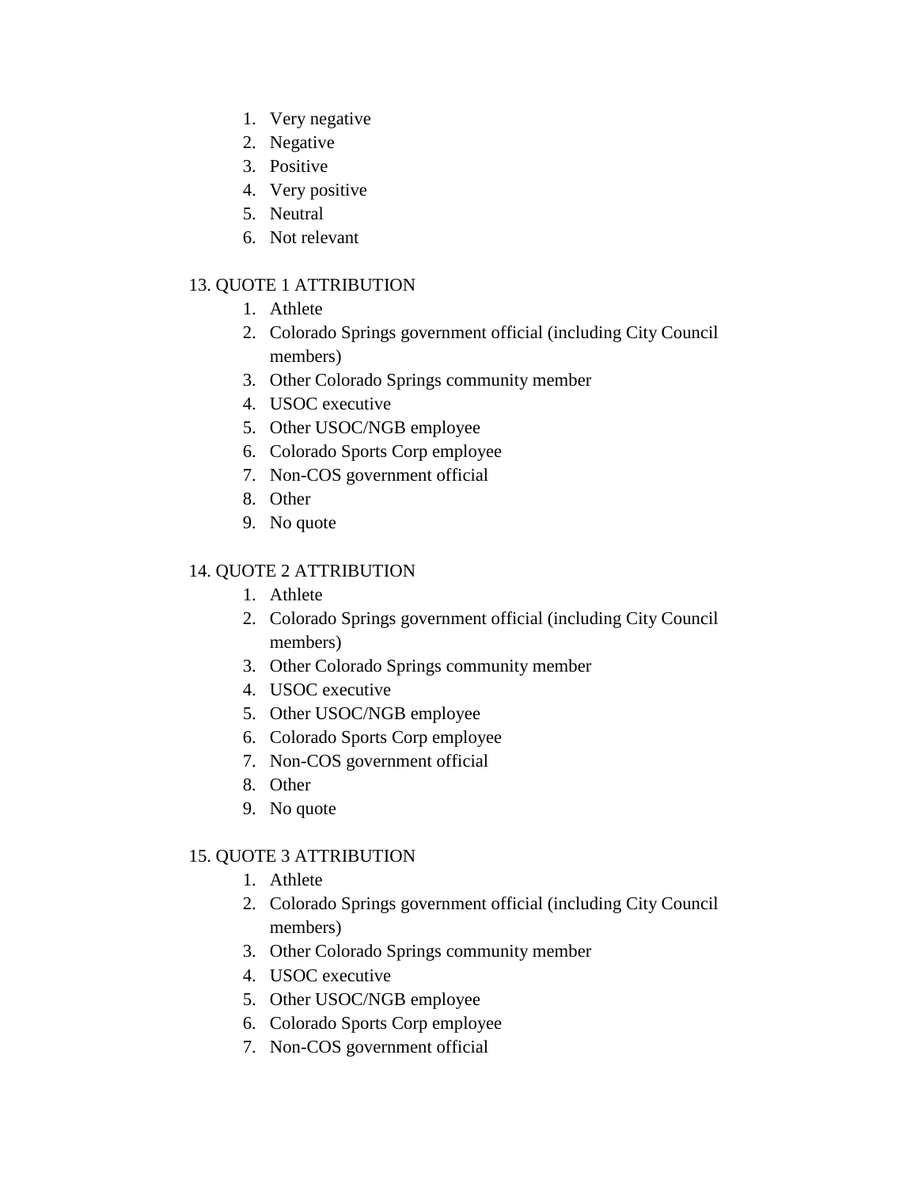1. Very negative
2. Negative
3. Positive
4. Very positive
5. Neutral
6. Not relevant

13. QUOTE 1 ATTRIBUTION
    1. Athlete
    2. Colorado Springs government official (including City Council members)
    3. Other Colorado Springs community member
    4. USOC executive
    5. Other USOC/NGB employee
    6. Colorado Sports Corp employee
    7. Non-COS government official
    8. Other
    9. No quote

14. QUOTE 2 ATTRIBUTION
    1. Athlete
    2. Colorado Springs government official (including City Council members)
    3. Other Colorado Springs community member
    4. USOC executive
    5. Other USOC/NGB employee
    6. Colorado Sports Corp employee
    7. Non-COS government official
    8. Other
    9. No quote

15. QUOTE 3 ATTRIBUTION
    1. Athlete
    2. Colorado Springs government official (including City Council members)
    3. Other Colorado Springs community member
    4. USOC executive
    5. Other USOC/NGB employee
    6. Colorado Sports Corp employee
    7. Non-COS government official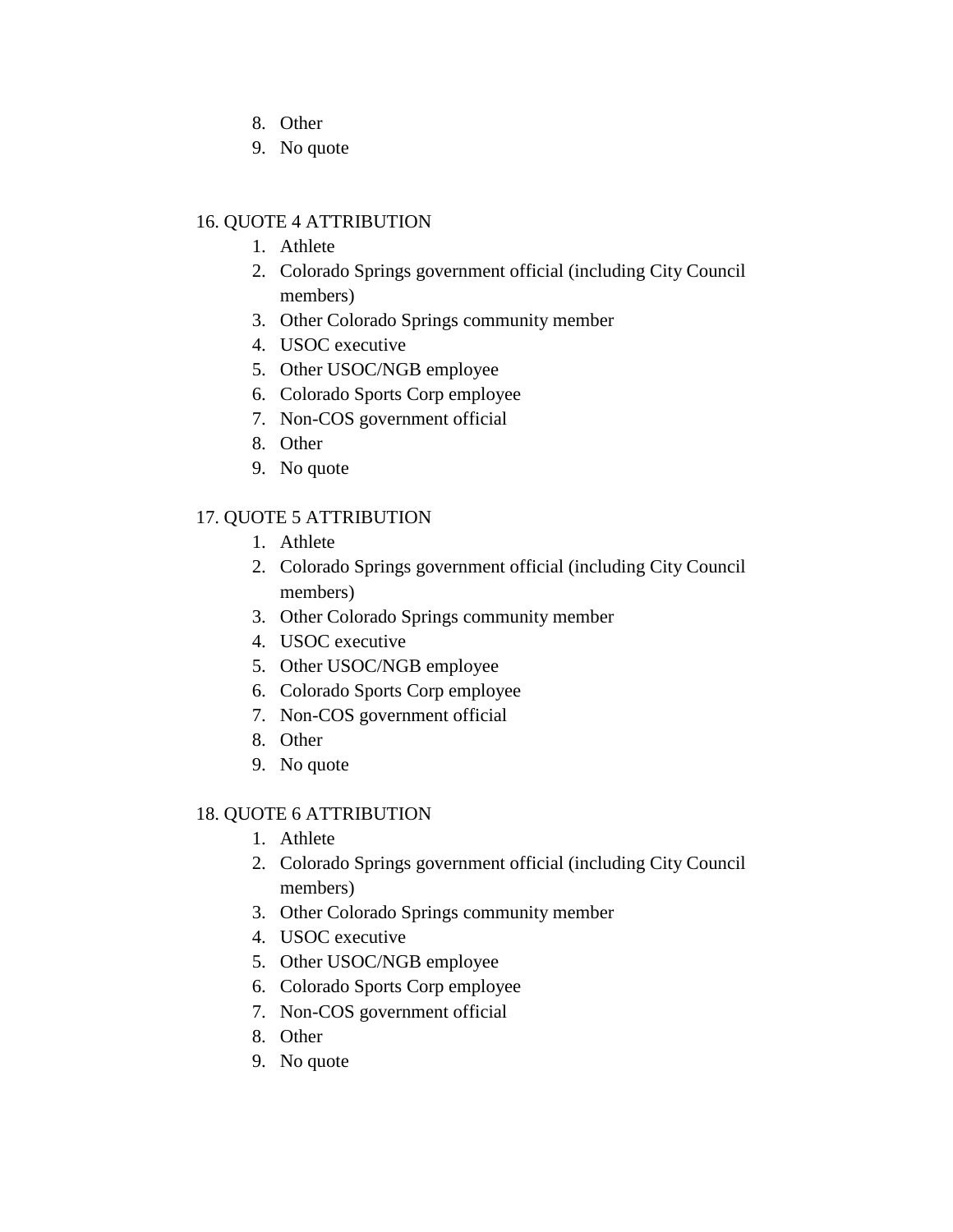8. Other
9. No quote

16. QUOTE 4 ATTRIBUTION
   1. Athlete
   2. Colorado Springs government official (including City Council members)
   3. Other Colorado Springs community member
   4. USOC executive
   5. Other USOC/NGB employee
   6. Colorado Sports Corp employee
   7. Non-COS government official
   8. Other
   9. No quote

17. QUOTE 5 ATTRIBUTION
   1. Athlete
   2. Colorado Springs government official (including City Council members)
   3. Other Colorado Springs community member
   4. USOC executive
   5. Other USOC/NGB employee
   6. Colorado Sports Corp employee
   7. Non-COS government official
   8. Other
   9. No quote

18. QUOTE 6 ATTRIBUTION
   1. Athlete
   2. Colorado Springs government official (including City Council members)
   3. Other Colorado Springs community member
   4. USOC executive
   5. Other USOC/NGB employee
   6. Colorado Sports Corp employee
   7. Non-COS government official
   8. Other
   9. No quote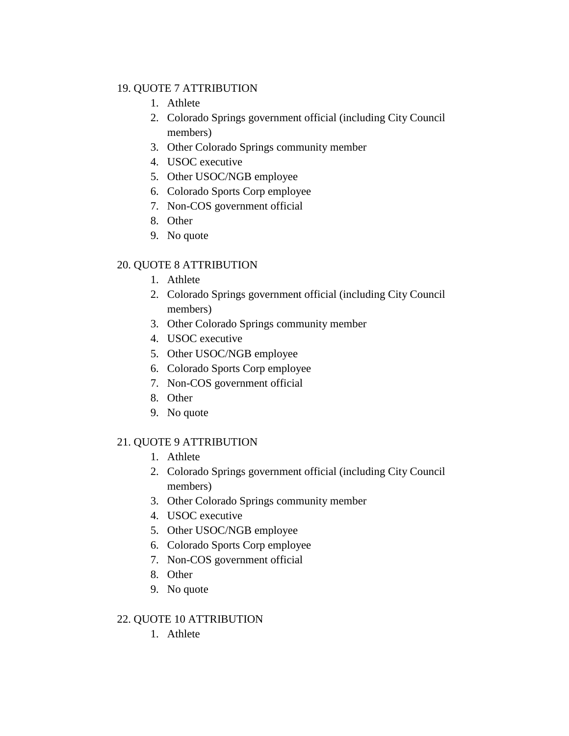19. QUOTE 7 ATTRIBUTION
    1. Athlete
    2. Colorado Springs government official (including City Council members)
    3. Other Colorado Springs community member
    4. USOC executive
    5. Other USOC/NGB employee
    6. Colorado Sports Corp employee
    7. Non-COS government official
    8. Other
    9. No quote

20. QUOTE 8 ATTRIBUTION
    1. Athlete
    2. Colorado Springs government official (including City Council members)
    3. Other Colorado Springs community member
    4. USOC executive
    5. Other USOC/NGB employee
    6. Colorado Sports Corp employee
    7. Non-COS government official
    8. Other
    9. No quote

21. QUOTE 9 ATTRIBUTION
    1. Athlete
    2. Colorado Springs government official (including City Council members)
    3. Other Colorado Springs community member
    4. USOC executive
    5. Other USOC/NGB employee
    6. Colorado Sports Corp employee
    7. Non-COS government official
    8. Other
    9. No quote

22. QUOTE 10 ATTRIBUTION
    1. Athlete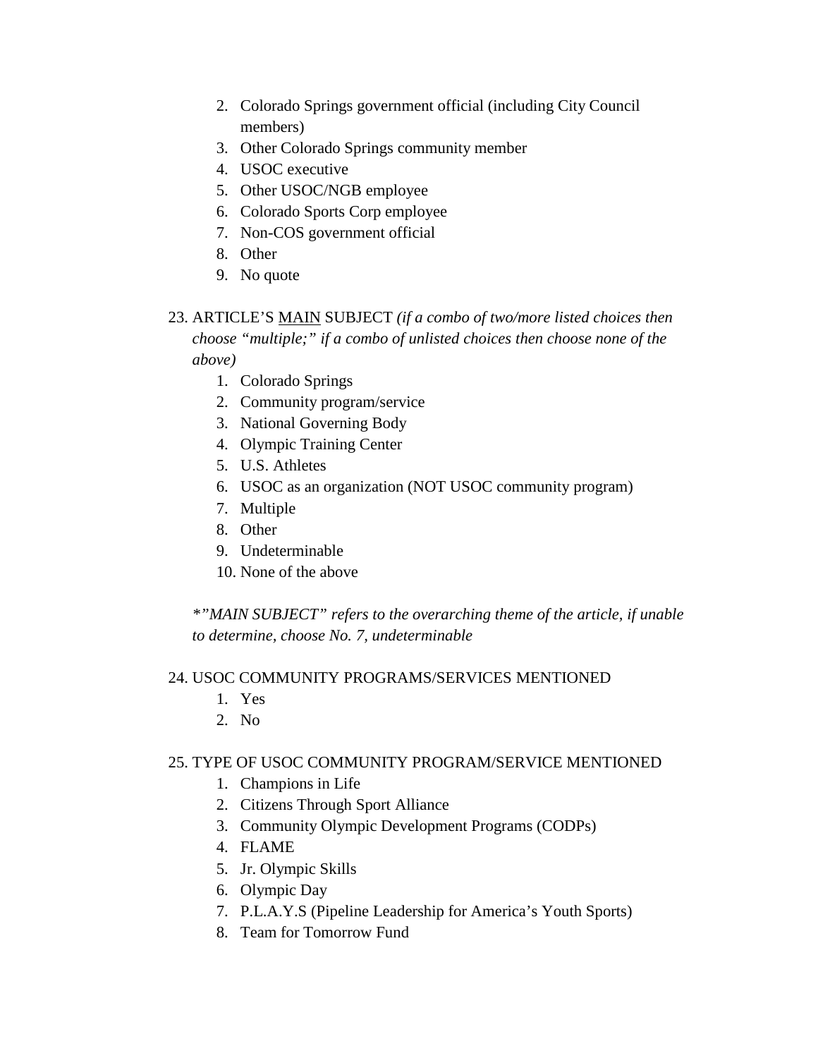2. Colorado Springs government official (including City Council members)
3. Other Colorado Springs community member
4. USOC executive
5. Other USOC/NGB employee
6. Colorado Sports Corp employee
7. Non-COS government official
8. Other
9. No quote

23. ARTICLE'S <u>MAIN</u> SUBJECT *(if a combo of two/more listed choices then choose "multiple;" if a combo of unlisted choices then choose none of the above)*
    1. Colorado Springs
    2. Community program/service
    3. National Governing Body
    4. Olympic Training Center
    5. U.S. Athletes
    6. USOC as an organization (NOT USOC community program)
    7. Multiple
    8. Other
    9. Undeterminable
    10. None of the above

    *\*"MAIN SUBJECT" refers to the overarching theme of the article, if unable to determine, choose No. 7, undeterminable*

24. USOC COMMUNITY PROGRAMS/SERVICES MENTIONED
    1. Yes
    2. No

25. TYPE OF USOC COMMUNITY PROGRAM/SERVICE MENTIONED
    1. Champions in Life
    2. Citizens Through Sport Alliance
    3. Community Olympic Development Programs (CODPs)
    4. FLAME
    5. Jr. Olympic Skills
    6. Olympic Day
    7. P.L.A.Y.S (Pipeline Leadership for America's Youth Sports)
    8. Team for Tomorrow Fund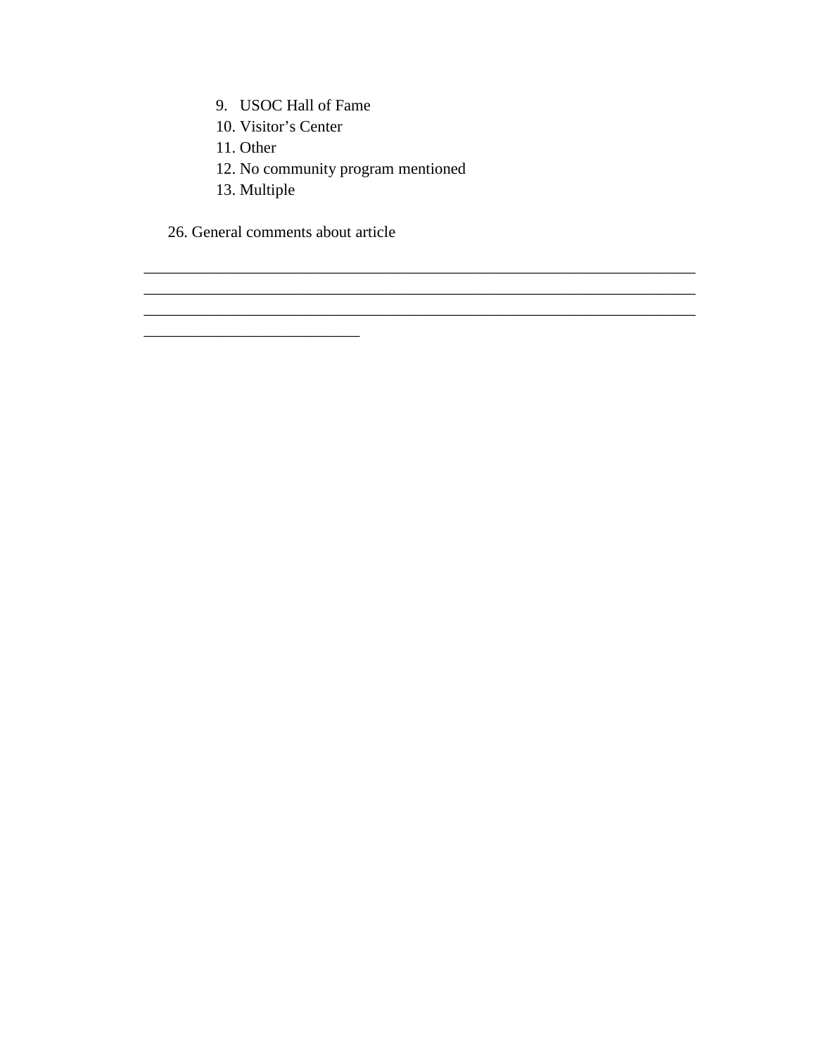9. USOC Hall of Fame
10. Visitor's Center
11. Other
12. No community program mentioned
13. Multiple

26. General comments about article

________________________________________________________________________
________________________________________________________________________
________________________________________________________________________
____________________________